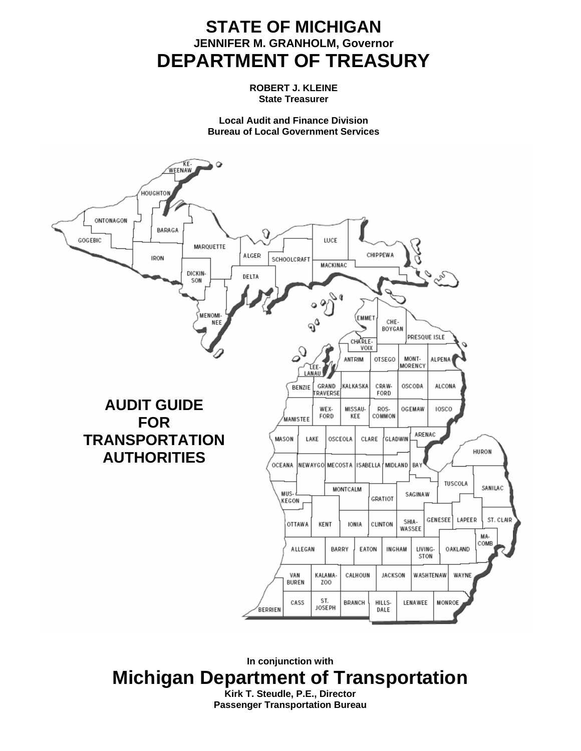# STATE OF MICHIGAN

**JENNIFER M. GRANHOLM, Governor**

# DEPARTMENT OF TREASURY

**ROBERT J. KLEINE**
**State Treasurer**

**Local Audit and Finance Division**
**Bureau of Local Government Services**

# AUDIT GUIDE FOR TRANSPORTATION AUTHORITIES

**In conjunction with**

## Michigan Department of Transportation

**Kirk T. Steudle, P.E., Director**
**Passenger Transportation Bureau**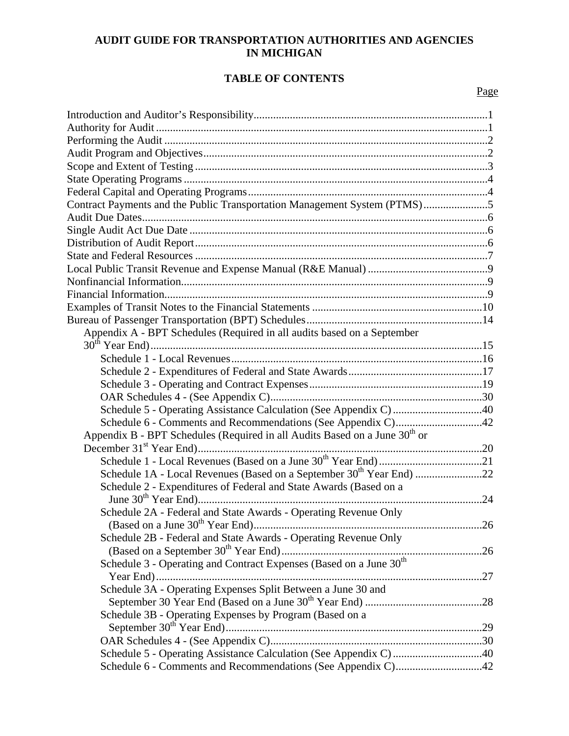**AUDIT GUIDE FOR TRANSPORTATION AUTHORITIES AND AGENCIES IN MICHIGAN**

**TABLE OF CONTENTS**

| | Page |
|---|---|
| Introduction and Auditor's Responsibility | 1 |
| Authority for Audit | 1 |
| Performing the Audit | 2 |
| Audit Program and Objectives | 2 |
| Scope and Extent of Testing | 3 |
| State Operating Programs | 4 |
| Federal Capital and Operating Programs | 4 |
| Contract Payments and the Public Transportation Management System (PTMS) | 5 |
| Audit Due Dates | 6 |
| Single Audit Act Due Date | 6 |
| Distribution of Audit Report | 6 |
| State and Federal Resources | 7 |
| Local Public Transit Revenue and Expense Manual (R&E Manual) | 9 |
| Nonfinancial Information | 9 |
| Financial Information | 9 |
| Examples of Transit Notes to the Financial Statements | 10 |
| Bureau of Passenger Transportation (BPT) Schedules | 14 |
| Appendix A - BPT Schedules (Required in all audits based on a September 30th Year End) | 15 |
| Schedule 1 - Local Revenues | 16 |
| Schedule 2 - Expenditures of Federal and State Awards | 17 |
| Schedule 3 - Operating and Contract Expenses | 19 |
| OAR Schedules 4 - (See Appendix C) | 30 |
| Schedule 5 - Operating Assistance Calculation (See Appendix C) | 40 |
| Schedule 6 - Comments and Recommendations (See Appendix C) | 42 |
| Appendix B - BPT Schedules (Required in all Audits Based on a June 30th or December 31st Year End) | 20 |
| Schedule 1 - Local Revenues (Based on a June 30th Year End) | 21 |
| Schedule 1A - Local Revenues (Based on a September 30th Year End) | 22 |
| Schedule 2 - Expenditures of Federal and State Awards (Based on a June 30th Year End) | 24 |
| Schedule 2A - Federal and State Awards - Operating Revenue Only (Based on a June 30th Year End) | 26 |
| Schedule 2B - Federal and State Awards - Operating Revenue Only (Based on a September 30th Year End) | 26 |
| Schedule 3 - Operating and Contract Expenses (Based on a June 30th Year End) | 27 |
| Schedule 3A - Operating Expenses Split Between a June 30 and September 30 Year End (Based on a June 30th Year End) | 28 |
| Schedule 3B - Operating Expenses by Program (Based on a September 30th Year End) | 29 |
| OAR Schedules 4 - (See Appendix C) | 30 |
| Schedule 5 - Operating Assistance Calculation (See Appendix C) | 40 |
| Schedule 6 - Comments and Recommendations (See Appendix C) | 42 |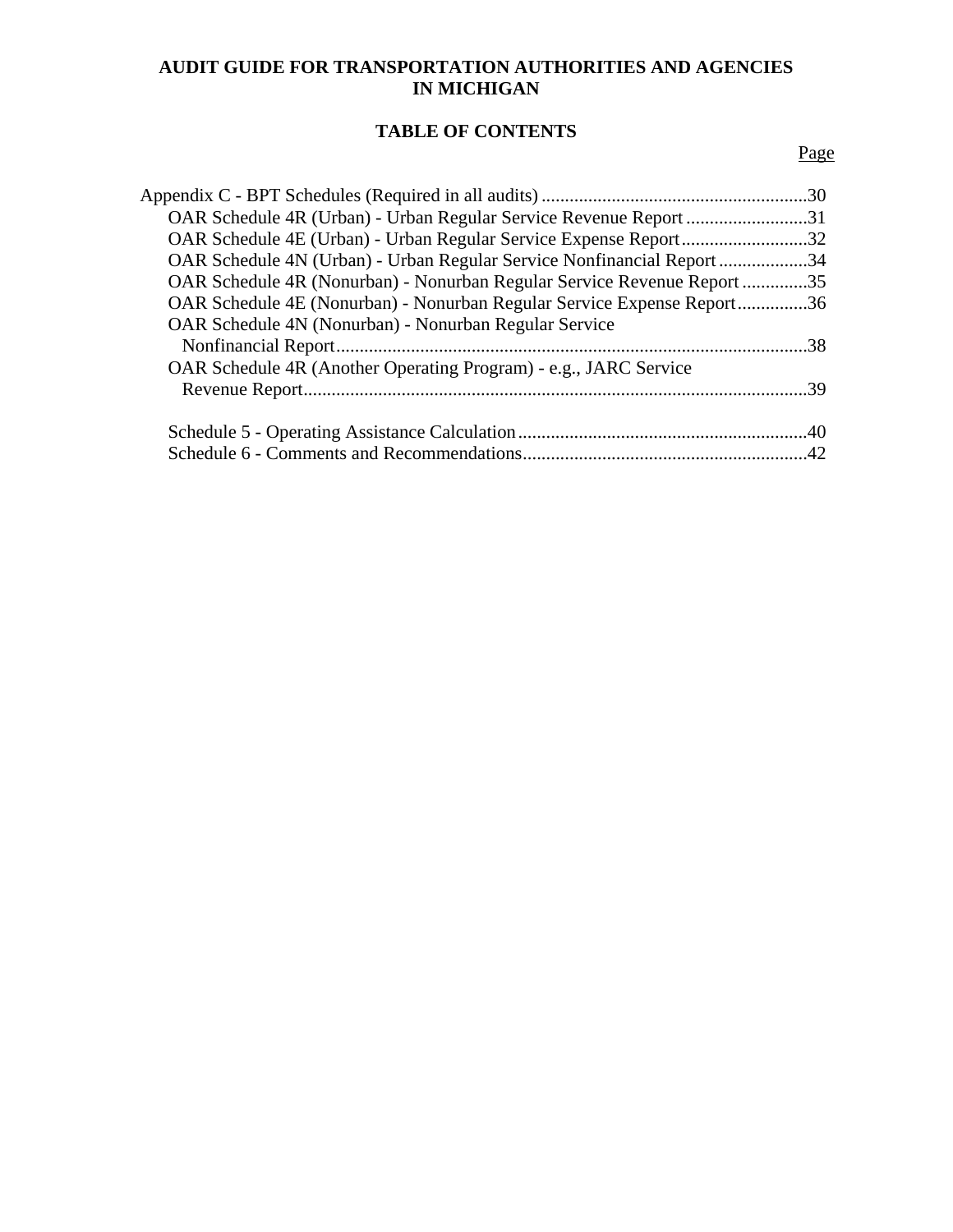**AUDIT GUIDE FOR TRANSPORTATION AUTHORITIES AND AGENCIES IN MICHIGAN**

**TABLE OF CONTENTS**

Page

Appendix C - BPT Schedules (Required in all audits) ..........................................................30

- OAR Schedule 4R (Urban) - Urban Regular Service Revenue Report ..........................31
- OAR Schedule 4E (Urban) - Urban Regular Service Expense Report...........................32
- OAR Schedule 4N (Urban) - Urban Regular Service Nonfinancial Report ...................34
- OAR Schedule 4R (Nonurban) - Nonurban Regular Service Revenue Report ..............35
- OAR Schedule 4E (Nonurban) - Nonurban Regular Service Expense Report...............36
- OAR Schedule 4N (Nonurban) - Nonurban Regular Service Nonfinancial Report.....................................................................................................38
- OAR Schedule 4R (Another Operating Program) - e.g., JARC Service Revenue Report...........................................................................................................39

- Schedule 5 - Operating Assistance Calculation..............................................................40
- Schedule 6 - Comments and Recommendations.............................................................42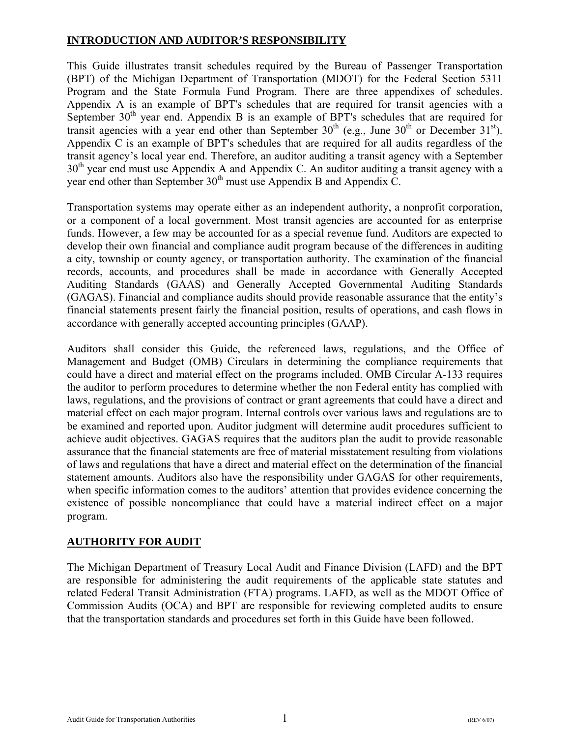## INTRODUCTION AND AUDITOR'S RESPONSIBILITY

This Guide illustrates transit schedules required by the Bureau of Passenger Transportation (BPT) of the Michigan Department of Transportation (MDOT) for the Federal Section 5311 Program and the State Formula Fund Program. There are three appendixes of schedules. Appendix A is an example of BPT's schedules that are required for transit agencies with a September 30th year end. Appendix B is an example of BPT's schedules that are required for transit agencies with a year end other than September 30th (e.g., June 30th or December 31st). Appendix C is an example of BPT's schedules that are required for all audits regardless of the transit agency's local year end. Therefore, an auditor auditing a transit agency with a September 30th year end must use Appendix A and Appendix C. An auditor auditing a transit agency with a year end other than September 30th must use Appendix B and Appendix C.

Transportation systems may operate either as an independent authority, a nonprofit corporation, or a component of a local government. Most transit agencies are accounted for as enterprise funds. However, a few may be accounted for as a special revenue fund. Auditors are expected to develop their own financial and compliance audit program because of the differences in auditing a city, township or county agency, or transportation authority. The examination of the financial records, accounts, and procedures shall be made in accordance with Generally Accepted Auditing Standards (GAAS) and Generally Accepted Governmental Auditing Standards (GAGAS). Financial and compliance audits should provide reasonable assurance that the entity's financial statements present fairly the financial position, results of operations, and cash flows in accordance with generally accepted accounting principles (GAAP).

Auditors shall consider this Guide, the referenced laws, regulations, and the Office of Management and Budget (OMB) Circulars in determining the compliance requirements that could have a direct and material effect on the programs included. OMB Circular A-133 requires the auditor to perform procedures to determine whether the non Federal entity has complied with laws, regulations, and the provisions of contract or grant agreements that could have a direct and material effect on each major program. Internal controls over various laws and regulations are to be examined and reported upon. Auditor judgment will determine audit procedures sufficient to achieve audit objectives. GAGAS requires that the auditors plan the audit to provide reasonable assurance that the financial statements are free of material misstatement resulting from violations of laws and regulations that have a direct and material effect on the determination of the financial statement amounts. Auditors also have the responsibility under GAGAS for other requirements, when specific information comes to the auditors' attention that provides evidence concerning the existence of possible noncompliance that could have a material indirect effect on a major program.

## AUTHORITY FOR AUDIT

The Michigan Department of Treasury Local Audit and Finance Division (LAFD) and the BPT are responsible for administering the audit requirements of the applicable state statutes and related Federal Transit Administration (FTA) programs. LAFD, as well as the MDOT Office of Commission Audits (OCA) and BPT are responsible for reviewing completed audits to ensure that the transportation standards and procedures set forth in this Guide have been followed.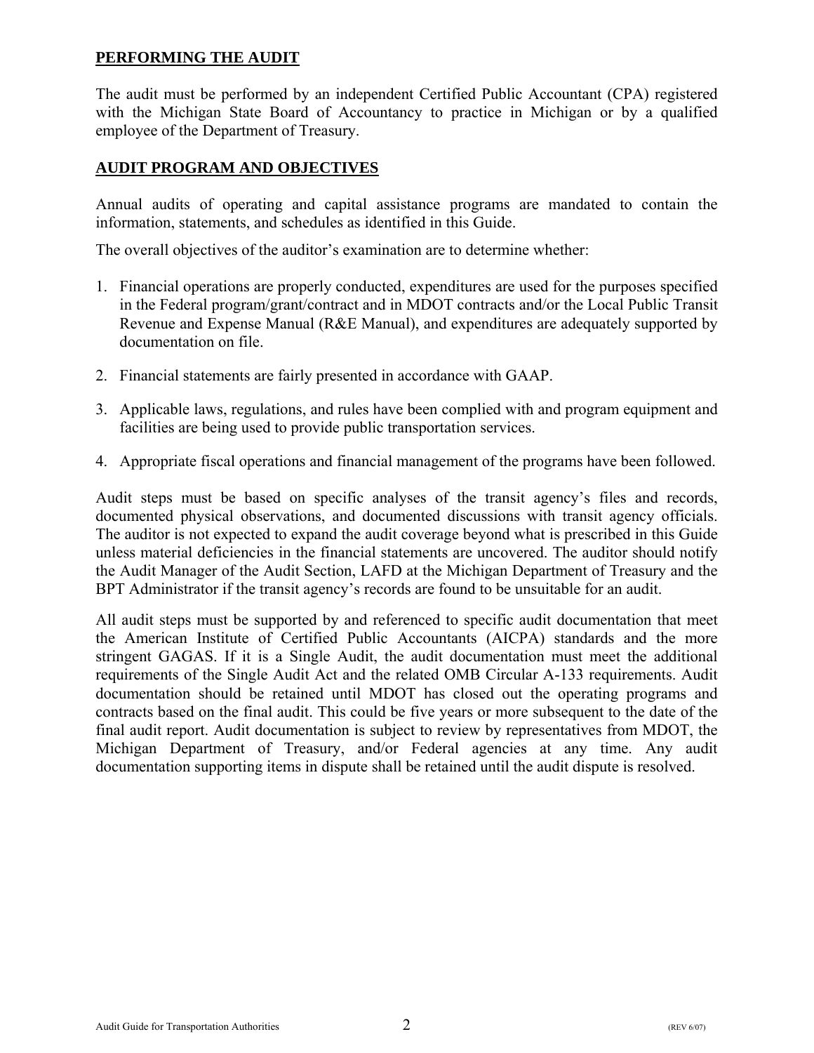## PERFORMING THE AUDIT

The audit must be performed by an independent Certified Public Accountant (CPA) registered with the Michigan State Board of Accountancy to practice in Michigan or by a qualified employee of the Department of Treasury.

## AUDIT PROGRAM AND OBJECTIVES

Annual audits of operating and capital assistance programs are mandated to contain the information, statements, and schedules as identified in this Guide.

The overall objectives of the auditor's examination are to determine whether:

1. Financial operations are properly conducted, expenditures are used for the purposes specified in the Federal program/grant/contract and in MDOT contracts and/or the Local Public Transit Revenue and Expense Manual (R&E Manual), and expenditures are adequately supported by documentation on file.

2. Financial statements are fairly presented in accordance with GAAP.

3. Applicable laws, regulations, and rules have been complied with and program equipment and facilities are being used to provide public transportation services.

4. Appropriate fiscal operations and financial management of the programs have been followed.

Audit steps must be based on specific analyses of the transit agency's files and records, documented physical observations, and documented discussions with transit agency officials. The auditor is not expected to expand the audit coverage beyond what is prescribed in this Guide unless material deficiencies in the financial statements are uncovered. The auditor should notify the Audit Manager of the Audit Section, LAFD at the Michigan Department of Treasury and the BPT Administrator if the transit agency's records are found to be unsuitable for an audit.

All audit steps must be supported by and referenced to specific audit documentation that meet the American Institute of Certified Public Accountants (AICPA) standards and the more stringent GAGAS. If it is a Single Audit, the audit documentation must meet the additional requirements of the Single Audit Act and the related OMB Circular A-133 requirements. Audit documentation should be retained until MDOT has closed out the operating programs and contracts based on the final audit. This could be five years or more subsequent to the date of the final audit report. Audit documentation is subject to review by representatives from MDOT, the Michigan Department of Treasury, and/or Federal agencies at any time. Any audit documentation supporting items in dispute shall be retained until the audit dispute is resolved.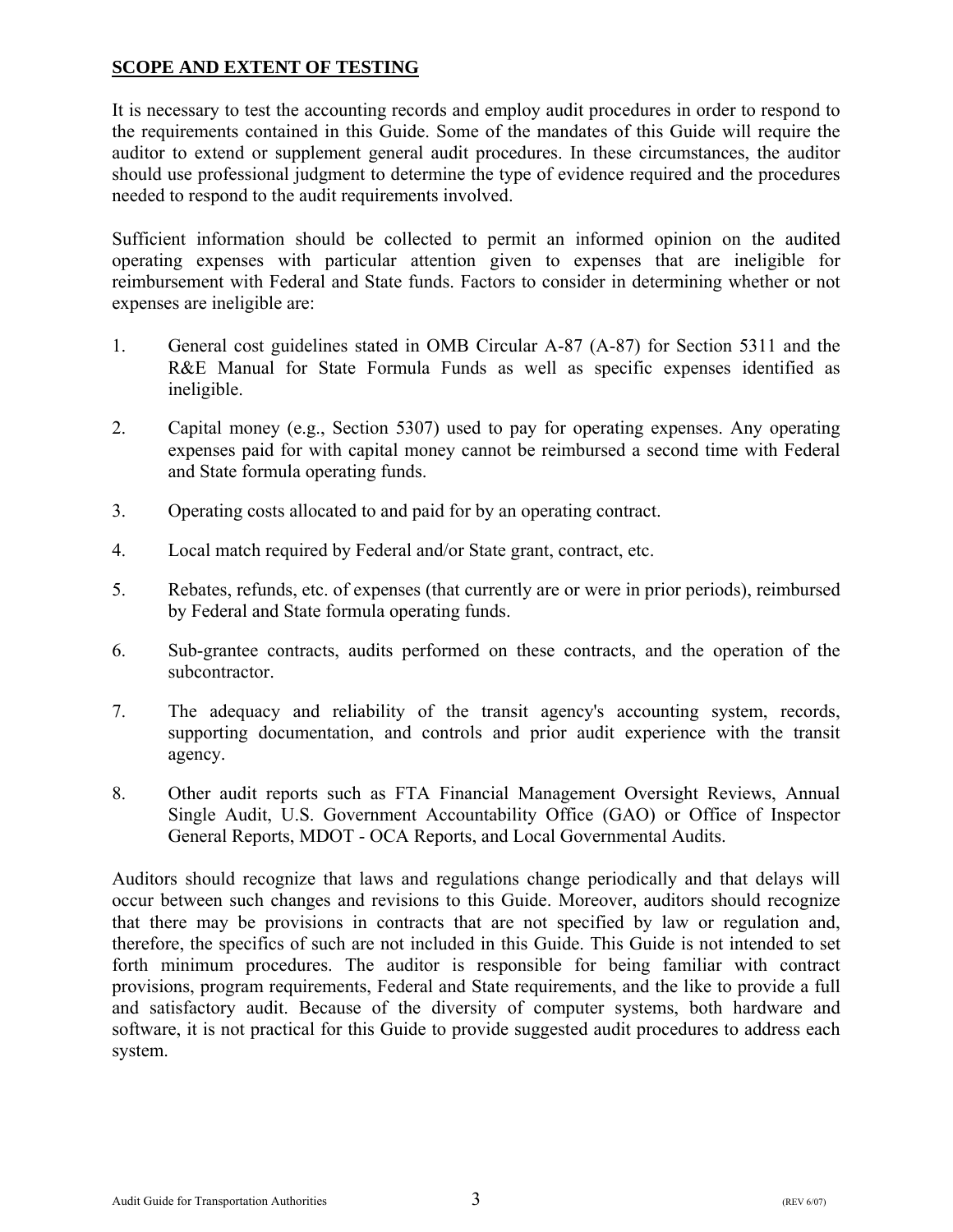## SCOPE AND EXTENT OF TESTING

It is necessary to test the accounting records and employ audit procedures in order to respond to the requirements contained in this Guide. Some of the mandates of this Guide will require the auditor to extend or supplement general audit procedures. In these circumstances, the auditor should use professional judgment to determine the type of evidence required and the procedures needed to respond to the audit requirements involved.

Sufficient information should be collected to permit an informed opinion on the audited operating expenses with particular attention given to expenses that are ineligible for reimbursement with Federal and State funds. Factors to consider in determining whether or not expenses are ineligible are:

1. General cost guidelines stated in OMB Circular A-87 (A-87) for Section 5311 and the R&E Manual for State Formula Funds as well as specific expenses identified as ineligible.

2. Capital money (e.g., Section 5307) used to pay for operating expenses. Any operating expenses paid for with capital money cannot be reimbursed a second time with Federal and State formula operating funds.

3. Operating costs allocated to and paid for by an operating contract.

4. Local match required by Federal and/or State grant, contract, etc.

5. Rebates, refunds, etc. of expenses (that currently are or were in prior periods), reimbursed by Federal and State formula operating funds.

6. Sub-grantee contracts, audits performed on these contracts, and the operation of the subcontractor.

7. The adequacy and reliability of the transit agency's accounting system, records, supporting documentation, and controls and prior audit experience with the transit agency.

8. Other audit reports such as FTA Financial Management Oversight Reviews, Annual Single Audit, U.S. Government Accountability Office (GAO) or Office of Inspector General Reports, MDOT - OCA Reports, and Local Governmental Audits.

Auditors should recognize that laws and regulations change periodically and that delays will occur between such changes and revisions to this Guide. Moreover, auditors should recognize that there may be provisions in contracts that are not specified by law or regulation and, therefore, the specifics of such are not included in this Guide. This Guide is not intended to set forth minimum procedures. The auditor is responsible for being familiar with contract provisions, program requirements, Federal and State requirements, and the like to provide a full and satisfactory audit. Because of the diversity of computer systems, both hardware and software, it is not practical for this Guide to provide suggested audit procedures to address each system.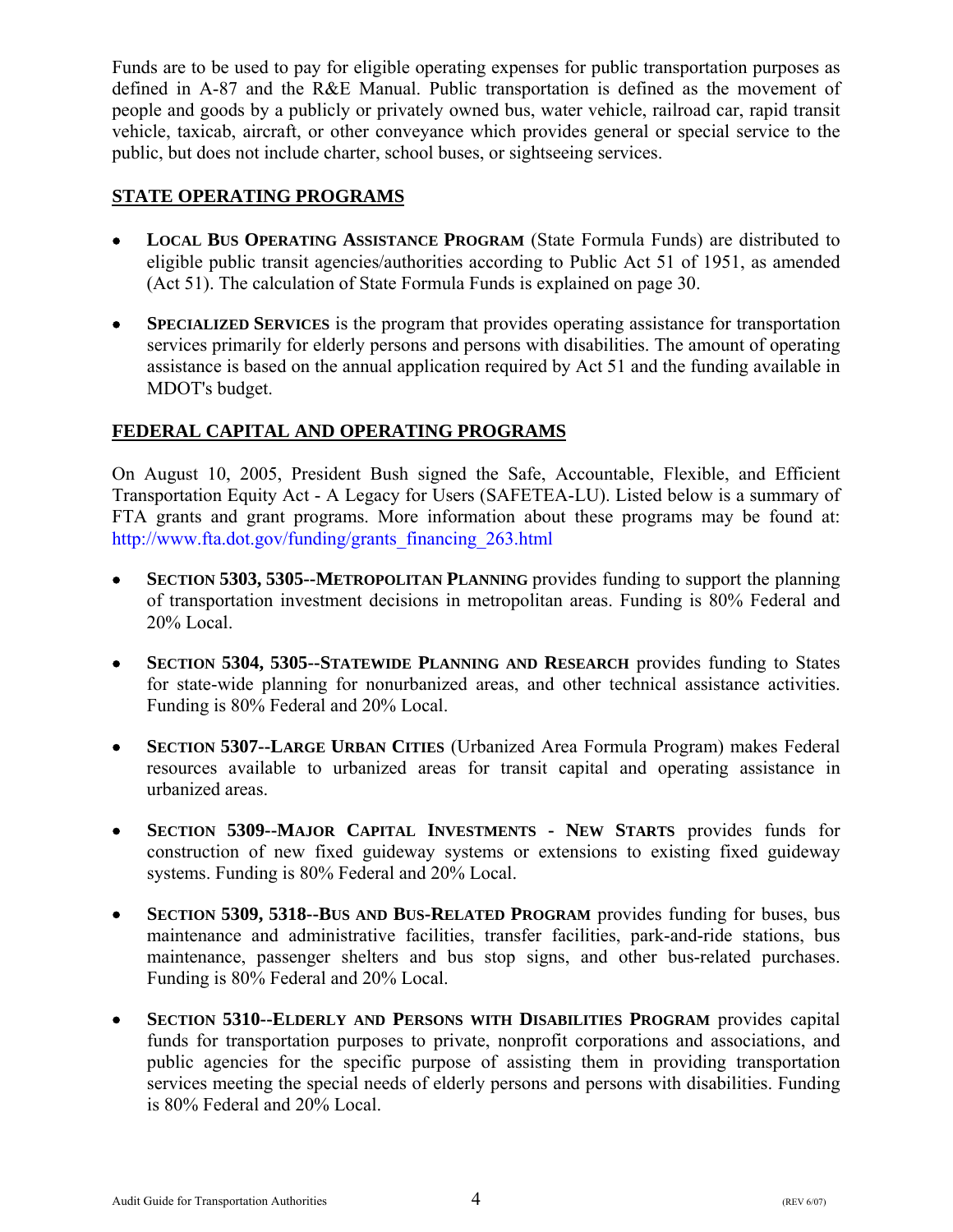Funds are to be used to pay for eligible operating expenses for public transportation purposes as defined in A-87 and the R&E Manual. Public transportation is defined as the movement of people and goods by a publicly or privately owned bus, water vehicle, railroad car, rapid transit vehicle, taxicab, aircraft, or other conveyance which provides general or special service to the public, but does not include charter, school buses, or sightseeing services.

## STATE OPERATING PROGRAMS

- **LOCAL BUS OPERATING ASSISTANCE PROGRAM** (State Formula Funds) are distributed to eligible public transit agencies/authorities according to Public Act 51 of 1951, as amended (Act 51). The calculation of State Formula Funds is explained on page 30.

- **SPECIALIZED SERVICES** is the program that provides operating assistance for transportation services primarily for elderly persons and persons with disabilities. The amount of operating assistance is based on the annual application required by Act 51 and the funding available in MDOT's budget.

## FEDERAL CAPITAL AND OPERATING PROGRAMS

On August 10, 2005, President Bush signed the Safe, Accountable, Flexible, and Efficient Transportation Equity Act - A Legacy for Users (SAFETEA-LU). Listed below is a summary of FTA grants and grant programs. More information about these programs may be found at: http://www.fta.dot.gov/funding/grants_financing_263.html

- **SECTION 5303, 5305--METROPOLITAN PLANNING** provides funding to support the planning of transportation investment decisions in metropolitan areas. Funding is 80% Federal and 20% Local.

- **SECTION 5304, 5305--STATEWIDE PLANNING AND RESEARCH** provides funding to States for state-wide planning for nonurbanized areas, and other technical assistance activities. Funding is 80% Federal and 20% Local.

- **SECTION 5307--LARGE URBAN CITIES** (Urbanized Area Formula Program) makes Federal resources available to urbanized areas for transit capital and operating assistance in urbanized areas.

- **SECTION 5309--MAJOR CAPITAL INVESTMENTS - NEW STARTS** provides funds for construction of new fixed guideway systems or extensions to existing fixed guideway systems. Funding is 80% Federal and 20% Local.

- **SECTION 5309, 5318--BUS AND BUS-RELATED PROGRAM** provides funding for buses, bus maintenance and administrative facilities, transfer facilities, park-and-ride stations, bus maintenance, passenger shelters and bus stop signs, and other bus-related purchases. Funding is 80% Federal and 20% Local.

- **SECTION 5310--ELDERLY AND PERSONS WITH DISABILITIES PROGRAM** provides capital funds for transportation purposes to private, nonprofit corporations and associations, and public agencies for the specific purpose of assisting them in providing transportation services meeting the special needs of elderly persons and persons with disabilities. Funding is 80% Federal and 20% Local.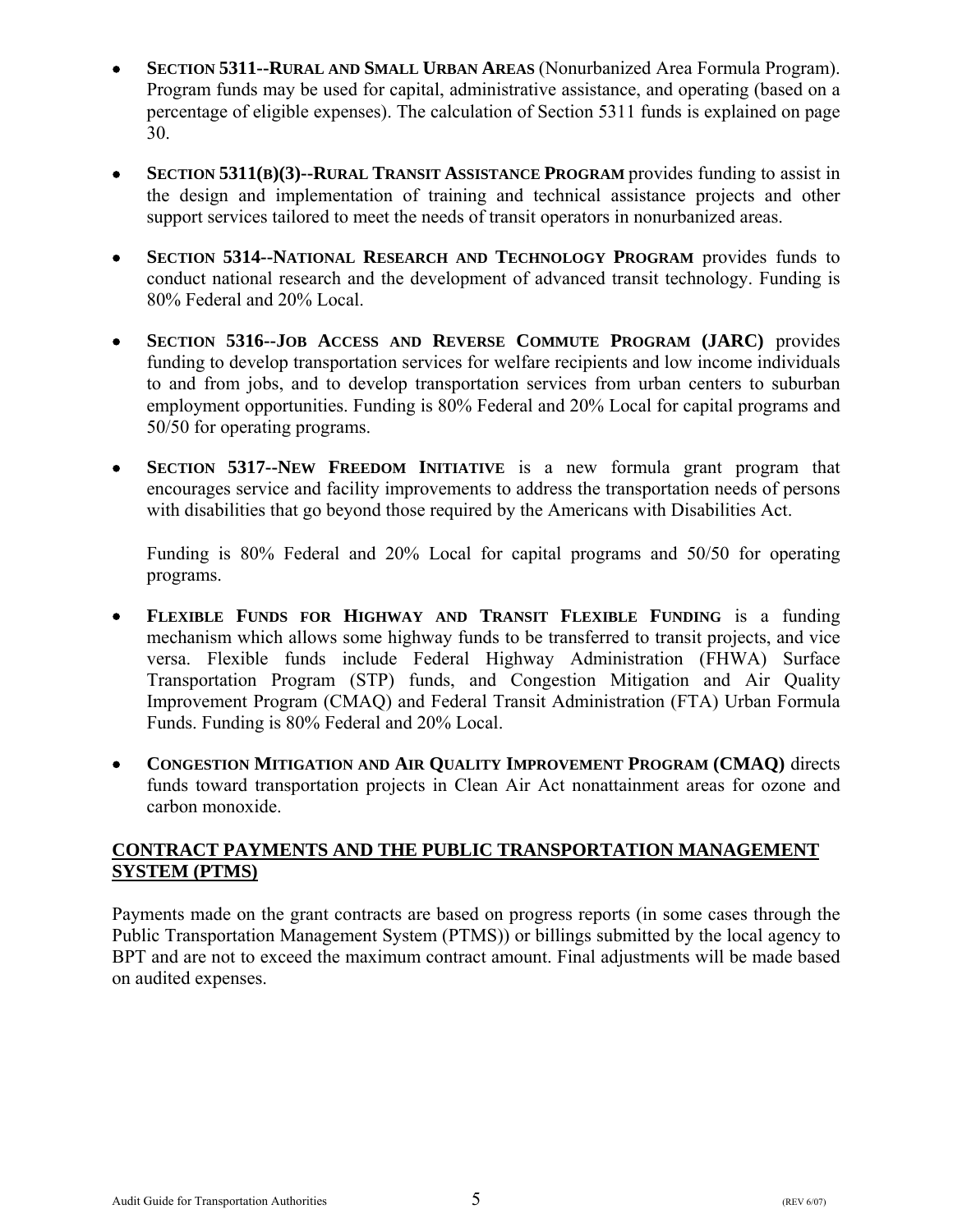- **SECTION 5311--RURAL AND SMALL URBAN AREAS** (Nonurbanized Area Formula Program). Program funds may be used for capital, administrative assistance, and operating (based on a percentage of eligible expenses). The calculation of Section 5311 funds is explained on page 30.

- **SECTION 5311(B)(3)--RURAL TRANSIT ASSISTANCE PROGRAM** provides funding to assist in the design and implementation of training and technical assistance projects and other support services tailored to meet the needs of transit operators in nonurbanized areas.

- **SECTION 5314--NATIONAL RESEARCH AND TECHNOLOGY PROGRAM** provides funds to conduct national research and the development of advanced transit technology. Funding is 80% Federal and 20% Local.

- **SECTION 5316--JOB ACCESS AND REVERSE COMMUTE PROGRAM (JARC)** provides funding to develop transportation services for welfare recipients and low income individuals to and from jobs, and to develop transportation services from urban centers to suburban employment opportunities. Funding is 80% Federal and 20% Local for capital programs and 50/50 for operating programs.

- **SECTION 5317--NEW FREEDOM INITIATIVE** is a new formula grant program that encourages service and facility improvements to address the transportation needs of persons with disabilities that go beyond those required by the Americans with Disabilities Act.

  Funding is 80% Federal and 20% Local for capital programs and 50/50 for operating programs.

- **FLEXIBLE FUNDS FOR HIGHWAY AND TRANSIT FLEXIBLE FUNDING** is a funding mechanism which allows some highway funds to be transferred to transit projects, and vice versa. Flexible funds include Federal Highway Administration (FHWA) Surface Transportation Program (STP) funds, and Congestion Mitigation and Air Quality Improvement Program (CMAQ) and Federal Transit Administration (FTA) Urban Formula Funds. Funding is 80% Federal and 20% Local.

- **CONGESTION MITIGATION AND AIR QUALITY IMPROVEMENT PROGRAM (CMAQ)** directs funds toward transportation projects in Clean Air Act nonattainment areas for ozone and carbon monoxide.

## CONTRACT PAYMENTS AND THE PUBLIC TRANSPORTATION MANAGEMENT SYSTEM (PTMS)

Payments made on the grant contracts are based on progress reports (in some cases through the Public Transportation Management System (PTMS)) or billings submitted by the local agency to BPT and are not to exceed the maximum contract amount. Final adjustments will be made based on audited expenses.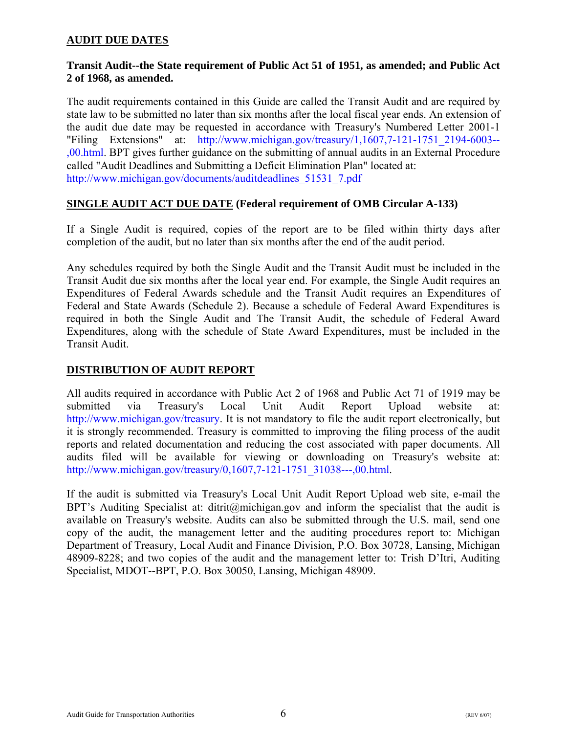## AUDIT DUE DATES

**Transit Audit--the State requirement of Public Act 51 of 1951, as amended; and Public Act 2 of 1968, as amended.**

The audit requirements contained in this Guide are called the Transit Audit and are required by state law to be submitted no later than six months after the local fiscal year ends. An extension of the audit due date may be requested in accordance with Treasury's Numbered Letter 2001-1 "Filing Extensions" at: http://www.michigan.gov/treasury/1,1607,7-121-1751_2194-6003--,00.html. BPT gives further guidance on the submitting of annual audits in an External Procedure called "Audit Deadlines and Submitting a Deficit Elimination Plan" located at: http://www.michigan.gov/documents/auditdeadlines_51531_7.pdf

## SINGLE AUDIT ACT DUE DATE (Federal requirement of OMB Circular A-133)

If a Single Audit is required, copies of the report are to be filed within thirty days after completion of the audit, but no later than six months after the end of the audit period.

Any schedules required by both the Single Audit and the Transit Audit must be included in the Transit Audit due six months after the local year end. For example, the Single Audit requires an Expenditures of Federal Awards schedule and the Transit Audit requires an Expenditures of Federal and State Awards (Schedule 2). Because a schedule of Federal Award Expenditures is required in both the Single Audit and The Transit Audit, the schedule of Federal Award Expenditures, along with the schedule of State Award Expenditures, must be included in the Transit Audit.

## DISTRIBUTION OF AUDIT REPORT

All audits required in accordance with Public Act 2 of 1968 and Public Act 71 of 1919 may be submitted via Treasury's Local Unit Audit Report Upload website at: http://www.michigan.gov/treasury. It is not mandatory to file the audit report electronically, but it is strongly recommended. Treasury is committed to improving the filing process of the audit reports and related documentation and reducing the cost associated with paper documents. All audits filed will be available for viewing or downloading on Treasury's website at: http://www.michigan.gov/treasury/0,1607,7-121-1751_31038---,00.html.

If the audit is submitted via Treasury's Local Unit Audit Report Upload web site, e-mail the BPT's Auditing Specialist at: ditrit@michigan.gov and inform the specialist that the audit is available on Treasury's website. Audits can also be submitted through the U.S. mail, send one copy of the audit, the management letter and the auditing procedures report to: Michigan Department of Treasury, Local Audit and Finance Division, P.O. Box 30728, Lansing, Michigan 48909-8228; and two copies of the audit and the management letter to: Trish D'Itri, Auditing Specialist, MDOT--BPT, P.O. Box 30050, Lansing, Michigan 48909.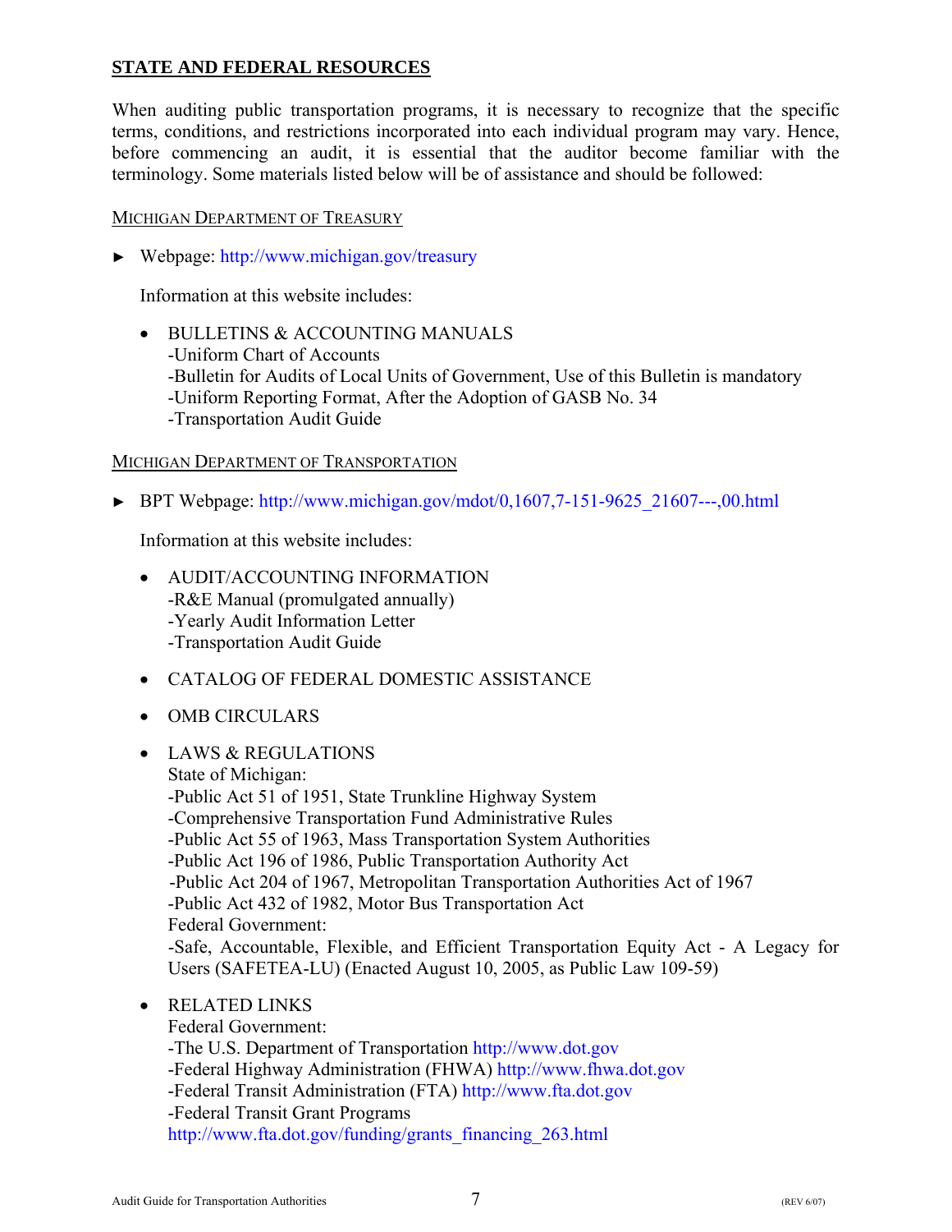## STATE AND FEDERAL RESOURCES

When auditing public transportation programs, it is necessary to recognize that the specific terms, conditions, and restrictions incorporated into each individual program may vary. Hence, before commencing an audit, it is essential that the auditor become familiar with the terminology. Some materials listed below will be of assistance and should be followed:

### MICHIGAN DEPARTMENT OF TREASURY

► Webpage: http://www.michigan.gov/treasury

Information at this website includes:

- BULLETINS & ACCOUNTING MANUALS
  -Uniform Chart of Accounts
  -Bulletin for Audits of Local Units of Government, Use of this Bulletin is mandatory
  -Uniform Reporting Format, After the Adoption of GASB No. 34
  -Transportation Audit Guide

### MICHIGAN DEPARTMENT OF TRANSPORTATION

► BPT Webpage: http://www.michigan.gov/mdot/0,1607,7-151-9625_21607---,00.html

Information at this website includes:

- AUDIT/ACCOUNTING INFORMATION
  -R&E Manual (promulgated annually)
  -Yearly Audit Information Letter
  -Transportation Audit Guide

- CATALOG OF FEDERAL DOMESTIC ASSISTANCE

- OMB CIRCULARS

- LAWS & REGULATIONS
  State of Michigan:
  -Public Act 51 of 1951, State Trunkline Highway System
  -Comprehensive Transportation Fund Administrative Rules
  -Public Act 55 of 1963, Mass Transportation System Authorities
  -Public Act 196 of 1986, Public Transportation Authority Act
  -Public Act 204 of 1967, Metropolitan Transportation Authorities Act of 1967
  -Public Act 432 of 1982, Motor Bus Transportation Act
  Federal Government:
  -Safe, Accountable, Flexible, and Efficient Transportation Equity Act - A Legacy for Users (SAFETEA-LU) (Enacted August 10, 2005, as Public Law 109-59)

- RELATED LINKS
  Federal Government:
  -The U.S. Department of Transportation http://www.dot.gov
  -Federal Highway Administration (FHWA) http://www.fhwa.dot.gov
  -Federal Transit Administration (FTA) http://www.fta.dot.gov
  -Federal Transit Grant Programs
  http://www.fta.dot.gov/funding/grants_financing_263.html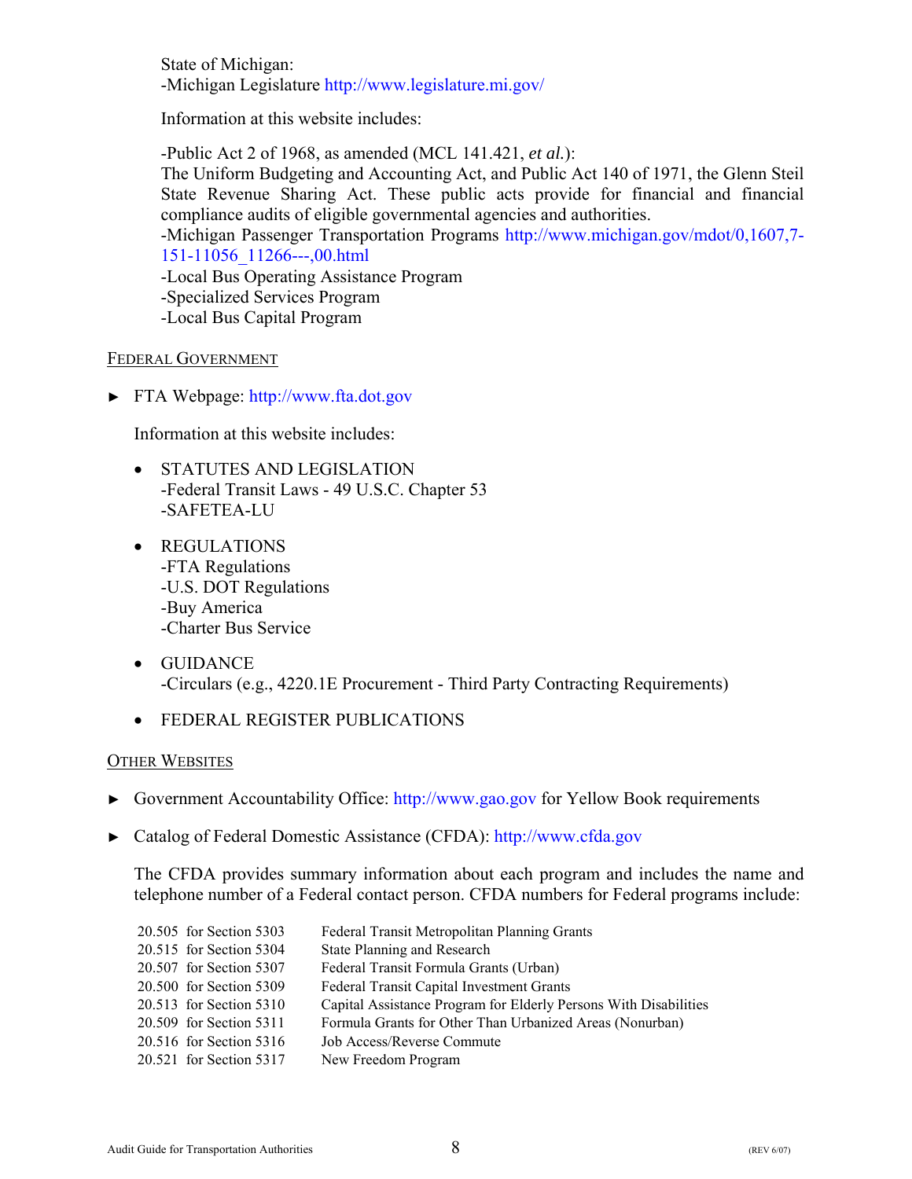State of Michigan:
-Michigan Legislature http://www.legislature.mi.gov/

Information at this website includes:

-Public Act 2 of 1968, as amended (MCL 141.421, *et al.*):
The Uniform Budgeting and Accounting Act, and Public Act 140 of 1971, the Glenn Steil State Revenue Sharing Act. These public acts provide for financial and financial compliance audits of eligible governmental agencies and authorities.
-Michigan Passenger Transportation Programs http://www.michigan.gov/mdot/0,1607,7-151-11056_11266---,00.html
-Local Bus Operating Assistance Program
-Specialized Services Program
-Local Bus Capital Program

FEDERAL GOVERNMENT

► FTA Webpage: http://www.fta.dot.gov

Information at this website includes:

- STATUTES AND LEGISLATION
  -Federal Transit Laws - 49 U.S.C. Chapter 53
  -SAFETEA-LU

- REGULATIONS
  -FTA Regulations
  -U.S. DOT Regulations
  -Buy America
  -Charter Bus Service

- GUIDANCE
  -Circulars (e.g., 4220.1E Procurement - Third Party Contracting Requirements)

- FEDERAL REGISTER PUBLICATIONS

OTHER WEBSITES

► Government Accountability Office: http://www.gao.gov for Yellow Book requirements

► Catalog of Federal Domestic Assistance (CFDA): http://www.cfda.gov

The CFDA provides summary information about each program and includes the name and telephone number of a Federal contact person. CFDA numbers for Federal programs include:

| | |
|---|---|
| 20.505 for Section 5303 | Federal Transit Metropolitan Planning Grants |
| 20.515 for Section 5304 | State Planning and Research |
| 20.507 for Section 5307 | Federal Transit Formula Grants (Urban) |
| 20.500 for Section 5309 | Federal Transit Capital Investment Grants |
| 20.513 for Section 5310 | Capital Assistance Program for Elderly Persons With Disabilities |
| 20.509 for Section 5311 | Formula Grants for Other Than Urbanized Areas (Nonurban) |
| 20.516 for Section 5316 | Job Access/Reverse Commute |
| 20.521 for Section 5317 | New Freedom Program |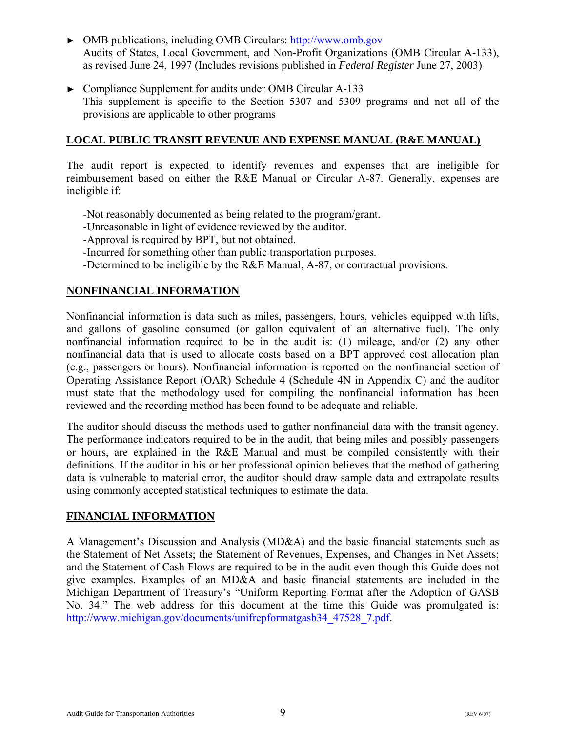- ► OMB publications, including OMB Circulars: http://www.omb.gov
  Audits of States, Local Government, and Non-Profit Organizations (OMB Circular A-133), as revised June 24, 1997 (Includes revisions published in *Federal Register* June 27, 2003)

- ► Compliance Supplement for audits under OMB Circular A-133
  This supplement is specific to the Section 5307 and 5309 programs and not all of the provisions are applicable to other programs

## LOCAL PUBLIC TRANSIT REVENUE AND EXPENSE MANUAL (R&E MANUAL)

The audit report is expected to identify revenues and expenses that are ineligible for reimbursement based on either the R&E Manual or Circular A-87. Generally, expenses are ineligible if:

-Not reasonably documented as being related to the program/grant.
-Unreasonable in light of evidence reviewed by the auditor.
-Approval is required by BPT, but not obtained.
-Incurred for something other than public transportation purposes.
-Determined to be ineligible by the R&E Manual, A-87, or contractual provisions.

## NONFINANCIAL INFORMATION

Nonfinancial information is data such as miles, passengers, hours, vehicles equipped with lifts, and gallons of gasoline consumed (or gallon equivalent of an alternative fuel). The only nonfinancial information required to be in the audit is: (1) mileage, and/or (2) any other nonfinancial data that is used to allocate costs based on a BPT approved cost allocation plan (e.g., passengers or hours). Nonfinancial information is reported on the nonfinancial section of Operating Assistance Report (OAR) Schedule 4 (Schedule 4N in Appendix C) and the auditor must state that the methodology used for compiling the nonfinancial information has been reviewed and the recording method has been found to be adequate and reliable.

The auditor should discuss the methods used to gather nonfinancial data with the transit agency. The performance indicators required to be in the audit, that being miles and possibly passengers or hours, are explained in the R&E Manual and must be compiled consistently with their definitions. If the auditor in his or her professional opinion believes that the method of gathering data is vulnerable to material error, the auditor should draw sample data and extrapolate results using commonly accepted statistical techniques to estimate the data.

## FINANCIAL INFORMATION

A Management's Discussion and Analysis (MD&A) and the basic financial statements such as the Statement of Net Assets; the Statement of Revenues, Expenses, and Changes in Net Assets; and the Statement of Cash Flows are required to be in the audit even though this Guide does not give examples. Examples of an MD&A and basic financial statements are included in the Michigan Department of Treasury's "Uniform Reporting Format after the Adoption of GASB No. 34." The web address for this document at the time this Guide was promulgated is: http://www.michigan.gov/documents/unifrepformatgasb34_47528_7.pdf.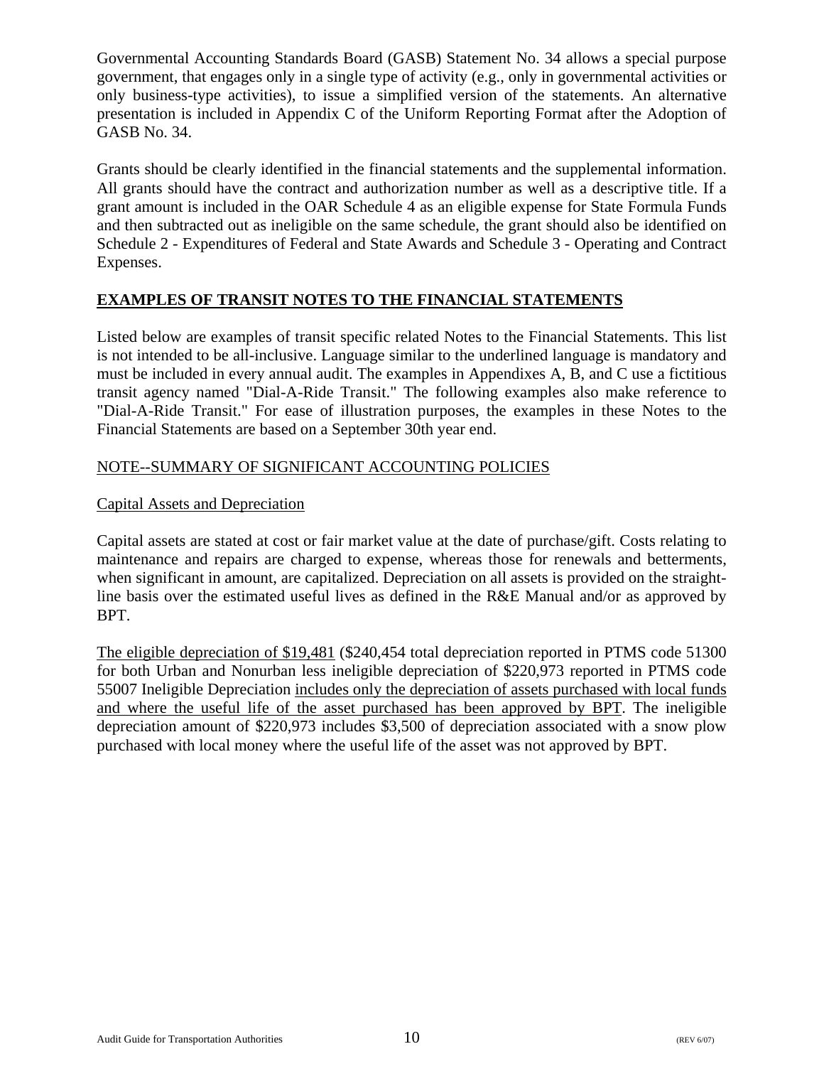Governmental Accounting Standards Board (GASB) Statement No. 34 allows a special purpose government, that engages only in a single type of activity (e.g., only in governmental activities or only business-type activities), to issue a simplified version of the statements. An alternative presentation is included in Appendix C of the Uniform Reporting Format after the Adoption of GASB No. 34.

Grants should be clearly identified in the financial statements and the supplemental information. All grants should have the contract and authorization number as well as a descriptive title. If a grant amount is included in the OAR Schedule 4 as an eligible expense for State Formula Funds and then subtracted out as ineligible on the same schedule, the grant should also be identified on Schedule 2 - Expenditures of Federal and State Awards and Schedule 3 - Operating and Contract Expenses.

## EXAMPLES OF TRANSIT NOTES TO THE FINANCIAL STATEMENTS

Listed below are examples of transit specific related Notes to the Financial Statements. This list is not intended to be all-inclusive. Language similar to the underlined language is mandatory and must be included in every annual audit. The examples in Appendixes A, B, and C use a fictitious transit agency named "Dial-A-Ride Transit." The following examples also make reference to "Dial-A-Ride Transit." For ease of illustration purposes, the examples in these Notes to the Financial Statements are based on a September 30th year end.

### NOTE--SUMMARY OF SIGNIFICANT ACCOUNTING POLICIES

#### Capital Assets and Depreciation

Capital assets are stated at cost or fair market value at the date of purchase/gift. Costs relating to maintenance and repairs are charged to expense, whereas those for renewals and betterments, when significant in amount, are capitalized. Depreciation on all assets is provided on the straight-line basis over the estimated useful lives as defined in the R&E Manual and/or as approved by BPT.

<u>The eligible depreciation of $19,481</u> ($240,454 total depreciation reported in PTMS code 51300 for both Urban and Nonurban less ineligible depreciation of $220,973 reported in PTMS code 55007 Ineligible Depreciation <u>includes only the depreciation of assets purchased with local funds and where the useful life of the asset purchased has been approved by BPT</u>. The ineligible depreciation amount of $220,973 includes $3,500 of depreciation associated with a snow plow purchased with local money where the useful life of the asset was not approved by BPT.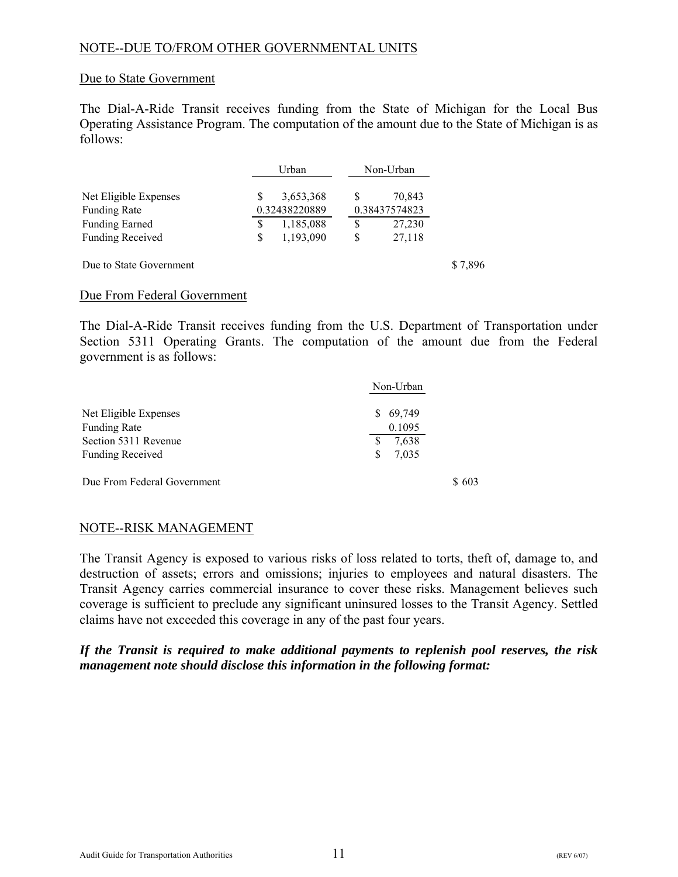NOTE--DUE TO/FROM OTHER GOVERNMENTAL UNITS

Due to State Government

The Dial-A-Ride Transit receives funding from the State of Michigan for the Local Bus Operating Assistance Program. The computation of the amount due to the State of Michigan is as follows:

| | Urban | Non-Urban | |
|---|---|---|---|
| Net Eligible Expenses | $ 3,653,368 | $ 70,843 | |
| Funding Rate | 0.32438220889 | 0.38437574823 | |
| Funding Earned | $ 1,185,088 | $ 27,230 | |
| Funding Received | $ 1,193,090 | $ 27,118 | |
| | | | |
| Due to State Government | | | $ 7,896 |

Due From Federal Government

The Dial-A-Ride Transit receives funding from the U.S. Department of Transportation under Section 5311 Operating Grants. The computation of the amount due from the Federal government is as follows:

| | Non-Urban | |
|---|---|---|
| Net Eligible Expenses | $ 69,749 | |
| Funding Rate | 0.1095 | |
| Section 5311 Revenue | $ 7,638 | |
| Funding Received | $ 7,035 | |
| | | |
| Due From Federal Government | | $ 603 |

NOTE--RISK MANAGEMENT

The Transit Agency is exposed to various risks of loss related to torts, theft of, damage to, and destruction of assets; errors and omissions; injuries to employees and natural disasters. The Transit Agency carries commercial insurance to cover these risks. Management believes such coverage is sufficient to preclude any significant uninsured losses to the Transit Agency. Settled claims have not exceeded this coverage in any of the past four years.

***If the Transit is required to make additional payments to replenish pool reserves, the risk management note should disclose this information in the following format:***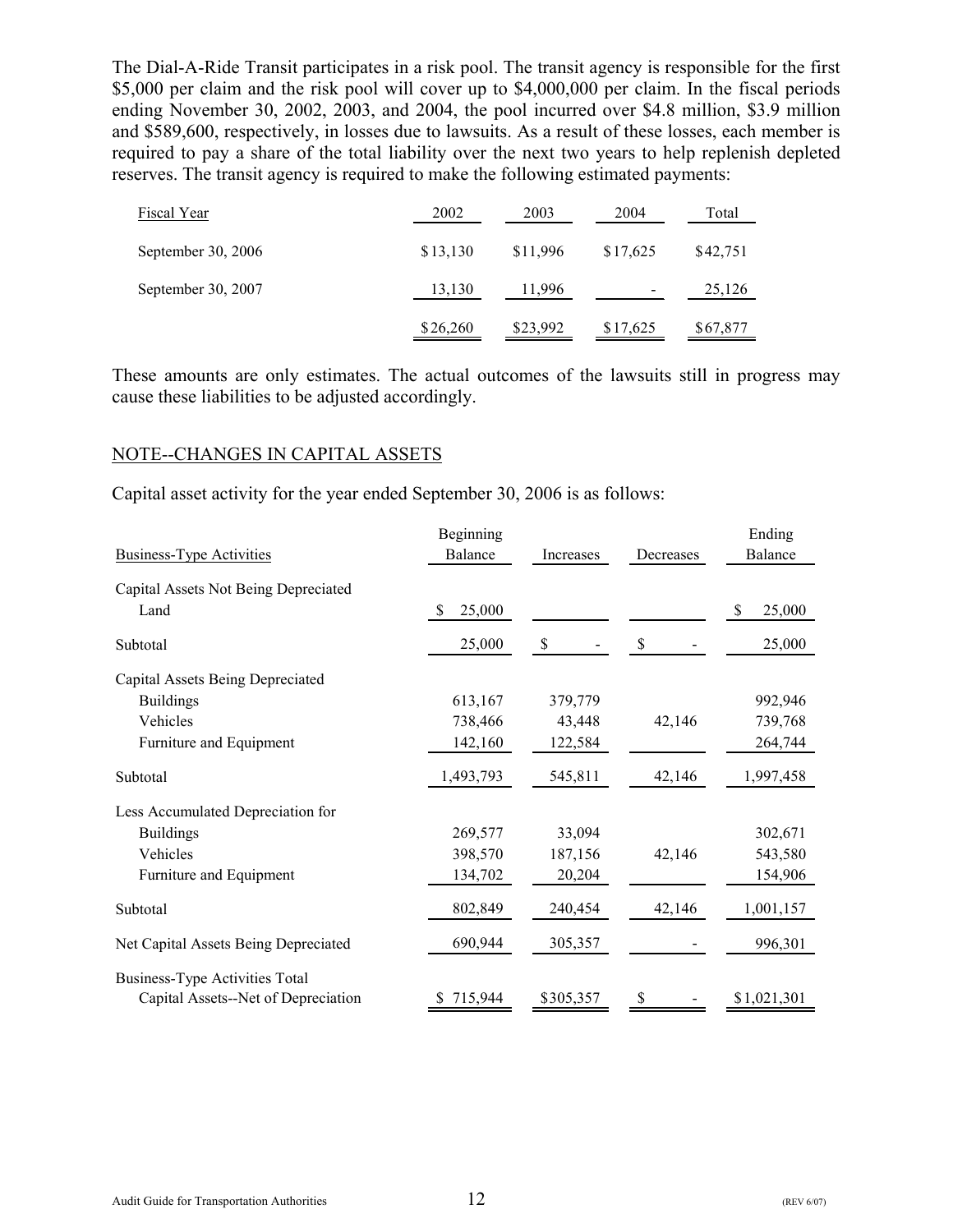The Dial-A-Ride Transit participates in a risk pool. The transit agency is responsible for the first $5,000 per claim and the risk pool will cover up to $4,000,000 per claim. In the fiscal periods ending November 30, 2002, 2003, and 2004, the pool incurred over $4.8 million, $3.9 million and $589,600, respectively, in losses due to lawsuits. As a result of these losses, each member is required to pay a share of the total liability over the next two years to help replenish depleted reserves. The transit agency is required to make the following estimated payments:

| Fiscal Year | 2002 | 2003 | 2004 | Total |
|---|---|---|---|---|
| September 30, 2006 | $13,130 | $11,996 | $17,625 | $42,751 |
| September 30, 2007 | 13,130 | 11,996 | - | 25,126 |
| | $26,260 | $23,992 | $17,625 | $67,877 |

These amounts are only estimates. The actual outcomes of the lawsuits still in progress may cause these liabilities to be adjusted accordingly.

## NOTE--CHANGES IN CAPITAL ASSETS

Capital asset activity for the year ended September 30, 2006 is as follows:

| Business-Type Activities | Beginning Balance | Increases | Decreases | Ending Balance |
|---|---|---|---|---|
| Capital Assets Not Being Depreciated | | | | |
| Land | $ 25,000 | | | $ 25,000 |
| Subtotal | 25,000 | $ - | $ - | 25,000 |
| Capital Assets Being Depreciated | | | | |
| Buildings | 613,167 | 379,779 | | 992,946 |
| Vehicles | 738,466 | 43,448 | 42,146 | 739,768 |
| Furniture and Equipment | 142,160 | 122,584 | | 264,744 |
| Subtotal | 1,493,793 | 545,811 | 42,146 | 1,997,458 |
| Less Accumulated Depreciation for | | | | |
| Buildings | 269,577 | 33,094 | | 302,671 |
| Vehicles | 398,570 | 187,156 | 42,146 | 543,580 |
| Furniture and Equipment | 134,702 | 20,204 | | 154,906 |
| Subtotal | 802,849 | 240,454 | 42,146 | 1,001,157 |
| Net Capital Assets Being Depreciated | 690,944 | 305,357 | - | 996,301 |
| Business-Type Activities Total Capital Assets--Net of Depreciation | $ 715,944 | $305,357 | $ - | $1,021,301 |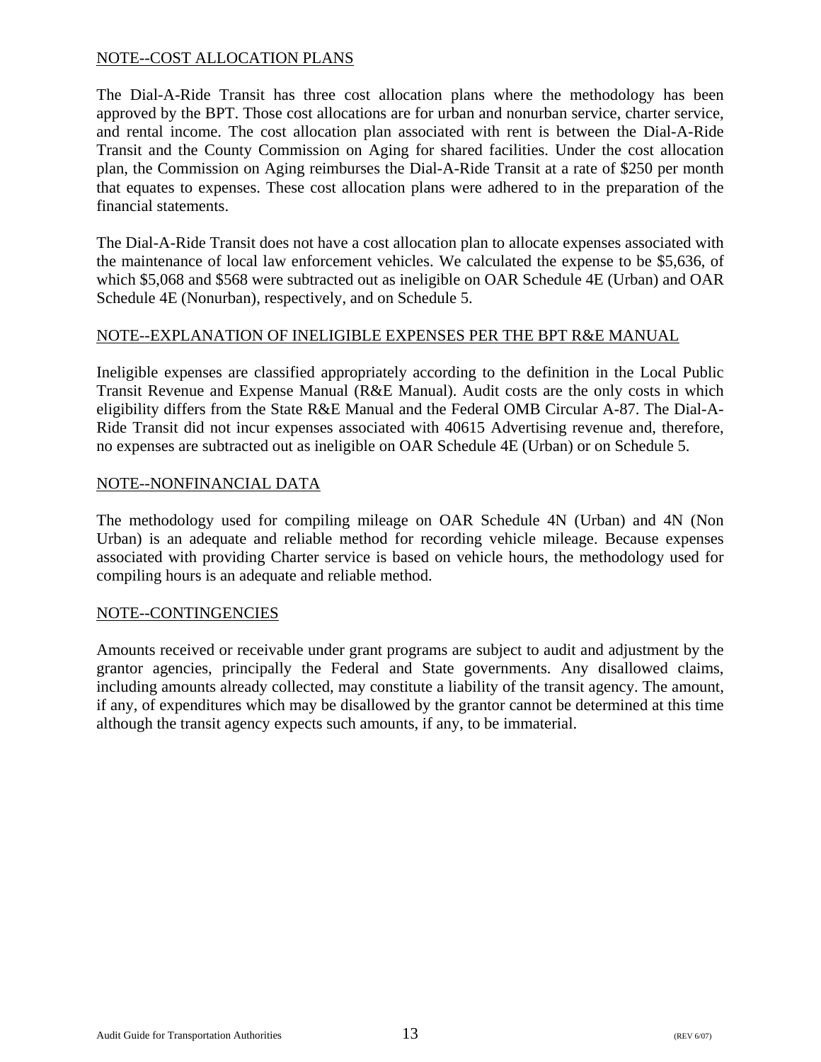NOTE--COST ALLOCATION PLANS

The Dial-A-Ride Transit has three cost allocation plans where the methodology has been approved by the BPT. Those cost allocations are for urban and nonurban service, charter service, and rental income. The cost allocation plan associated with rent is between the Dial-A-Ride Transit and the County Commission on Aging for shared facilities. Under the cost allocation plan, the Commission on Aging reimburses the Dial-A-Ride Transit at a rate of $250 per month that equates to expenses. These cost allocation plans were adhered to in the preparation of the financial statements.

The Dial-A-Ride Transit does not have a cost allocation plan to allocate expenses associated with the maintenance of local law enforcement vehicles. We calculated the expense to be $5,636, of which $5,068 and $568 were subtracted out as ineligible on OAR Schedule 4E (Urban) and OAR Schedule 4E (Nonurban), respectively, and on Schedule 5.

NOTE--EXPLANATION OF INELIGIBLE EXPENSES PER THE BPT R&E MANUAL

Ineligible expenses are classified appropriately according to the definition in the Local Public Transit Revenue and Expense Manual (R&E Manual). Audit costs are the only costs in which eligibility differs from the State R&E Manual and the Federal OMB Circular A-87. The Dial-A-Ride Transit did not incur expenses associated with 40615 Advertising revenue and, therefore, no expenses are subtracted out as ineligible on OAR Schedule 4E (Urban) or on Schedule 5.

NOTE--NONFINANCIAL DATA

The methodology used for compiling mileage on OAR Schedule 4N (Urban) and 4N (Non Urban) is an adequate and reliable method for recording vehicle mileage. Because expenses associated with providing Charter service is based on vehicle hours, the methodology used for compiling hours is an adequate and reliable method.

NOTE--CONTINGENCIES

Amounts received or receivable under grant programs are subject to audit and adjustment by the grantor agencies, principally the Federal and State governments. Any disallowed claims, including amounts already collected, may constitute a liability of the transit agency. The amount, if any, of expenditures which may be disallowed by the grantor cannot be determined at this time although the transit agency expects such amounts, if any, to be immaterial.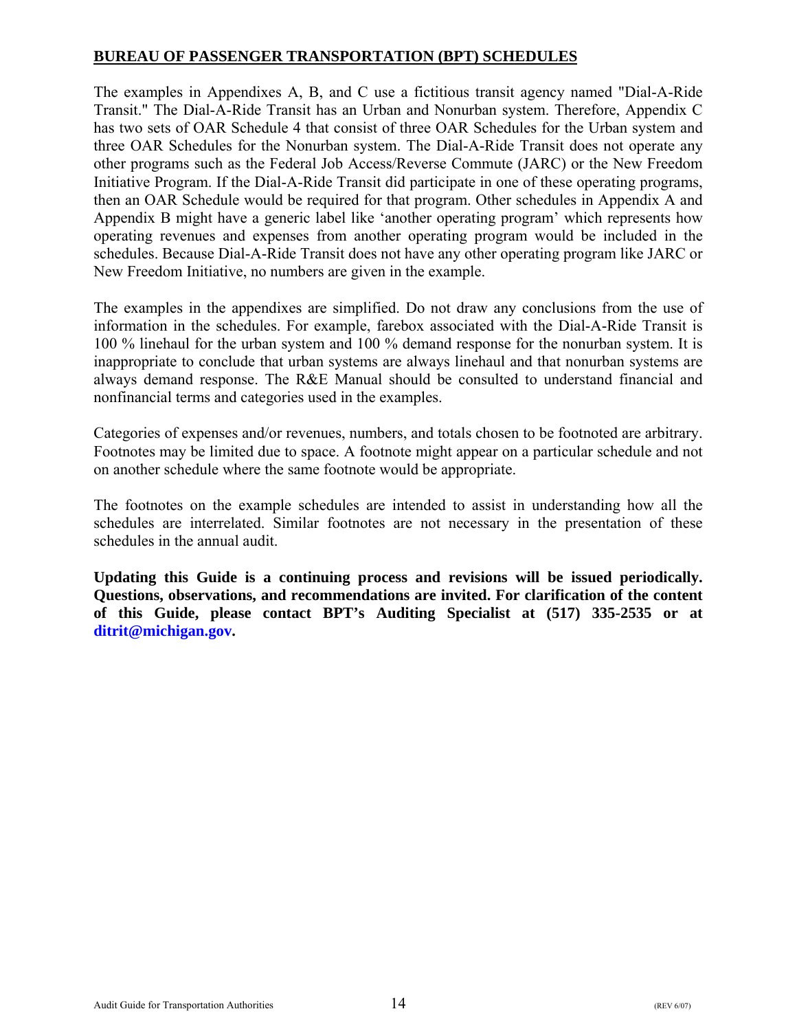## BUREAU OF PASSENGER TRANSPORTATION (BPT) SCHEDULES

The examples in Appendixes A, B, and C use a fictitious transit agency named "Dial-A-Ride Transit." The Dial-A-Ride Transit has an Urban and Nonurban system. Therefore, Appendix C has two sets of OAR Schedule 4 that consist of three OAR Schedules for the Urban system and three OAR Schedules for the Nonurban system. The Dial-A-Ride Transit does not operate any other programs such as the Federal Job Access/Reverse Commute (JARC) or the New Freedom Initiative Program. If the Dial-A-Ride Transit did participate in one of these operating programs, then an OAR Schedule would be required for that program. Other schedules in Appendix A and Appendix B might have a generic label like 'another operating program' which represents how operating revenues and expenses from another operating program would be included in the schedules. Because Dial-A-Ride Transit does not have any other operating program like JARC or New Freedom Initiative, no numbers are given in the example.

The examples in the appendixes are simplified. Do not draw any conclusions from the use of information in the schedules. For example, farebox associated with the Dial-A-Ride Transit is 100 % linehaul for the urban system and 100 % demand response for the nonurban system. It is inappropriate to conclude that urban systems are always linehaul and that nonurban systems are always demand response. The R&E Manual should be consulted to understand financial and nonfinancial terms and categories used in the examples.

Categories of expenses and/or revenues, numbers, and totals chosen to be footnoted are arbitrary. Footnotes may be limited due to space. A footnote might appear on a particular schedule and not on another schedule where the same footnote would be appropriate.

The footnotes on the example schedules are intended to assist in understanding how all the schedules are interrelated. Similar footnotes are not necessary in the presentation of these schedules in the annual audit.

**Updating this Guide is a continuing process and revisions will be issued periodically. Questions, observations, and recommendations are invited. For clarification of the content of this Guide, please contact BPT's Auditing Specialist at (517) 335-2535 or at ditrit@michigan.gov.**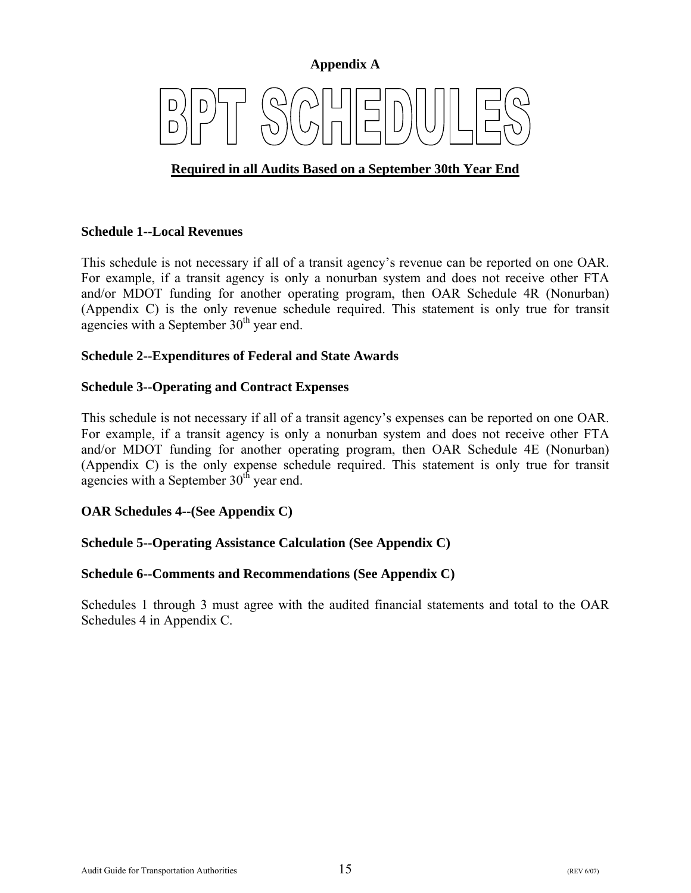**Appendix A**

# BPT SCHEDULES

**Required in all Audits Based on a September 30th Year End**

**Schedule 1--Local Revenues**

This schedule is not necessary if all of a transit agency's revenue can be reported on one OAR. For example, if a transit agency is only a nonurban system and does not receive other FTA and/or MDOT funding for another operating program, then OAR Schedule 4R (Nonurban) (Appendix C) is the only revenue schedule required. This statement is only true for transit agencies with a September 30th year end.

**Schedule 2--Expenditures of Federal and State Awards**

**Schedule 3--Operating and Contract Expenses**

This schedule is not necessary if all of a transit agency's expenses can be reported on one OAR. For example, if a transit agency is only a nonurban system and does not receive other FTA and/or MDOT funding for another operating program, then OAR Schedule 4E (Nonurban) (Appendix C) is the only expense schedule required. This statement is only true for transit agencies with a September 30th year end.

**OAR Schedules 4--(See Appendix C)**

**Schedule 5--Operating Assistance Calculation (See Appendix C)**

**Schedule 6--Comments and Recommendations (See Appendix C)**

Schedules 1 through 3 must agree with the audited financial statements and total to the OAR Schedules 4 in Appendix C.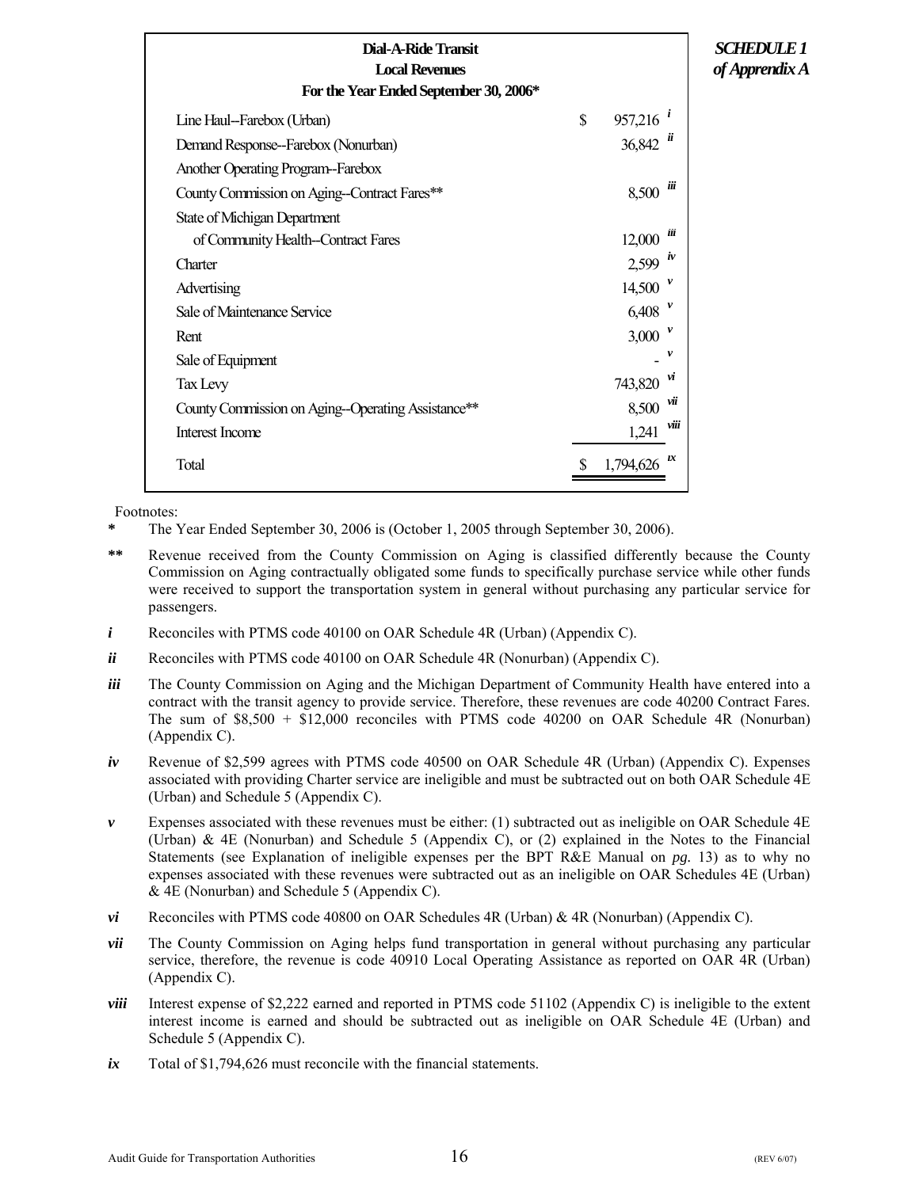**SCHEDULE 1 of Apprendix A**

| Dial-A-Ride Transit<br>Local Revenues<br>For the Year Ended September 30, 2006* | | |
|---|---|---|
| Line Haul--Farebox (Urban) | $ | 957,216 [i] |
| Demand Response--Farebox (Nonurban) | | 36,842 [ii] |
| Another Operating Program--Farebox | | |
| County Commission on Aging--Contract Fares** | | 8,500 [iii] |
| State of Michigan Department of Community Health--Contract Fares | | 12,000 [iii] |
| Charter | | 2,599 [iv] |
| Advertising | | 14,500 [v] |
| Sale of Maintenance Service | | 6,408 [v] |
| Rent | | 3,000 [v] |
| Sale of Equipment | | - [v] |
| Tax Levy | | 743,820 [vi] |
| County Commission on Aging--Operating Assistance** | | 8,500 [vii] |
| Interest Income | | 1,241 [viii] |
| Total | $ | 1,794,626 [ix] |

Footnotes:

**\*** The Year Ended September 30, 2006 is (October 1, 2005 through September 30, 2006).

**\*\*** Revenue received from the County Commission on Aging is classified differently because the County Commission on Aging contractually obligated some funds to specifically purchase service while other funds were received to support the transportation system in general without purchasing any particular service for passengers.

***i*** Reconciles with PTMS code 40100 on OAR Schedule 4R (Urban) (Appendix C).

***ii*** Reconciles with PTMS code 40100 on OAR Schedule 4R (Nonurban) (Appendix C).

***iii*** The County Commission on Aging and the Michigan Department of Community Health have entered into a contract with the transit agency to provide service. Therefore, these revenues are code 40200 Contract Fares. The sum of $8,500 + $12,000 reconciles with PTMS code 40200 on OAR Schedule 4R (Nonurban) (Appendix C).

***iv*** Revenue of $2,599 agrees with PTMS code 40500 on OAR Schedule 4R (Urban) (Appendix C). Expenses associated with providing Charter service are ineligible and must be subtracted out on both OAR Schedule 4E (Urban) and Schedule 5 (Appendix C).

***v*** Expenses associated with these revenues must be either: (1) subtracted out as ineligible on OAR Schedule 4E (Urban) & 4E (Nonurban) and Schedule 5 (Appendix C), or (2) explained in the Notes to the Financial Statements (see Explanation of ineligible expenses per the BPT R&E Manual on *pg.* 13) as to why no expenses associated with these revenues were subtracted out as an ineligible on OAR Schedules 4E (Urban) & 4E (Nonurban) and Schedule 5 (Appendix C).

***vi*** Reconciles with PTMS code 40800 on OAR Schedules 4R (Urban) & 4R (Nonurban) (Appendix C).

***vii*** The County Commission on Aging helps fund transportation in general without purchasing any particular service, therefore, the revenue is code 40910 Local Operating Assistance as reported on OAR 4R (Urban) (Appendix C).

***viii*** Interest expense of $2,222 earned and reported in PTMS code 51102 (Appendix C) is ineligible to the extent interest income is earned and should be subtracted out as ineligible on OAR Schedule 4E (Urban) and Schedule 5 (Appendix C).

***ix*** Total of $1,794,626 must reconcile with the financial statements.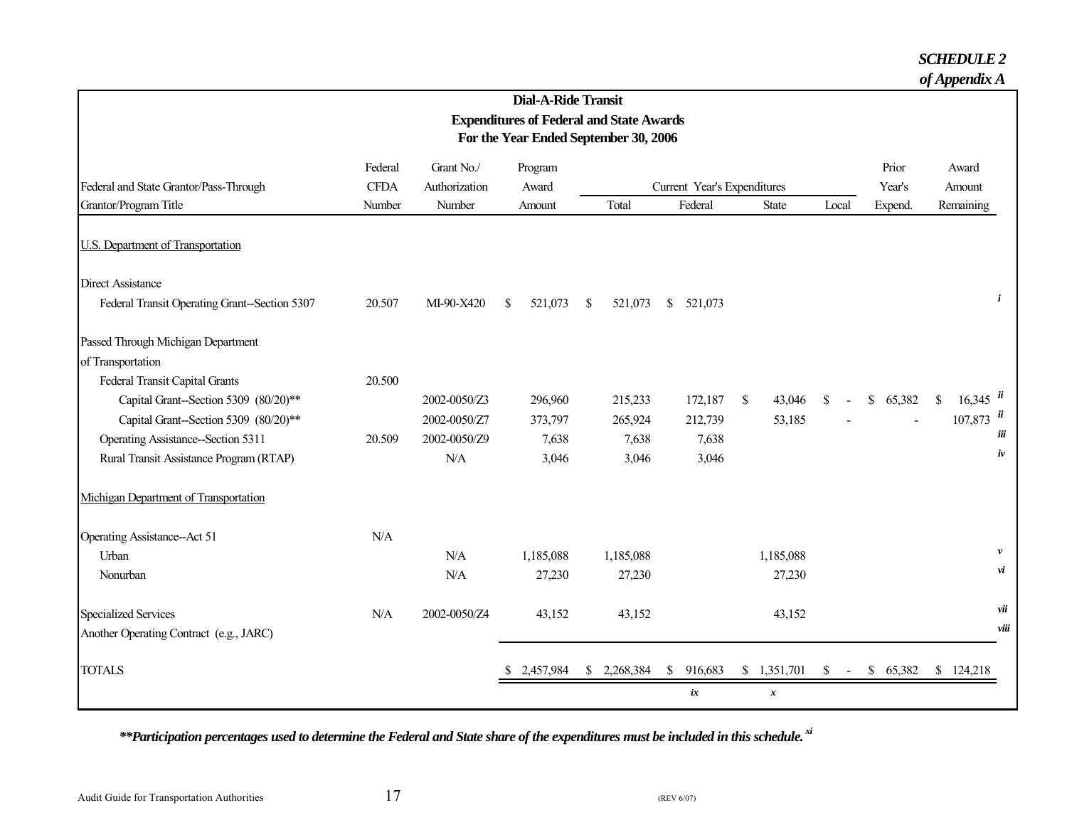***SCHEDULE 2***
***of Appendix A***

**Dial-A-Ride Transit**
**Expenditures of Federal and State Awards**
**For the Year Ended September 30, 2006**

| Federal and State Grantor/Pass-Through Grantor/Program Title | Federal CFDA Number | Grant No./ Authorization Number | Program Award Amount | Current Year's Expenditures Total | Federal | State | Local | Prior Year's Expend. | Award Amount Remaining | |
|---|---|---|---|---|---|---|---|---|---|---|
| U.S. Department of Transportation | | | | | | | | | | |
| Direct Assistance | | | | | | | | | | |
| Federal Transit Operating Grant--Section 5307 | 20.507 | MI-90-X420 | $ 521,073 | $ 521,073 | $ 521,073 | | | | | *i* |
| Passed Through Michigan Department of Transportation | | | | | | | | | | |
| Federal Transit Capital Grants | 20.500 | | | | | | | | | |
| Capital Grant--Section 5309 (80/20)** | | 2002-0050/Z3 | 296,960 | 215,233 | 172,187 | $ 43,046 | $ - | $ 65,382 | $ 16,345 | *ii* |
| Capital Grant--Section 5309 (80/20)** | | 2002-0050/Z7 | 373,797 | 265,924 | 212,739 | 53,185 | - | - | 107,873 | *ii* |
| Operating Assistance--Section 5311 | 20.509 | 2002-0050/Z9 | 7,638 | 7,638 | 7,638 | | | | | *iii* |
| Rural Transit Assistance Program (RTAP) | | N/A | 3,046 | 3,046 | 3,046 | | | | | *iv* |
| Michigan Department of Transportation | | | | | | | | | | |
| Operating Assistance--Act 51 | N/A | | | | | | | | | |
| Urban | | N/A | 1,185,088 | 1,185,088 | | 1,185,088 | | | | *v* |
| Nonurban | | N/A | 27,230 | 27,230 | | 27,230 | | | | *vi* |
| Specialized Services | N/A | 2002-0050/Z4 | 43,152 | 43,152 | | 43,152 | | | | *vii* |
| Another Operating Contract (e.g., JARC) | | | | | | | | | | *viii* |
| TOTALS | | | $ 2,457,984 | $ 2,268,384 | $ 916,683 | $ 1,351,701 | $ - | $ 65,382 | $ 124,218 | |
| | | | | | *ix* | *x* | | | | |

***\*\*Participation percentages used to determine the Federal and State share of the expenditures must be included in this schedule.*** *[xi]*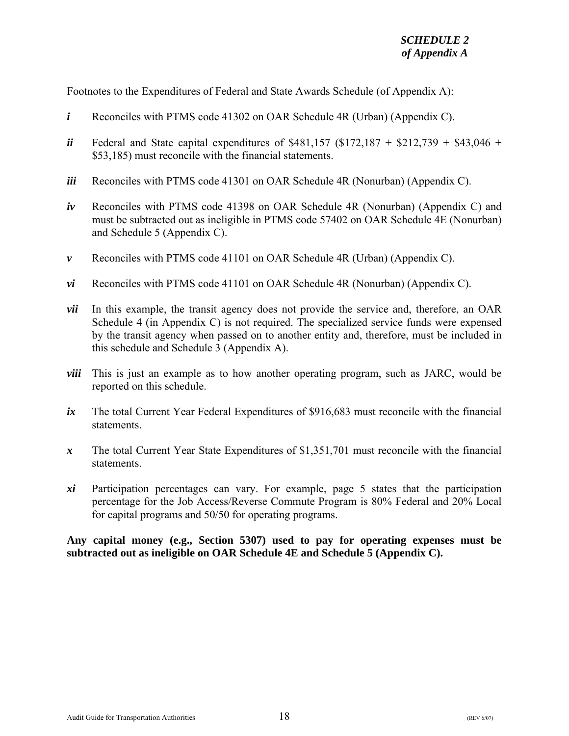***SCHEDULE 2***
***of Appendix A***

Footnotes to the Expenditures of Federal and State Awards Schedule (of Appendix A):

***i*** Reconciles with PTMS code 41302 on OAR Schedule 4R (Urban) (Appendix C).

***ii*** Federal and State capital expenditures of $481,157 ($172,187 + $212,739 + $43,046 + $53,185) must reconcile with the financial statements.

***iii*** Reconciles with PTMS code 41301 on OAR Schedule 4R (Nonurban) (Appendix C).

***iv*** Reconciles with PTMS code 41398 on OAR Schedule 4R (Nonurban) (Appendix C) and must be subtracted out as ineligible in PTMS code 57402 on OAR Schedule 4E (Nonurban) and Schedule 5 (Appendix C).

***v*** Reconciles with PTMS code 41101 on OAR Schedule 4R (Urban) (Appendix C).

***vi*** Reconciles with PTMS code 41101 on OAR Schedule 4R (Nonurban) (Appendix C).

***vii*** In this example, the transit agency does not provide the service and, therefore, an OAR Schedule 4 (in Appendix C) is not required. The specialized service funds were expensed by the transit agency when passed on to another entity and, therefore, must be included in this schedule and Schedule 3 (Appendix A).

***viii*** This is just an example as to how another operating program, such as JARC, would be reported on this schedule.

***ix*** The total Current Year Federal Expenditures of $916,683 must reconcile with the financial statements.

***x*** The total Current Year State Expenditures of $1,351,701 must reconcile with the financial statements.

***xi*** Participation percentages can vary. For example, page 5 states that the participation percentage for the Job Access/Reverse Commute Program is 80% Federal and 20% Local for capital programs and 50/50 for operating programs.

**Any capital money (e.g., Section 5307) used to pay for operating expenses must be subtracted out as ineligible on OAR Schedule 4E and Schedule 5 (Appendix C).**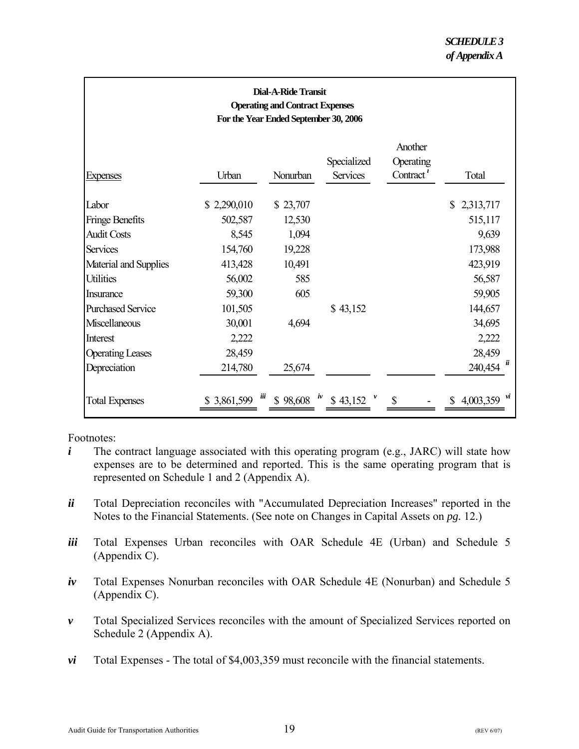***SCHEDULE 3***
***of Appendix A***

**Dial-A-Ride Transit**
**Operating and Contract Expenses**
**For the Year Ended September 30, 2006**

| Expenses | Urban | Nonurban | Specialized Services | Another Operating Contract [i] | Total |
|---|---|---|---|---|---|
| Labor | $ 2,290,010 | $ 23,707 | | | $ 2,313,717 |
| Fringe Benefits | 502,587 | 12,530 | | | 515,117 |
| Audit Costs | 8,545 | 1,094 | | | 9,639 |
| Services | 154,760 | 19,228 | | | 173,988 |
| Material and Supplies | 413,428 | 10,491 | | | 423,919 |
| Utilities | 56,002 | 585 | | | 56,587 |
| Insurance | 59,300 | 605 | | | 59,905 |
| Purchased Service | 101,505 | | $ 43,152 | | 144,657 |
| Miscellaneous | 30,001 | 4,694 | | | 34,695 |
| Interest | 2,222 | | | | 2,222 |
| Operating Leases | 28,459 | | | | 28,459 |
| Depreciation | 214,780 | 25,674 | | | 240,454 [ii] |
| Total Expenses | $ 3,861,599 [iii] | $ 98,608 [iv] | $ 43,152 [v] | $ - | $ 4,003,359 [vi] |

Footnotes:

***i*** The contract language associated with this operating program (e.g., JARC) will state how expenses are to be determined and reported. This is the same operating program that is represented on Schedule 1 and 2 (Appendix A).

***ii*** Total Depreciation reconciles with "Accumulated Depreciation Increases" reported in the Notes to the Financial Statements. (See note on Changes in Capital Assets on *pg.* 12.)

***iii*** Total Expenses Urban reconciles with OAR Schedule 4E (Urban) and Schedule 5 (Appendix C).

***iv*** Total Expenses Nonurban reconciles with OAR Schedule 4E (Nonurban) and Schedule 5 (Appendix C).

***v*** Total Specialized Services reconciles with the amount of Specialized Services reported on Schedule 2 (Appendix A).

***vi*** Total Expenses - The total of $4,003,359 must reconcile with the financial statements.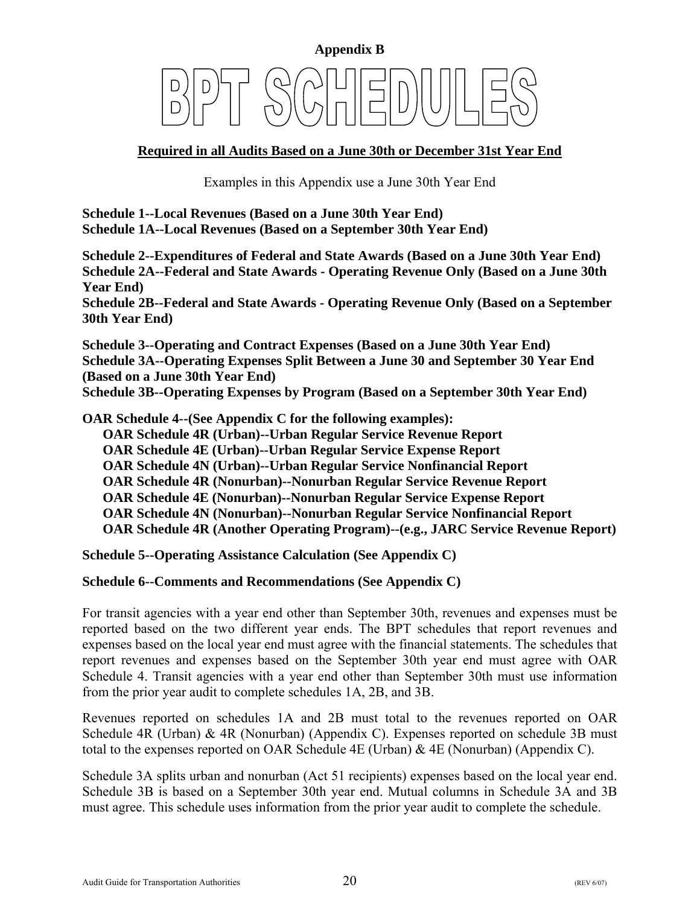**Appendix B**

# BPT SCHEDULES

**Required in all Audits Based on a June 30th or December 31st Year End**

Examples in this Appendix use a June 30th Year End

**Schedule 1--Local Revenues (Based on a June 30th Year End)**
**Schedule 1A--Local Revenues (Based on a September 30th Year End)**

**Schedule 2--Expenditures of Federal and State Awards (Based on a June 30th Year End)**
**Schedule 2A--Federal and State Awards - Operating Revenue Only (Based on a June 30th Year End)**
**Schedule 2B--Federal and State Awards - Operating Revenue Only (Based on a September 30th Year End)**

**Schedule 3--Operating and Contract Expenses (Based on a June 30th Year End)**
**Schedule 3A--Operating Expenses Split Between a June 30 and September 30 Year End (Based on a June 30th Year End)**
**Schedule 3B--Operating Expenses by Program (Based on a September 30th Year End)**

**OAR Schedule 4--(See Appendix C for the following examples):**
- **OAR Schedule 4R (Urban)--Urban Regular Service Revenue Report**
- **OAR Schedule 4E (Urban)--Urban Regular Service Expense Report**
- **OAR Schedule 4N (Urban)--Urban Regular Service Nonfinancial Report**
- **OAR Schedule 4R (Nonurban)--Nonurban Regular Service Revenue Report**
- **OAR Schedule 4E (Nonurban)--Nonurban Regular Service Expense Report**
- **OAR Schedule 4N (Nonurban)--Nonurban Regular Service Nonfinancial Report**
- **OAR Schedule 4R (Another Operating Program)--(e.g., JARC Service Revenue Report)**

**Schedule 5--Operating Assistance Calculation (See Appendix C)**

**Schedule 6--Comments and Recommendations (See Appendix C)**

For transit agencies with a year end other than September 30th, revenues and expenses must be reported based on the two different year ends. The BPT schedules that report revenues and expenses based on the local year end must agree with the financial statements. The schedules that report revenues and expenses based on the September 30th year end must agree with OAR Schedule 4. Transit agencies with a year end other than September 30th must use information from the prior year audit to complete schedules 1A, 2B, and 3B.

Revenues reported on schedules 1A and 2B must total to the revenues reported on OAR Schedule 4R (Urban) & 4R (Nonurban) (Appendix C). Expenses reported on schedule 3B must total to the expenses reported on OAR Schedule 4E (Urban) & 4E (Nonurban) (Appendix C).

Schedule 3A splits urban and nonurban (Act 51 recipients) expenses based on the local year end. Schedule 3B is based on a September 30th year end. Mutual columns in Schedule 3A and 3B must agree. This schedule uses information from the prior year audit to complete the schedule.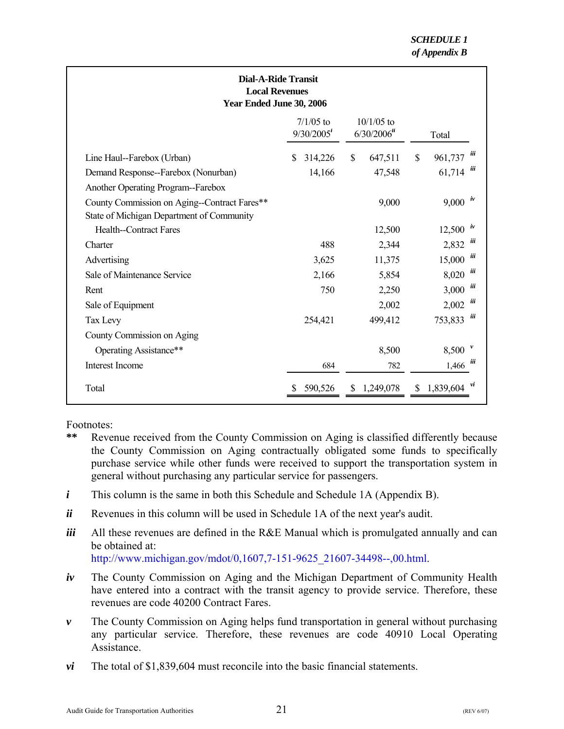*SCHEDULE 1*
*of Appendix B*

**Dial-A-Ride Transit**
**Local Revenues**
**Year Ended June 30, 2006**

| | 7/1/05 to 9/30/2005[i] | 10/1/05 to 6/30/2006[ii] | Total | |
|---|---|---|---|---|
| Line Haul--Farebox (Urban) | $ 314,226 | $ 647,511 | $ 961,737 | iii |
| Demand Response--Farebox (Nonurban) | 14,166 | 47,548 | 61,714 | iii |
| Another Operating Program--Farebox | | | | |
| County Commission on Aging--Contract Fares** | | 9,000 | 9,000 | iv |
| State of Michigan Department of Community Health--Contract Fares | | 12,500 | 12,500 | iv |
| Charter | 488 | 2,344 | 2,832 | iii |
| Advertising | 3,625 | 11,375 | 15,000 | iii |
| Sale of Maintenance Service | 2,166 | 5,854 | 8,020 | iii |
| Rent | 750 | 2,250 | 3,000 | iii |
| Sale of Equipment | | 2,002 | 2,002 | iii |
| Tax Levy | 254,421 | 499,412 | 753,833 | iii |
| County Commission on Aging Operating Assistance** | | 8,500 | 8,500 | v |
| Interest Income | 684 | 782 | 1,466 | iii |
| Total | $ 590,526 | $ 1,249,078 | $ 1,839,604 | vi |

Footnotes:

**\*\*** Revenue received from the County Commission on Aging is classified differently because the County Commission on Aging contractually obligated some funds to specifically purchase service while other funds were received to support the transportation system in general without purchasing any particular service for passengers.

***i*** This column is the same in both this Schedule and Schedule 1A (Appendix B).

***ii*** Revenues in this column will be used in Schedule 1A of the next year's audit.

***iii*** All these revenues are defined in the R&E Manual which is promulgated annually and can be obtained at: http://www.michigan.gov/mdot/0,1607,7-151-9625_21607-34498--,00.html.

***iv*** The County Commission on Aging and the Michigan Department of Community Health have entered into a contract with the transit agency to provide service. Therefore, these revenues are code 40200 Contract Fares.

***v*** The County Commission on Aging helps fund transportation in general without purchasing any particular service. Therefore, these revenues are code 40910 Local Operating Assistance.

***vi*** The total of $1,839,604 must reconcile into the basic financial statements.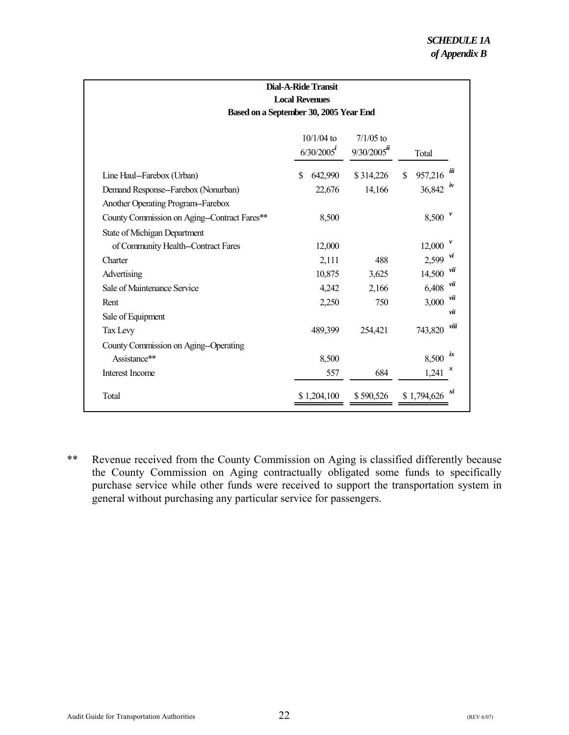*SCHEDULE 1A*
*of Appendix B*

| Dial-A-Ride Transit<br>Local Revenues<br>Based on a September 30, 2005 Year End | | | | |
|---|---|---|---|---|
| | 10/1/04 to 6/30/2005[i] | 7/1/05 to 9/30/2005[ii] | Total | |
| Line Haul--Farebox (Urban) | $ 642,990 | $ 314,226 | $ 957,216 | iii |
| Demand Response--Farebox (Nonurban) | 22,676 | 14,166 | 36,842 | iv |
| Another Operating Program--Farebox | | | | |
| County Commission on Aging--Contract Fares** | 8,500 | | 8,500 | v |
| State of Michigan Department of Community Health--Contract Fares | 12,000 | | 12,000 | v |
| Charter | 2,111 | 488 | 2,599 | vi |
| Advertising | 10,875 | 3,625 | 14,500 | vii |
| Sale of Maintenance Service | 4,242 | 2,166 | 6,408 | vii |
| Rent | 2,250 | 750 | 3,000 | vii |
| Sale of Equipment | | | | vii |
| Tax Levy | 489,399 | 254,421 | 743,820 | viii |
| County Commission on Aging--Operating Assistance** | 8,500 | | 8,500 | ix |
| Interest Income | 557 | 684 | 1,241 | x |
| Total | $ 1,204,100 | $ 590,526 | $ 1,794,626 | xi |

** Revenue received from the County Commission on Aging is classified differently because the County Commission on Aging contractually obligated some funds to specifically purchase service while other funds were received to support the transportation system in general without purchasing any particular service for passengers.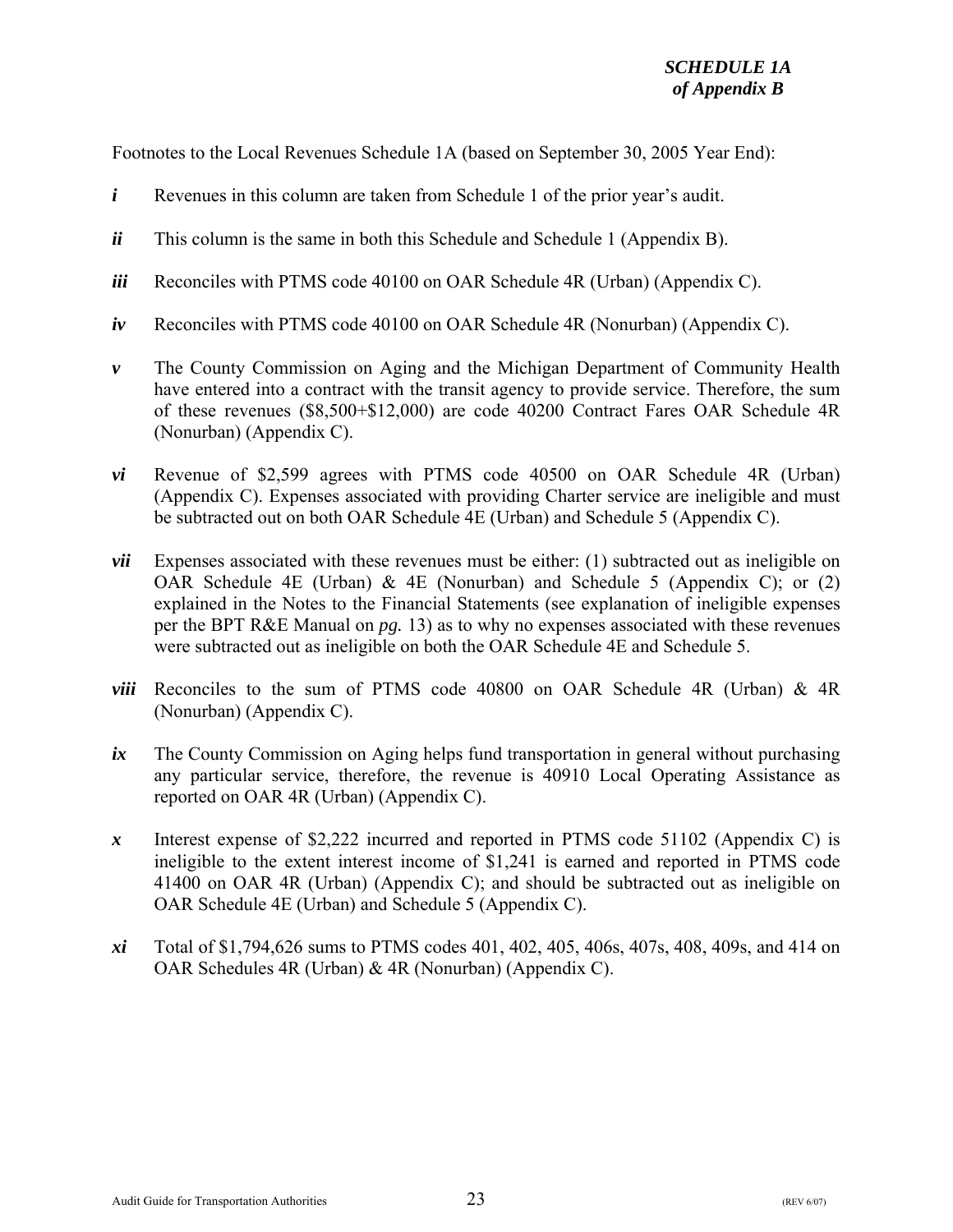***SCHEDULE 1A***
***of Appendix B***

Footnotes to the Local Revenues Schedule 1A (based on September 30, 2005 Year End):

***i*** Revenues in this column are taken from Schedule 1 of the prior year's audit.

***ii*** This column is the same in both this Schedule and Schedule 1 (Appendix B).

***iii*** Reconciles with PTMS code 40100 on OAR Schedule 4R (Urban) (Appendix C).

***iv*** Reconciles with PTMS code 40100 on OAR Schedule 4R (Nonurban) (Appendix C).

***v*** The County Commission on Aging and the Michigan Department of Community Health have entered into a contract with the transit agency to provide service. Therefore, the sum of these revenues ($8,500+$12,000) are code 40200 Contract Fares OAR Schedule 4R (Nonurban) (Appendix C).

***vi*** Revenue of $2,599 agrees with PTMS code 40500 on OAR Schedule 4R (Urban) (Appendix C). Expenses associated with providing Charter service are ineligible and must be subtracted out on both OAR Schedule 4E (Urban) and Schedule 5 (Appendix C).

***vii*** Expenses associated with these revenues must be either: (1) subtracted out as ineligible on OAR Schedule 4E (Urban) & 4E (Nonurban) and Schedule 5 (Appendix C); or (2) explained in the Notes to the Financial Statements (see explanation of ineligible expenses per the BPT R&E Manual on *pg.* 13) as to why no expenses associated with these revenues were subtracted out as ineligible on both the OAR Schedule 4E and Schedule 5.

***viii*** Reconciles to the sum of PTMS code 40800 on OAR Schedule 4R (Urban) & 4R (Nonurban) (Appendix C).

***ix*** The County Commission on Aging helps fund transportation in general without purchasing any particular service, therefore, the revenue is 40910 Local Operating Assistance as reported on OAR 4R (Urban) (Appendix C).

***x*** Interest expense of $2,222 incurred and reported in PTMS code 51102 (Appendix C) is ineligible to the extent interest income of $1,241 is earned and reported in PTMS code 41400 on OAR 4R (Urban) (Appendix C); and should be subtracted out as ineligible on OAR Schedule 4E (Urban) and Schedule 5 (Appendix C).

***xi*** Total of $1,794,626 sums to PTMS codes 401, 402, 405, 406s, 407s, 408, 409s, and 414 on OAR Schedules 4R (Urban) & 4R (Nonurban) (Appendix C).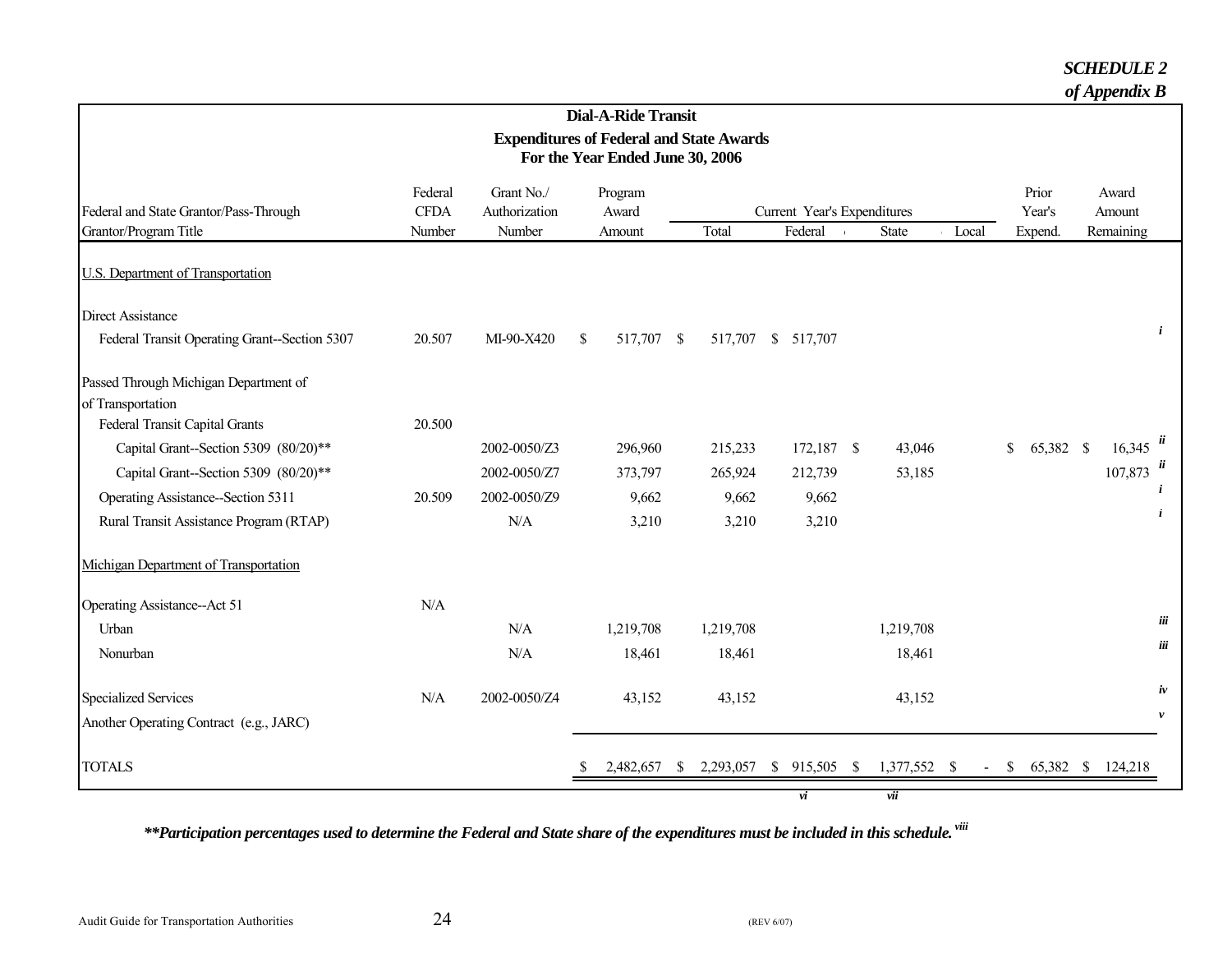***SCHEDULE 2***
***of Appendix B***

**Dial-A-Ride Transit**

**Expenditures of Federal and State Awards**
**For the Year Ended June 30, 2006**

| Federal and State Grantor/Pass-Through Grantor/Program Title | Federal CFDA Number | Grant No./ Authorization Number | Program Award Amount | Current Year's Expenditures Total | Federal | State | Local | Prior Year's Expend. | Award Amount Remaining | |
|---|---|---|---|---|---|---|---|---|---|---|
| U.S. Department of Transportation | | | | | | | | | | |
| Direct Assistance | | | | | | | | | | |
| Federal Transit Operating Grant--Section 5307 | 20.507 | MI-90-X420 | $ 517,707 | $ 517,707 | $ 517,707 | | | | | *i* |
| Passed Through Michigan Department of of Transportation | | | | | | | | | | |
| Federal Transit Capital Grants | 20.500 | | | | | | | | | |
| Capital Grant--Section 5309 (80/20)** | | 2002-0050/Z3 | 296,960 | 215,233 | 172,187 | $ 43,046 | | $ 65,382 | $ 16,345 | *ii* |
| Capital Grant--Section 5309 (80/20)** | | 2002-0050/Z7 | 373,797 | 265,924 | 212,739 | 53,185 | | | 107,873 | *ii* |
| Operating Assistance--Section 5311 | 20.509 | 2002-0050/Z9 | 9,662 | 9,662 | 9,662 | | | | | *i* |
| Rural Transit Assistance Program (RTAP) | | N/A | 3,210 | 3,210 | 3,210 | | | | | *i* |
| Michigan Department of Transportation | | | | | | | | | | |
| Operating Assistance--Act 51 | N/A | | | | | | | | | |
| Urban | | N/A | 1,219,708 | 1,219,708 | | 1,219,708 | | | | *iii* |
| Nonurban | | N/A | 18,461 | 18,461 | | 18,461 | | | | *iii* |
| Specialized Services | N/A | 2002-0050/Z4 | 43,152 | 43,152 | | 43,152 | | | | *iv* |
| Another Operating Contract (e.g., JARC) | | | | | | | | | | *v* |
| TOTALS | | | $ 2,482,657 | $ 2,293,057 | $ 915,505 | $ 1,377,552 | $ - | $ 65,382 | $ 124,218 | |
| | | | | | *vi* | *vii* | | | | |

***\*\*Participation percentages used to determine the Federal and State share of the expenditures must be included in this schedule.*** [viii]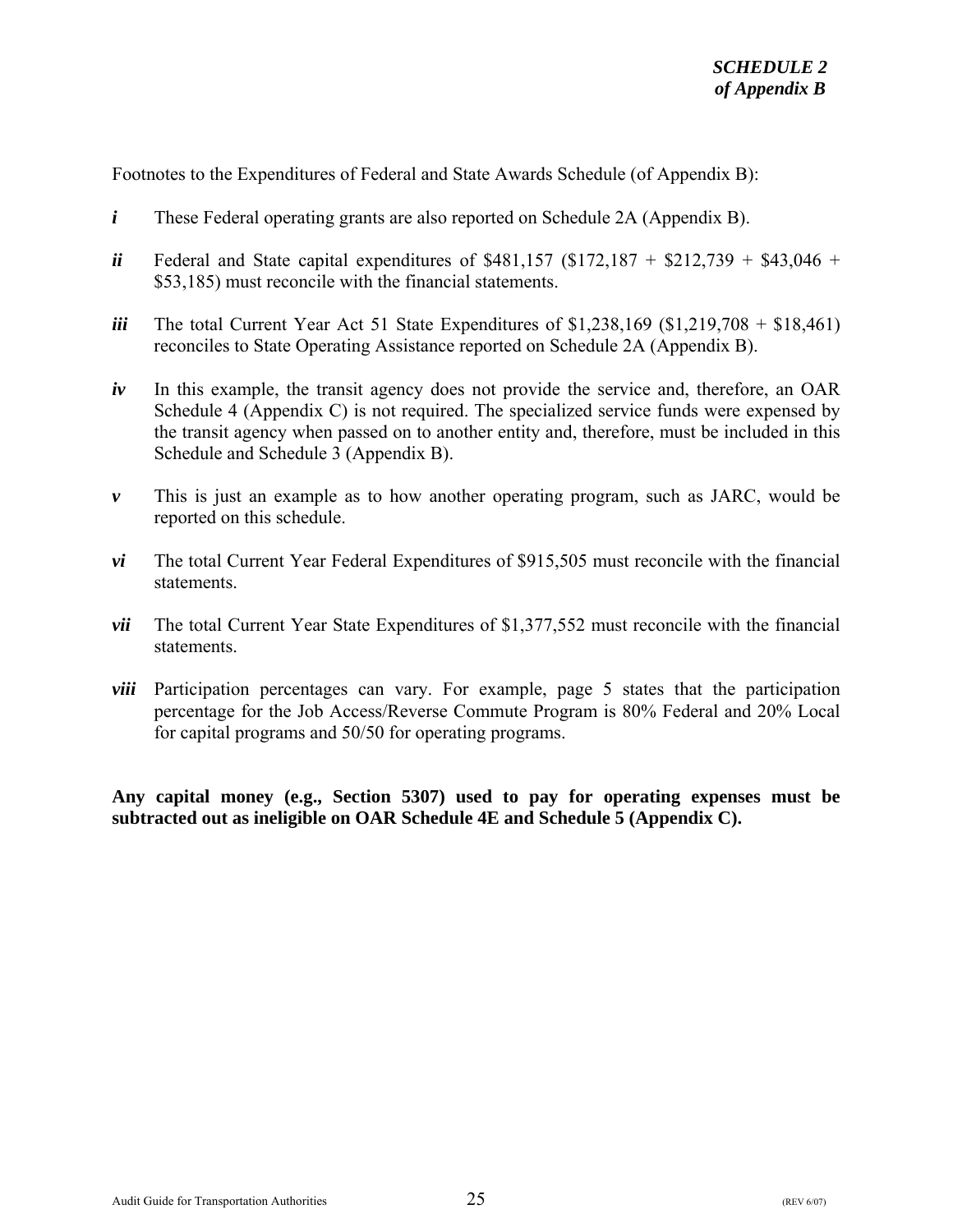***SCHEDULE 2***
***of Appendix B***

Footnotes to the Expenditures of Federal and State Awards Schedule (of Appendix B):

***i*** These Federal operating grants are also reported on Schedule 2A (Appendix B).

***ii*** Federal and State capital expenditures of $481,157 ($172,187 + $212,739 + $43,046 + $53,185) must reconcile with the financial statements.

***iii*** The total Current Year Act 51 State Expenditures of $1,238,169 ($1,219,708 + $18,461) reconciles to State Operating Assistance reported on Schedule 2A (Appendix B).

***iv*** In this example, the transit agency does not provide the service and, therefore, an OAR Schedule 4 (Appendix C) is not required. The specialized service funds were expensed by the transit agency when passed on to another entity and, therefore, must be included in this Schedule and Schedule 3 (Appendix B).

***v*** This is just an example as to how another operating program, such as JARC, would be reported on this schedule.

***vi*** The total Current Year Federal Expenditures of $915,505 must reconcile with the financial statements.

***vii*** The total Current Year State Expenditures of $1,377,552 must reconcile with the financial statements.

***viii*** Participation percentages can vary. For example, page 5 states that the participation percentage for the Job Access/Reverse Commute Program is 80% Federal and 20% Local for capital programs and 50/50 for operating programs.

**Any capital money (e.g., Section 5307) used to pay for operating expenses must be subtracted out as ineligible on OAR Schedule 4E and Schedule 5 (Appendix C).**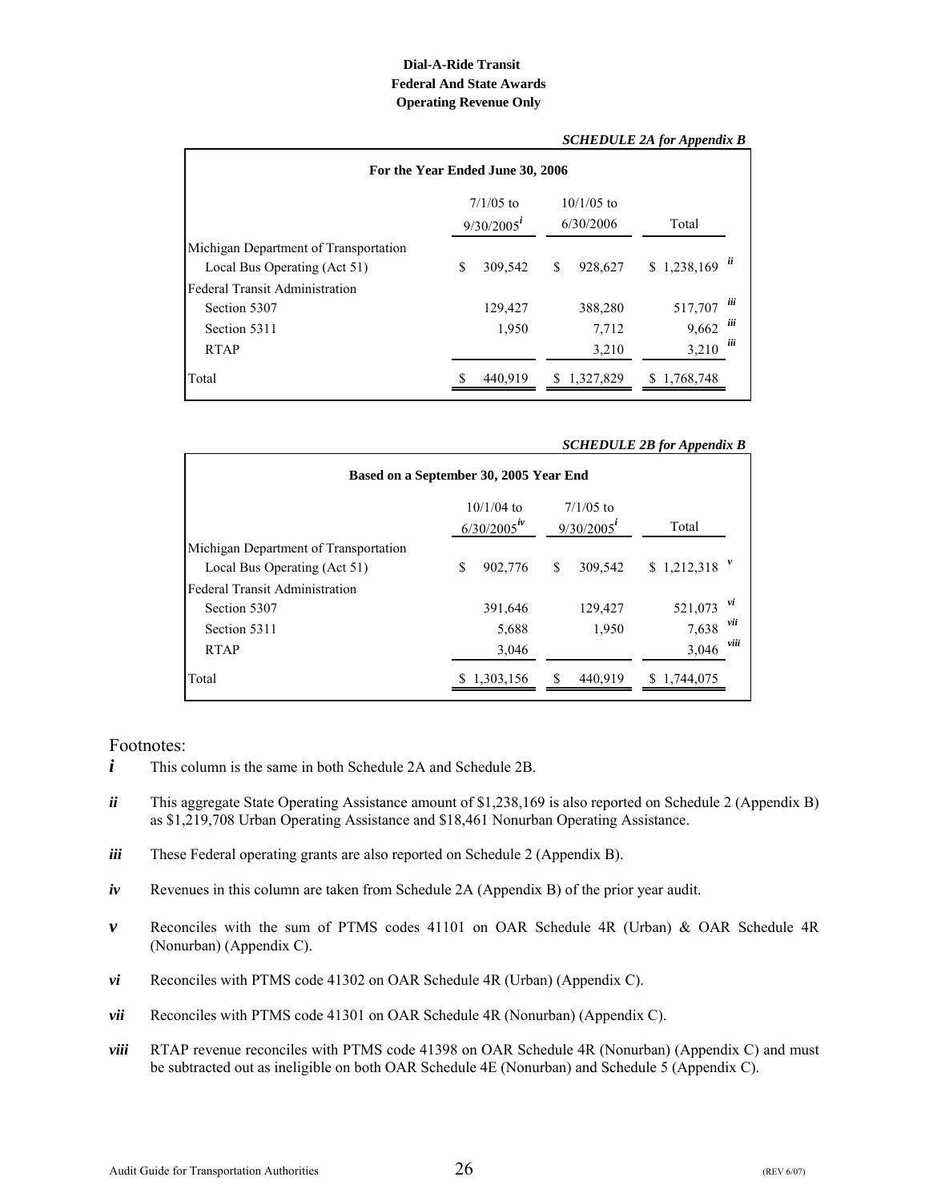**Dial-A-Ride Transit**
**Federal And State Awards**
**Operating Revenue Only**

***SCHEDULE 2A for Appendix B***

| For the Year Ended June 30, 2006 | | | | |
|---|---|---|---|---|
| | 7/1/05 to 9/30/2005[i] | 10/1/05 to 6/30/2006 | Total | |
| Michigan Department of Transportation | | | | |
| Local Bus Operating (Act 51) | $ 309,542 | $ 928,627 | $ 1,238,169 | ii |
| Federal Transit Administration | | | | |
| Section 5307 | 129,427 | 388,280 | 517,707 | iii |
| Section 5311 | 1,950 | 7,712 | 9,662 | iii |
| RTAP | | 3,210 | 3,210 | iii |
| Total | $ 440,919 | $ 1,327,829 | $ 1,768,748 | |

***SCHEDULE 2B for Appendix B***

| Based on a September 30, 2005 Year End | | | | |
|---|---|---|---|---|
| | 10/1/04 to 6/30/2005[iv] | 7/1/05 to 9/30/2005[i] | Total | |
| Michigan Department of Transportation | | | | |
| Local Bus Operating (Act 51) | $ 902,776 | $ 309,542 | $ 1,212,318 | v |
| Federal Transit Administration | | | | |
| Section 5307 | 391,646 | 129,427 | 521,073 | vi |
| Section 5311 | 5,688 | 1,950 | 7,638 | vii |
| RTAP | 3,046 | | 3,046 | viii |
| Total | $ 1,303,156 | $ 440,919 | $ 1,744,075 | |

Footnotes:

***i*** This column is the same in both Schedule 2A and Schedule 2B.

***ii*** This aggregate State Operating Assistance amount of $1,238,169 is also reported on Schedule 2 (Appendix B) as $1,219,708 Urban Operating Assistance and $18,461 Nonurban Operating Assistance.

***iii*** These Federal operating grants are also reported on Schedule 2 (Appendix B).

***iv*** Revenues in this column are taken from Schedule 2A (Appendix B) of the prior year audit.

***v*** Reconciles with the sum of PTMS codes 41101 on OAR Schedule 4R (Urban) & OAR Schedule 4R (Nonurban) (Appendix C).

***vi*** Reconciles with PTMS code 41302 on OAR Schedule 4R (Urban) (Appendix C).

***vii*** Reconciles with PTMS code 41301 on OAR Schedule 4R (Nonurban) (Appendix C).

***viii*** RTAP revenue reconciles with PTMS code 41398 on OAR Schedule 4R (Nonurban) (Appendix C) and must be subtracted out as ineligible on both OAR Schedule 4E (Nonurban) and Schedule 5 (Appendix C).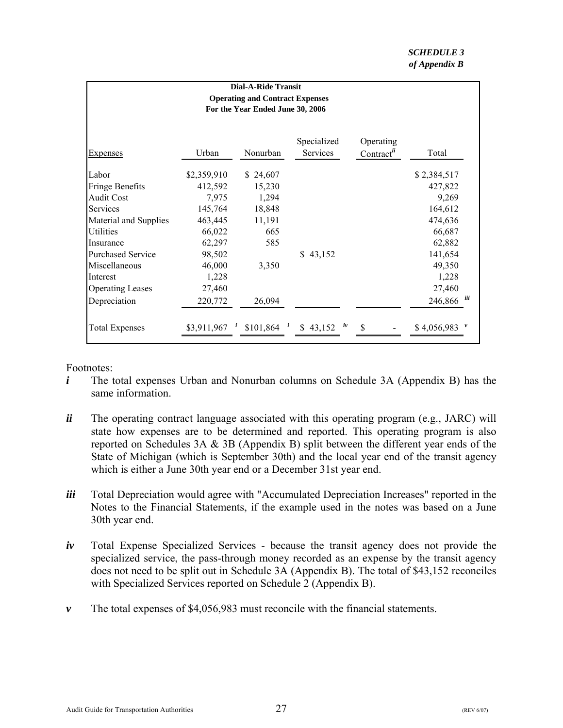*SCHEDULE 3*
*of Appendix B*

**Dial-A-Ride Transit**
**Operating and Contract Expenses**
**For the Year Ended June 30, 2006**

| Expenses | Urban | Nonurban | Specialized Services | Operating Contract[ii] | Total |
|---|---|---|---|---|---|
| Labor | $2,359,910 | $ 24,607 | | | $ 2,384,517 |
| Fringe Benefits | 412,592 | 15,230 | | | 427,822 |
| Audit Cost | 7,975 | 1,294 | | | 9,269 |
| Services | 145,764 | 18,848 | | | 164,612 |
| Material and Supplies | 463,445 | 11,191 | | | 474,636 |
| Utilities | 66,022 | 665 | | | 66,687 |
| Insurance | 62,297 | 585 | | | 62,882 |
| Purchased Service | 98,502 | | $ 43,152 | | 141,654 |
| Miscellaneous | 46,000 | 3,350 | | | 49,350 |
| Interest | 1,228 | | | | 1,228 |
| Operating Leases | 27,460 | | | | 27,460 |
| Depreciation | 220,772 | 26,094 | | | 246,866 [iii] |
| Total Expenses | $3,911,967 [i] | $101,864 [i] | $ 43,152 [iv] | $ - | $ 4,056,983 [v] |

Footnotes:

***i*** The total expenses Urban and Nonurban columns on Schedule 3A (Appendix B) has the same information.

***ii*** The operating contract language associated with this operating program (e.g., JARC) will state how expenses are to be determined and reported. This operating program is also reported on Schedules 3A & 3B (Appendix B) split between the different year ends of the State of Michigan (which is September 30th) and the local year end of the transit agency which is either a June 30th year end or a December 31st year end.

***iii*** Total Depreciation would agree with "Accumulated Depreciation Increases" reported in the Notes to the Financial Statements, if the example used in the notes was based on a June 30th year end.

***iv*** Total Expense Specialized Services - because the transit agency does not provide the specialized service, the pass-through money recorded as an expense by the transit agency does not need to be split out in Schedule 3A (Appendix B). The total of $43,152 reconciles with Specialized Services reported on Schedule 2 (Appendix B).

***v*** The total expenses of $4,056,983 must reconcile with the financial statements.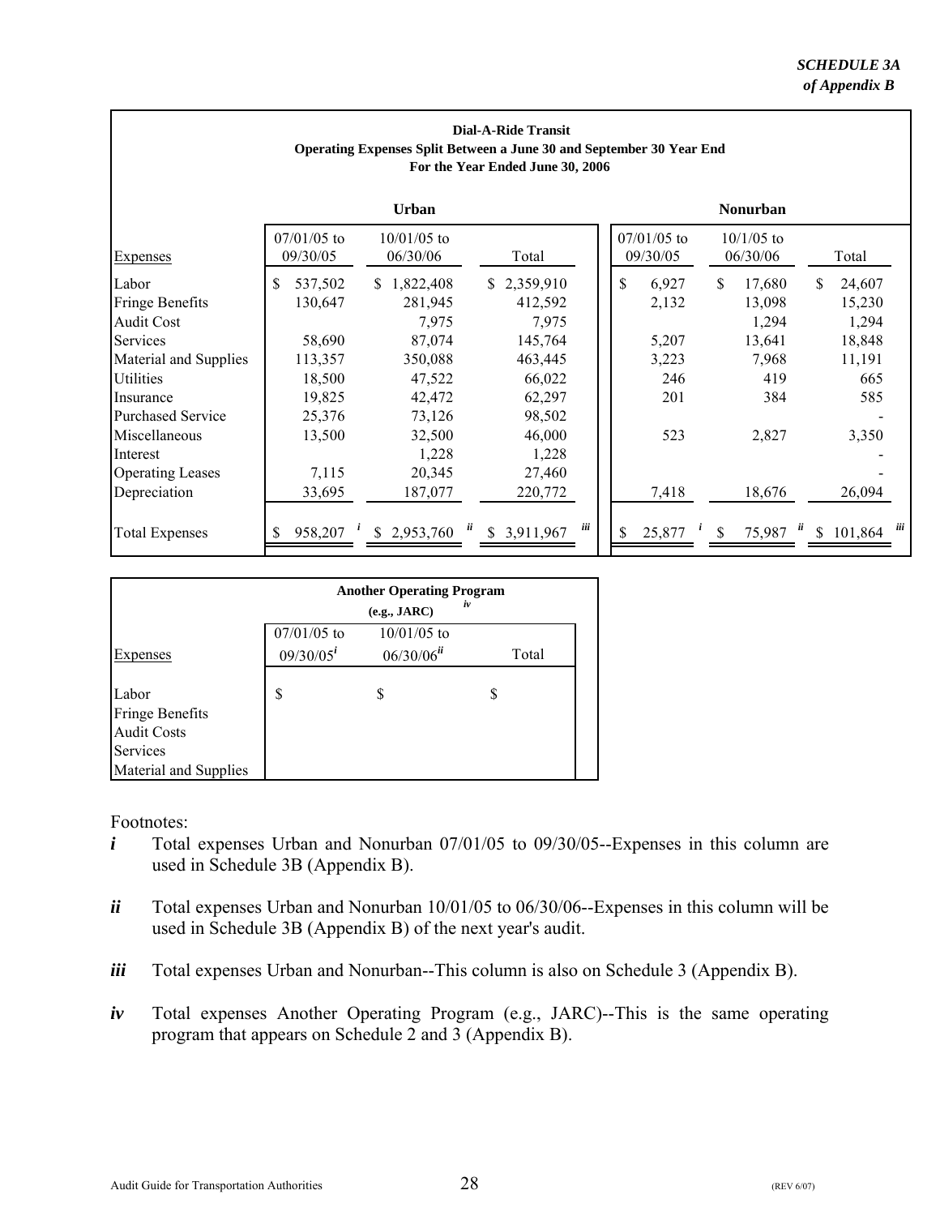*SCHEDULE 3A*
*of Appendix B*

**Dial-A-Ride Transit**
**Operating Expenses Split Between a June 30 and September 30 Year End**
**For the Year Ended June 30, 2006**

| | **Urban** | | | **Nonurban** | | |
|---|---|---|---|---|---|---|
| Expenses | 07/01/05 to 09/30/05 | 10/01/05 to 06/30/06 | Total | 07/01/05 to 09/30/05 | 10/1/05 to 06/30/06 | Total |
| Labor | $ 537,502 | $ 1,822,408 | $ 2,359,910 | $ 6,927 | $ 17,680 | $ 24,607 |
| Fringe Benefits | 130,647 | 281,945 | 412,592 | 2,132 | 13,098 | 15,230 |
| Audit Cost | | 7,975 | 7,975 | | 1,294 | 1,294 |
| Services | 58,690 | 87,074 | 145,764 | 5,207 | 13,641 | 18,848 |
| Material and Supplies | 113,357 | 350,088 | 463,445 | 3,223 | 7,968 | 11,191 |
| Utilities | 18,500 | 47,522 | 66,022 | 246 | 419 | 665 |
| Insurance | 19,825 | 42,472 | 62,297 | 201 | 384 | 585 |
| Purchased Service | 25,376 | 73,126 | 98,502 | | | - |
| Miscellaneous | 13,500 | 32,500 | 46,000 | 523 | 2,827 | 3,350 |
| Interest | | 1,228 | 1,228 | | | - |
| Operating Leases | 7,115 | 20,345 | 27,460 | | | - |
| Depreciation | 33,695 | 187,077 | 220,772 | 7,418 | 18,676 | 26,094 |
| Total Expenses | $ 958,207 [i] | $ 2,953,760 [ii] | $ 3,911,967 [iii] | $ 25,877 [i] | $ 75,987 [ii] | $ 101,864 [iii] |

| | **Another Operating Program (e.g., JARC)** [iv] | |
|---|---|---|
| Expenses | 07/01/05 to 09/30/05[i] | 10/01/05 to 06/30/06[ii] | Total |
| Labor | $ | $ | $ |
| Fringe Benefits | | | |
| Audit Costs | | | |
| Services | | | |
| Material and Supplies | | | |

Footnotes:

***i*** Total expenses Urban and Nonurban 07/01/05 to 09/30/05--Expenses in this column are used in Schedule 3B (Appendix B).

***ii*** Total expenses Urban and Nonurban 10/01/05 to 06/30/06--Expenses in this column will be used in Schedule 3B (Appendix B) of the next year's audit.

***iii*** Total expenses Urban and Nonurban--This column is also on Schedule 3 (Appendix B).

***iv*** Total expenses Another Operating Program (e.g., JARC)--This is the same operating program that appears on Schedule 2 and 3 (Appendix B).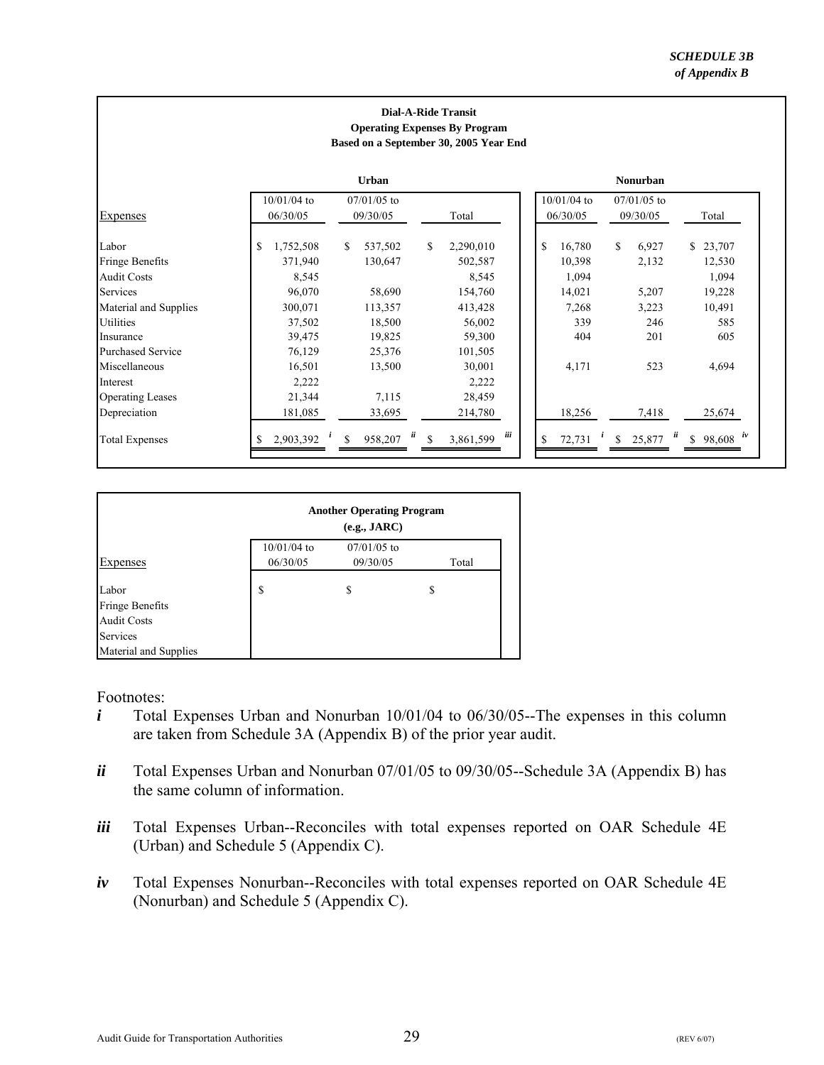*SCHEDULE 3B*
*of Appendix B*

**Dial-A-Ride Transit**
**Operating Expenses By Program**
**Based on a September 30, 2005 Year End**

| | **Urban** | | | **Nonurban** | | |
|---|---|---|---|---|---|---|
| Expenses | 10/01/04 to 06/30/05 | 07/01/05 to 09/30/05 | Total | 10/01/04 to 06/30/05 | 07/01/05 to 09/30/05 | Total |
| Labor | $ 1,752,508 | $ 537,502 | $ 2,290,010 | $ 16,780 | $ 6,927 | $ 23,707 |
| Fringe Benefits | 371,940 | 130,647 | 502,587 | 10,398 | 2,132 | 12,530 |
| Audit Costs | 8,545 | | 8,545 | 1,094 | | 1,094 |
| Services | 96,070 | 58,690 | 154,760 | 14,021 | 5,207 | 19,228 |
| Material and Supplies | 300,071 | 113,357 | 413,428 | 7,268 | 3,223 | 10,491 |
| Utilities | 37,502 | 18,500 | 56,002 | 339 | 246 | 585 |
| Insurance | 39,475 | 19,825 | 59,300 | 404 | 201 | 605 |
| Purchased Service | 76,129 | 25,376 | 101,505 | | | |
| Miscellaneous | 16,501 | 13,500 | 30,001 | 4,171 | 523 | 4,694 |
| Interest | 2,222 | | 2,222 | | | |
| Operating Leases | 21,344 | 7,115 | 28,459 | | | |
| Depreciation | 181,085 | 33,695 | 214,780 | 18,256 | 7,418 | 25,674 |
| Total Expenses | $ 2,903,392 *i* | $ 958,207 *ii* | $ 3,861,599 *iii* | $ 72,731 *i* | $ 25,877 *ii* | $ 98,608 *iv* |

**Another Operating Program**
**(e.g., JARC)**

| Expenses | 10/01/04 to 06/30/05 | 07/01/05 to 09/30/05 | Total |
|---|---|---|---|
| Labor | $ | $ | $ |
| Fringe Benefits | | | |
| Audit Costs | | | |
| Services | | | |
| Material and Supplies | | | |

Footnotes:

***i*** Total Expenses Urban and Nonurban 10/01/04 to 06/30/05--The expenses in this column are taken from Schedule 3A (Appendix B) of the prior year audit.

***ii*** Total Expenses Urban and Nonurban 07/01/05 to 09/30/05--Schedule 3A (Appendix B) has the same column of information.

***iii*** Total Expenses Urban--Reconciles with total expenses reported on OAR Schedule 4E (Urban) and Schedule 5 (Appendix C).

***iv*** Total Expenses Nonurban--Reconciles with total expenses reported on OAR Schedule 4E (Nonurban) and Schedule 5 (Appendix C).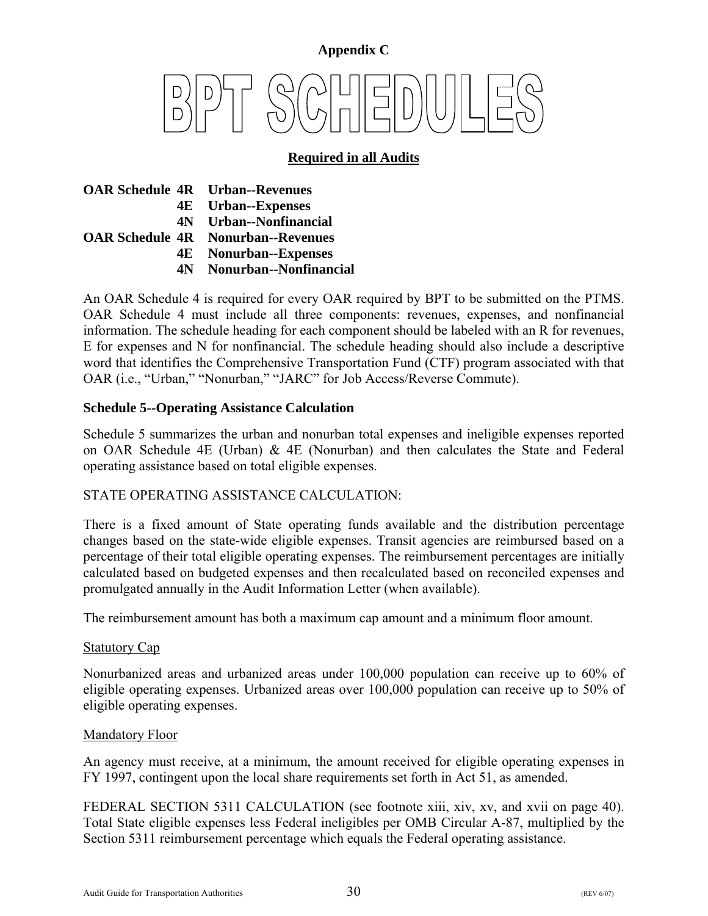**Appendix C**

# BPT SCHEDULES

**Required in all Audits**

**OAR Schedule 4R Urban--Revenues**
**4E Urban--Expenses**
**4N Urban--Nonfinancial**
**OAR Schedule 4R Nonurban--Revenues**
**4E Nonurban--Expenses**
**4N Nonurban--Nonfinancial**

An OAR Schedule 4 is required for every OAR required by BPT to be submitted on the PTMS. OAR Schedule 4 must include all three components: revenues, expenses, and nonfinancial information. The schedule heading for each component should be labeled with an R for revenues, E for expenses and N for nonfinancial. The schedule heading should also include a descriptive word that identifies the Comprehensive Transportation Fund (CTF) program associated with that OAR (i.e., "Urban," "Nonurban," "JARC" for Job Access/Reverse Commute).

**Schedule 5--Operating Assistance Calculation**

Schedule 5 summarizes the urban and nonurban total expenses and ineligible expenses reported on OAR Schedule 4E (Urban) & 4E (Nonurban) and then calculates the State and Federal operating assistance based on total eligible expenses.

STATE OPERATING ASSISTANCE CALCULATION:

There is a fixed amount of State operating funds available and the distribution percentage changes based on the state-wide eligible expenses. Transit agencies are reimbursed based on a percentage of their total eligible operating expenses. The reimbursement percentages are initially calculated based on budgeted expenses and then recalculated based on reconciled expenses and promulgated annually in the Audit Information Letter (when available).

The reimbursement amount has both a maximum cap amount and a minimum floor amount.

Statutory Cap

Nonurbanized areas and urbanized areas under 100,000 population can receive up to 60% of eligible operating expenses. Urbanized areas over 100,000 population can receive up to 50% of eligible operating expenses.

Mandatory Floor

An agency must receive, at a minimum, the amount received for eligible operating expenses in FY 1997, contingent upon the local share requirements set forth in Act 51, as amended.

FEDERAL SECTION 5311 CALCULATION (see footnote xiii, xiv, xv, and xvii on page 40). Total State eligible expenses less Federal ineligibles per OMB Circular A-87, multiplied by the Section 5311 reimbursement percentage which equals the Federal operating assistance.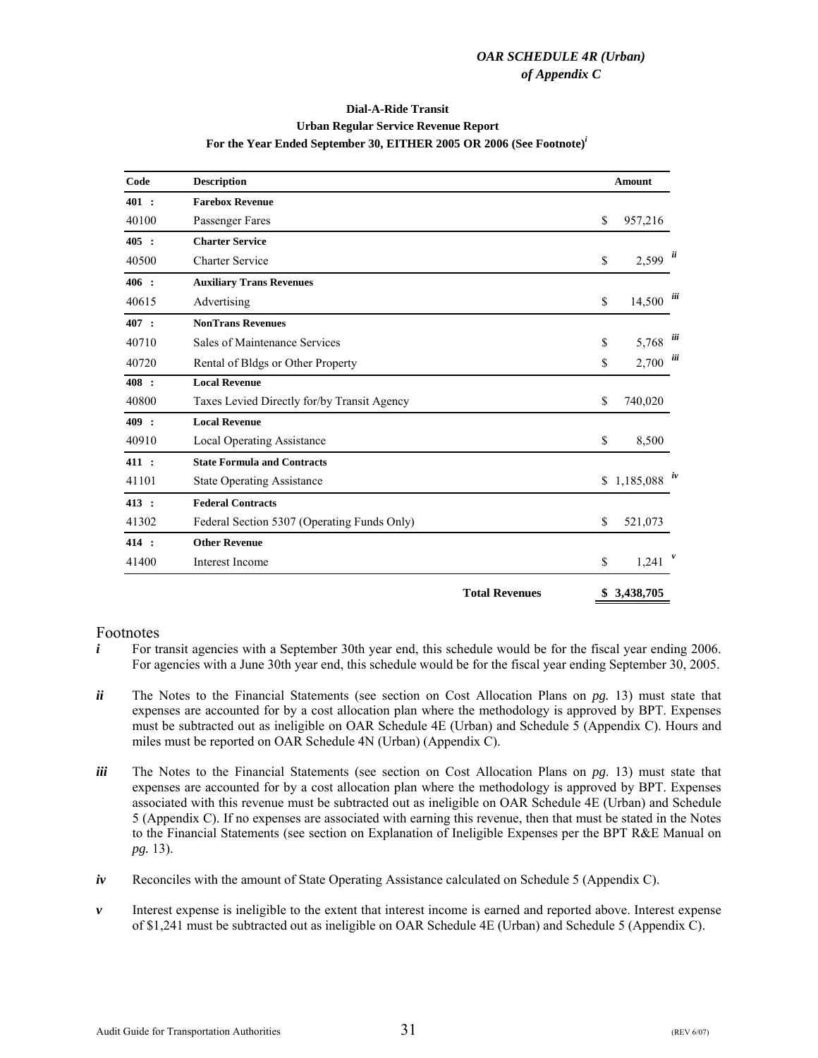*OAR SCHEDULE 4R (Urban)*
*of Appendix C*

**Dial-A-Ride Transit**
**Urban Regular Service Revenue Report**
**For the Year Ended September 30, EITHER 2005 OR 2006 (See Footnote)[i]**

| Code | Description | Amount |
|---|---|---|
| **401 :** | **Farebox Revenue** | |
| 40100 | Passenger Fares | $ 957,216 |
| **405 :** | **Charter Service** | |
| 40500 | Charter Service | $ 2,599 [ii] |
| **406 :** | **Auxiliary Trans Revenues** | |
| 40615 | Advertising | $ 14,500 [iii] |
| **407 :** | **NonTrans Revenues** | |
| 40710 | Sales of Maintenance Services | $ 5,768 [iii] |
| 40720 | Rental of Bldgs or Other Property | $ 2,700 [iii] |
| **408 :** | **Local Revenue** | |
| 40800 | Taxes Levied Directly for/by Transit Agency | $ 740,020 |
| **409 :** | **Local Revenue** | |
| 40910 | Local Operating Assistance | $ 8,500 |
| **411 :** | **State Formula and Contracts** | |
| 41101 | State Operating Assistance | $ 1,185,088 [iv] |
| **413 :** | **Federal Contracts** | |
| 41302 | Federal Section 5307 (Operating Funds Only) | $ 521,073 |
| **414 :** | **Other Revenue** | |
| 41400 | Interest Income | $ 1,241 [v] |
| | **Total Revenues** | **$ 3,438,705** |

## Footnotes

***i*** For transit agencies with a September 30th year end, this schedule would be for the fiscal year ending 2006. For agencies with a June 30th year end, this schedule would be for the fiscal year ending September 30, 2005.

***ii*** The Notes to the Financial Statements (see section on Cost Allocation Plans on *pg.* 13) must state that expenses are accounted for by a cost allocation plan where the methodology is approved by BPT. Expenses must be subtracted out as ineligible on OAR Schedule 4E (Urban) and Schedule 5 (Appendix C). Hours and miles must be reported on OAR Schedule 4N (Urban) (Appendix C).

***iii*** The Notes to the Financial Statements (see section on Cost Allocation Plans on *pg*. 13) must state that expenses are accounted for by a cost allocation plan where the methodology is approved by BPT. Expenses associated with this revenue must be subtracted out as ineligible on OAR Schedule 4E (Urban) and Schedule 5 (Appendix C). If no expenses are associated with earning this revenue, then that must be stated in the Notes to the Financial Statements (see section on Explanation of Ineligible Expenses per the BPT R&E Manual on *pg.* 13).

***iv*** Reconciles with the amount of State Operating Assistance calculated on Schedule 5 (Appendix C).

***v*** Interest expense is ineligible to the extent that interest income is earned and reported above. Interest expense of $1,241 must be subtracted out as ineligible on OAR Schedule 4E (Urban) and Schedule 5 (Appendix C).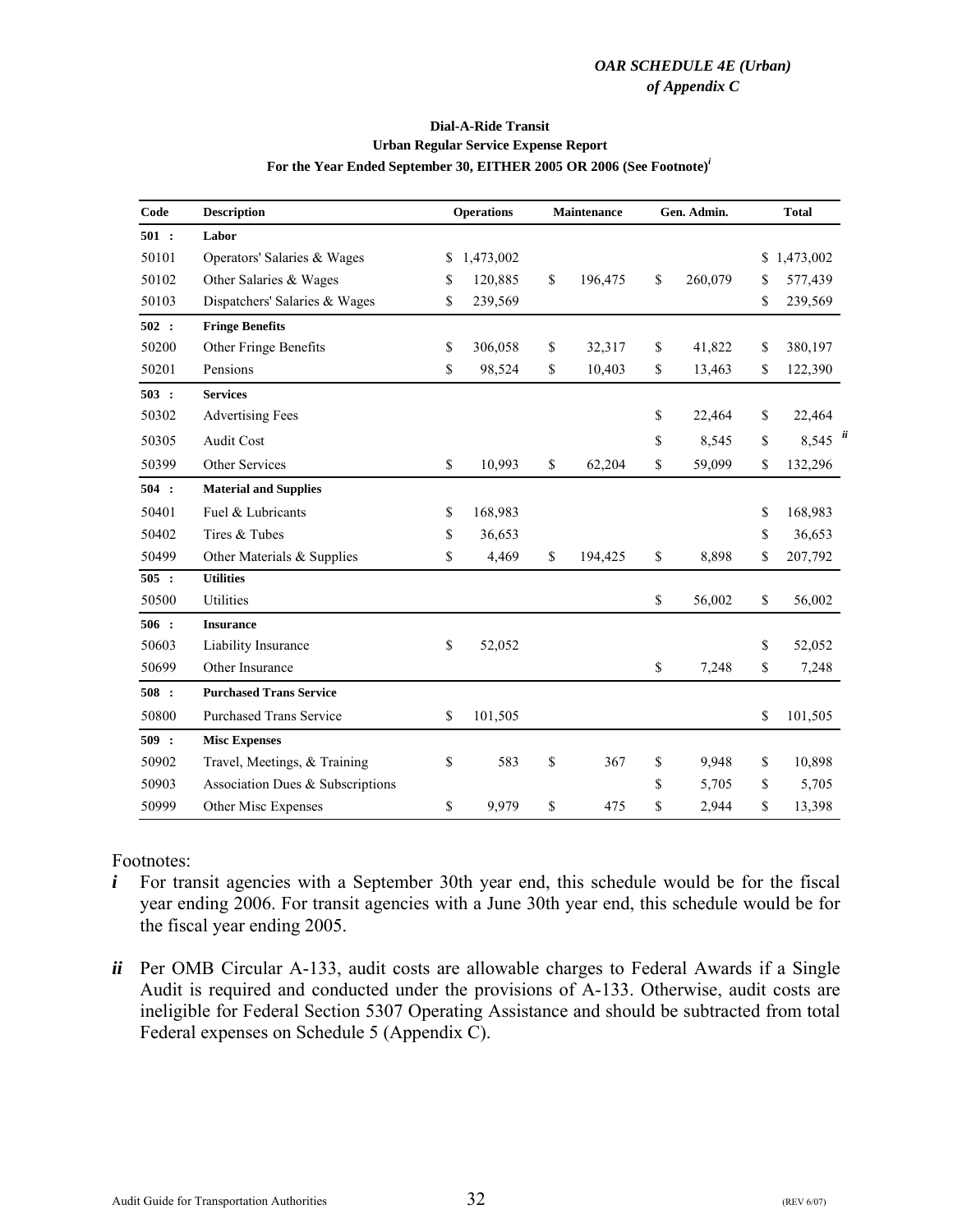*OAR SCHEDULE 4E (Urban)*
*of Appendix C*

**Dial-A-Ride Transit**
**Urban Regular Service Expense Report**
**For the Year Ended September 30, EITHER 2005 OR 2006 (See Footnote)[i]**

| Code | Description | Operations | Maintenance | Gen. Admin. | Total |
|---|---|---|---|---|---|
| **501 :** | **Labor** | | | | |
| 50101 | Operators' Salaries & Wages | $ 1,473,002 | | | $ 1,473,002 |
| 50102 | Other Salaries & Wages | $ 120,885 | $ 196,475 | $ 260,079 | $ 577,439 |
| 50103 | Dispatchers' Salaries & Wages | $ 239,569 | | | $ 239,569 |
| **502 :** | **Fringe Benefits** | | | | |
| 50200 | Other Fringe Benefits | $ 306,058 | $ 32,317 | $ 41,822 | $ 380,197 |
| 50201 | Pensions | $ 98,524 | $ 10,403 | $ 13,463 | $ 122,390 |
| **503 :** | **Services** | | | | |
| 50302 | Advertising Fees | | | $ 22,464 | $ 22,464 |
| 50305 | Audit Cost | | | $ 8,545 | $ 8,545 [ii] |
| 50399 | Other Services | $ 10,993 | $ 62,204 | $ 59,099 | $ 132,296 |
| **504 :** | **Material and Supplies** | | | | |
| 50401 | Fuel & Lubricants | $ 168,983 | | | $ 168,983 |
| 50402 | Tires & Tubes | $ 36,653 | | | $ 36,653 |
| 50499 | Other Materials & Supplies | $ 4,469 | $ 194,425 | $ 8,898 | $ 207,792 |
| **505 :** | **Utilities** | | | | |
| 50500 | Utilities | | | $ 56,002 | $ 56,002 |
| **506 :** | **Insurance** | | | | |
| 50603 | Liability Insurance | $ 52,052 | | | $ 52,052 |
| 50699 | Other Insurance | | | $ 7,248 | $ 7,248 |
| **508 :** | **Purchased Trans Service** | | | | |
| 50800 | Purchased Trans Service | $ 101,505 | | | $ 101,505 |
| **509 :** | **Misc Expenses** | | | | |
| 50902 | Travel, Meetings, & Training | $ 583 | $ 367 | $ 9,948 | $ 10,898 |
| 50903 | Association Dues & Subscriptions | | | $ 5,705 | $ 5,705 |
| 50999 | Other Misc Expenses | $ 9,979 | $ 475 | $ 2,944 | $ 13,398 |

Footnotes:

***i*** For transit agencies with a September 30th year end, this schedule would be for the fiscal year ending 2006. For transit agencies with a June 30th year end, this schedule would be for the fiscal year ending 2005.

***ii*** Per OMB Circular A-133, audit costs are allowable charges to Federal Awards if a Single Audit is required and conducted under the provisions of A-133. Otherwise, audit costs are ineligible for Federal Section 5307 Operating Assistance and should be subtracted from total Federal expenses on Schedule 5 (Appendix C).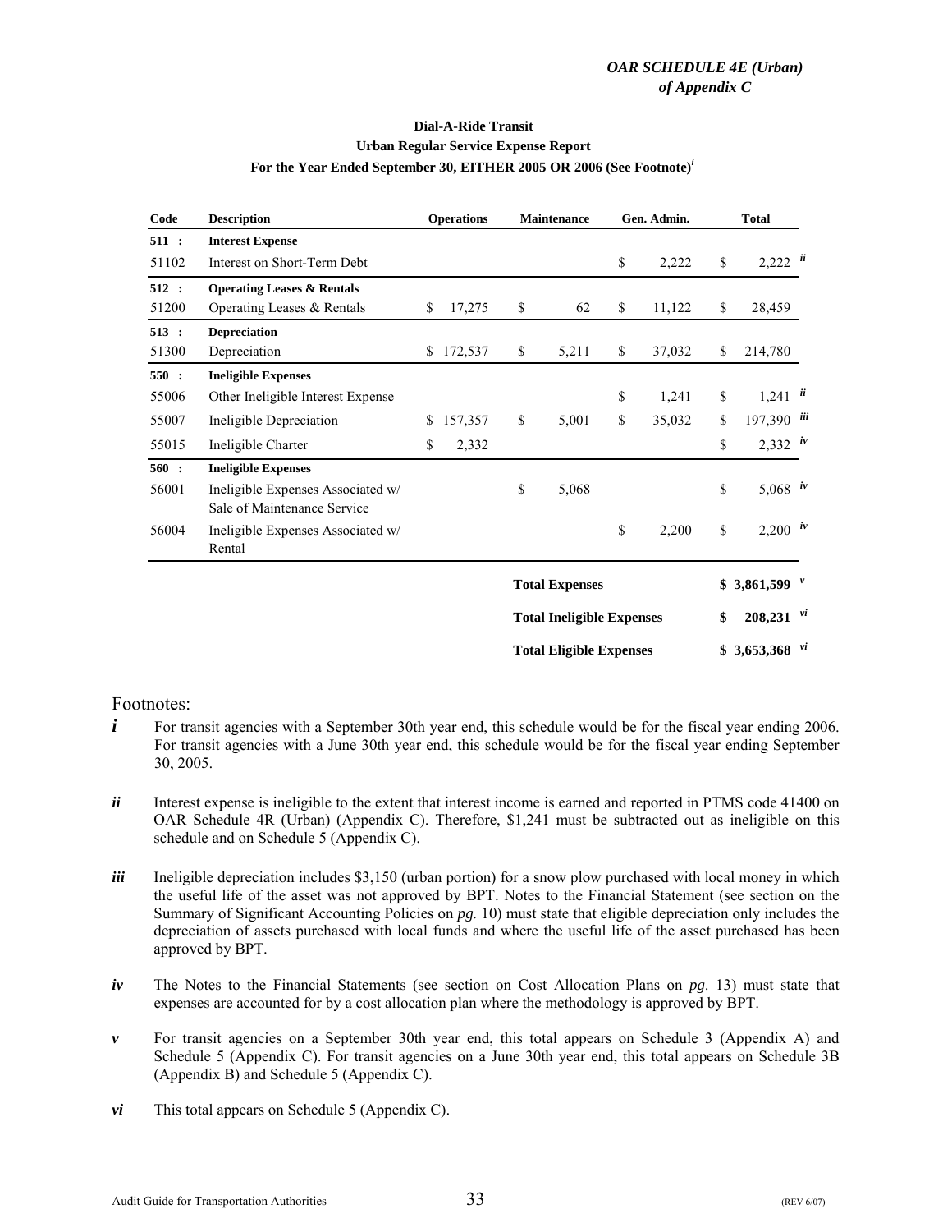*OAR SCHEDULE 4E (Urban)*
*of Appendix C*

**Dial-A-Ride Transit**
**Urban Regular Service Expense Report**
**For the Year Ended September 30, EITHER 2005 OR 2006 (See Footnote)[i]**

| Code | Description | Operations | Maintenance | Gen. Admin. | Total |
|---|---|---|---|---|---|
| **511 :** | **Interest Expense** | | | | |
| 51102 | Interest on Short-Term Debt | | | $ 2,222 | $ 2,222 [ii] |
| **512 :** | **Operating Leases & Rentals** | | | | |
| 51200 | Operating Leases & Rentals | $ 17,275 | $ 62 | $ 11,122 | $ 28,459 |
| **513 :** | **Depreciation** | | | | |
| 51300 | Depreciation | $ 172,537 | $ 5,211 | $ 37,032 | $ 214,780 |
| **550 :** | **Ineligible Expenses** | | | | |
| 55006 | Other Ineligible Interest Expense | | | $ 1,241 | $ 1,241 [ii] |
| 55007 | Ineligible Depreciation | $ 157,357 | $ 5,001 | $ 35,032 | $ 197,390 [iii] |
| 55015 | Ineligible Charter | $ 2,332 | | | $ 2,332 [iv] |
| **560 :** | **Ineligible Expenses** | | | | |
| 56001 | Ineligible Expenses Associated w/ Sale of Maintenance Service | | $ 5,068 | | $ 5,068 [iv] |
| 56004 | Ineligible Expenses Associated w/ Rental | | | $ 2,200 | $ 2,200 [iv] |
| | | | **Total Expenses** | | **$ 3,861,599** [v] |
| | | | **Total Ineligible Expenses** | | **$ 208,231** [vi] |
| | | | **Total Eligible Expenses** | | **$ 3,653,368** [vi] |

Footnotes:

***i*** For transit agencies with a September 30th year end, this schedule would be for the fiscal year ending 2006. For transit agencies with a June 30th year end, this schedule would be for the fiscal year ending September 30, 2005.

***ii*** Interest expense is ineligible to the extent that interest income is earned and reported in PTMS code 41400 on OAR Schedule 4R (Urban) (Appendix C). Therefore, $1,241 must be subtracted out as ineligible on this schedule and on Schedule 5 (Appendix C).

***iii*** Ineligible depreciation includes $3,150 (urban portion) for a snow plow purchased with local money in which the useful life of the asset was not approved by BPT. Notes to the Financial Statement (see section on the Summary of Significant Accounting Policies on *pg.* 10) must state that eligible depreciation only includes the depreciation of assets purchased with local funds and where the useful life of the asset purchased has been approved by BPT.

***iv*** The Notes to the Financial Statements (see section on Cost Allocation Plans on *pg*. 13) must state that expenses are accounted for by a cost allocation plan where the methodology is approved by BPT.

***v*** For transit agencies on a September 30th year end, this total appears on Schedule 3 (Appendix A) and Schedule 5 (Appendix C). For transit agencies on a June 30th year end, this total appears on Schedule 3B (Appendix B) and Schedule 5 (Appendix C).

***vi*** This total appears on Schedule 5 (Appendix C).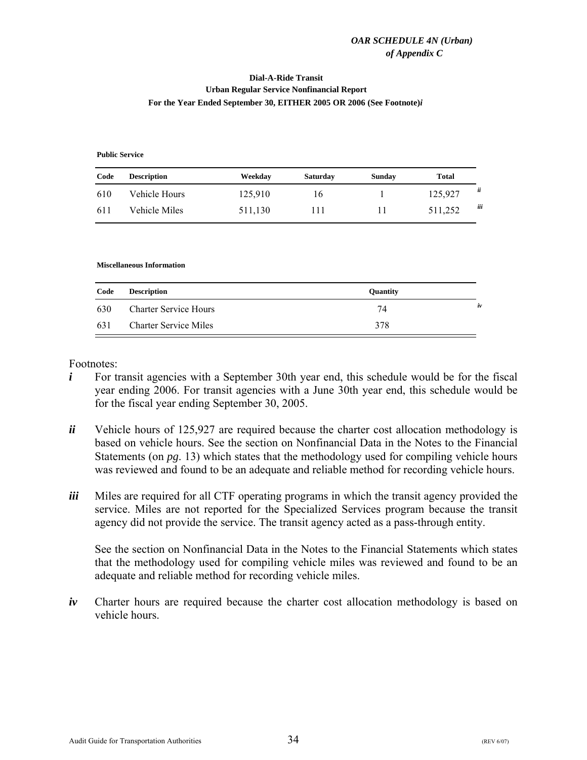*OAR SCHEDULE 4N (Urban)*
*of Appendix C*

**Dial-A-Ride Transit**
**Urban Regular Service Nonfinancial Report**
**For the Year Ended September 30, EITHER 2005 OR 2006 (See Footnote)*i***

**Public Service**

| Code | Description | Weekday | Saturday | Sunday | Total | |
|---|---|---|---|---|---|---|
| 610 | Vehicle Hours | 125,910 | 16 | 1 | 125,927 | *ii* |
| 611 | Vehicle Miles | 511,130 | 111 | 11 | 511,252 | *iii* |

**Miscellaneous Information**

| Code | Description | Quantity | |
|---|---|---|---|
| 630 | Charter Service Hours | 74 | *iv* |
| 631 | Charter Service Miles | 378 | |

Footnotes:

***i*** For transit agencies with a September 30th year end, this schedule would be for the fiscal year ending 2006. For transit agencies with a June 30th year end, this schedule would be for the fiscal year ending September 30, 2005.

***ii*** Vehicle hours of 125,927 are required because the charter cost allocation methodology is based on vehicle hours. See the section on Nonfinancial Data in the Notes to the Financial Statements (on *pg*. 13) which states that the methodology used for compiling vehicle hours was reviewed and found to be an adequate and reliable method for recording vehicle hours.

***iii*** Miles are required for all CTF operating programs in which the transit agency provided the service. Miles are not reported for the Specialized Services program because the transit agency did not provide the service. The transit agency acted as a pass-through entity.

See the section on Nonfinancial Data in the Notes to the Financial Statements which states that the methodology used for compiling vehicle miles was reviewed and found to be an adequate and reliable method for recording vehicle miles.

***iv*** Charter hours are required because the charter cost allocation methodology is based on vehicle hours.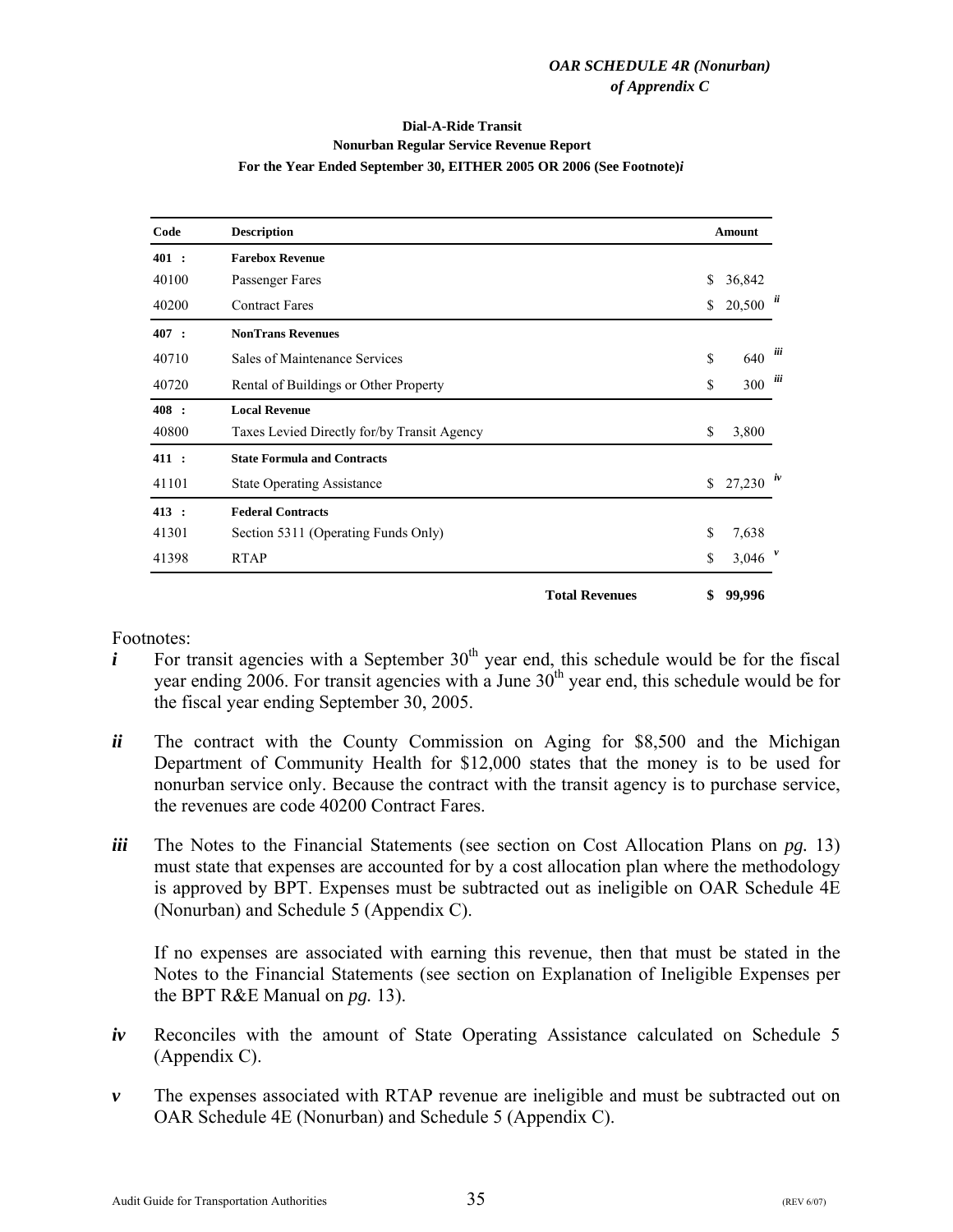*OAR SCHEDULE 4R (Nonurban)*
*of Apprendix C*

**Dial-A-Ride Transit**
**Nonurban Regular Service Revenue Report**
**For the Year Ended September 30, EITHER 2005 OR 2006 (See Footnote)*i***

| Code | Description | Amount | |
|---|---|---|---|
| **401 :** | **Farebox Revenue** | | |
| 40100 | Passenger Fares | $ 36,842 | |
| 40200 | Contract Fares | $ 20,500 | *ii* |
| **407 :** | **NonTrans Revenues** | | |
| 40710 | Sales of Maintenance Services | $ 640 | *iii* |
| 40720 | Rental of Buildings or Other Property | $ 300 | *iii* |
| **408 :** | **Local Revenue** | | |
| 40800 | Taxes Levied Directly for/by Transit Agency | $ 3,800 | |
| **411 :** | **State Formula and Contracts** | | |
| 41101 | State Operating Assistance | $ 27,230 | *iv* |
| **413 :** | **Federal Contracts** | | |
| 41301 | Section 5311 (Operating Funds Only) | $ 7,638 | |
| 41398 | RTAP | $ 3,046 | *v* |
| | **Total Revenues** | **$ 99,996** | |

Footnotes:

***i*** For transit agencies with a September 30th year end, this schedule would be for the fiscal year ending 2006. For transit agencies with a June 30th year end, this schedule would be for the fiscal year ending September 30, 2005.

***ii*** The contract with the County Commission on Aging for $8,500 and the Michigan Department of Community Health for $12,000 states that the money is to be used for nonurban service only. Because the contract with the transit agency is to purchase service, the revenues are code 40200 Contract Fares.

***iii*** The Notes to the Financial Statements (see section on Cost Allocation Plans on *pg.* 13) must state that expenses are accounted for by a cost allocation plan where the methodology is approved by BPT. Expenses must be subtracted out as ineligible on OAR Schedule 4E (Nonurban) and Schedule 5 (Appendix C).

If no expenses are associated with earning this revenue, then that must be stated in the Notes to the Financial Statements (see section on Explanation of Ineligible Expenses per the BPT R&E Manual on *pg.* 13).

***iv*** Reconciles with the amount of State Operating Assistance calculated on Schedule 5 (Appendix C).

***v*** The expenses associated with RTAP revenue are ineligible and must be subtracted out on OAR Schedule 4E (Nonurban) and Schedule 5 (Appendix C).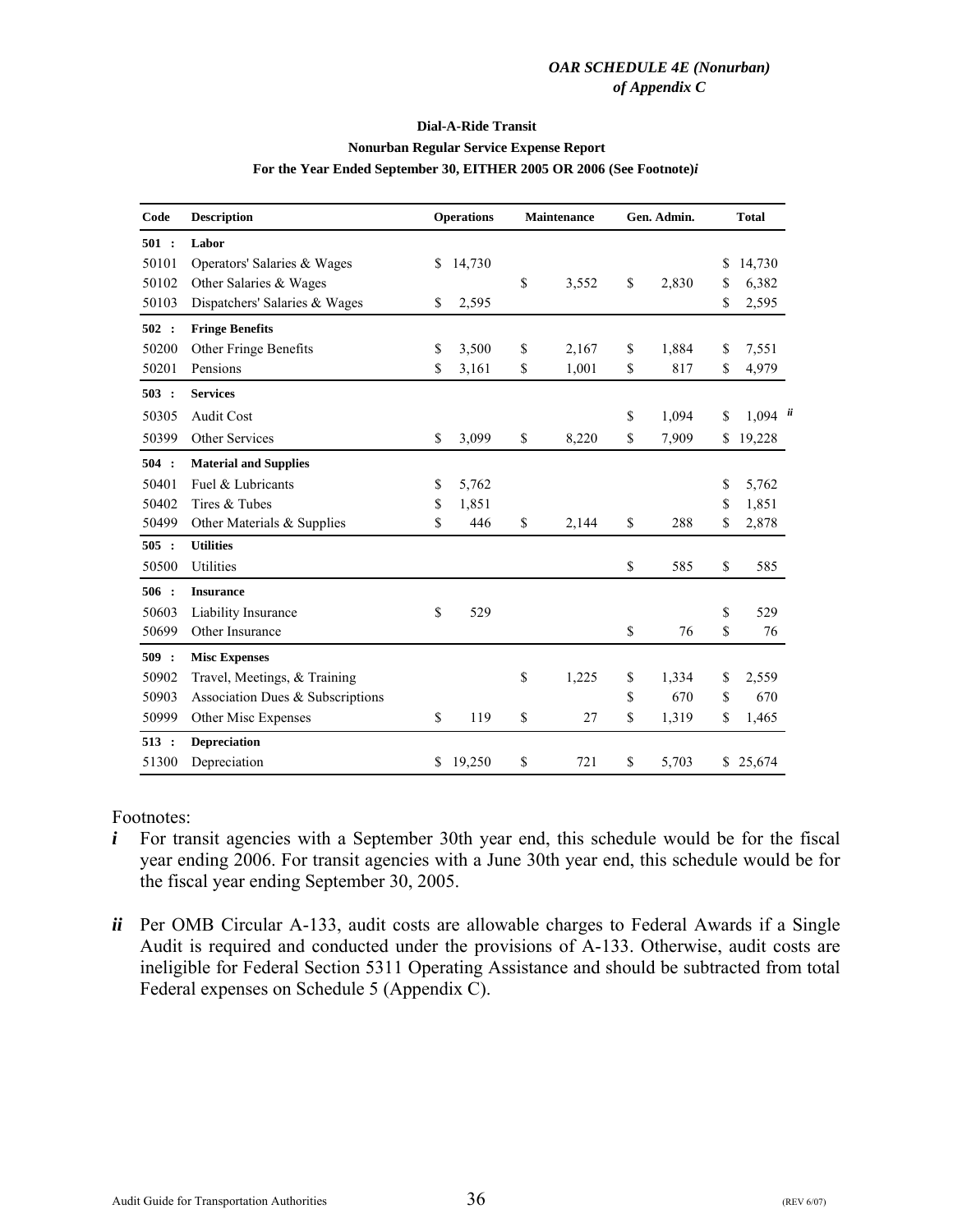*OAR SCHEDULE 4E (Nonurban)*
*of Appendix C*

**Dial-A-Ride Transit**

**Nonurban Regular Service Expense Report**

**For the Year Ended September 30, EITHER 2005 OR 2006 (See Footnote)*i***

| Code | Description | Operations | Maintenance | Gen. Admin. | Total |
|---|---|---|---|---|---|
| **501 :** | **Labor** | | | | |
| 50101 | Operators' Salaries & Wages | $ 14,730 | | | $ 14,730 |
| 50102 | Other Salaries & Wages | | $ 3,552 | $ 2,830 | $ 6,382 |
| 50103 | Dispatchers' Salaries & Wages | $ 2,595 | | | $ 2,595 |
| **502 :** | **Fringe Benefits** | | | | |
| 50200 | Other Fringe Benefits | $ 3,500 | $ 2,167 | $ 1,884 | $ 7,551 |
| 50201 | Pensions | $ 3,161 | $ 1,001 | $ 817 | $ 4,979 |
| **503 :** | **Services** | | | | |
| 50305 | Audit Cost | | | $ 1,094 | $ 1,094 *ii* |
| 50399 | Other Services | $ 3,099 | $ 8,220 | $ 7,909 | $ 19,228 |
| **504 :** | **Material and Supplies** | | | | |
| 50401 | Fuel & Lubricants | $ 5,762 | | | $ 5,762 |
| 50402 | Tires & Tubes | $ 1,851 | | | $ 1,851 |
| 50499 | Other Materials & Supplies | $ 446 | $ 2,144 | $ 288 | $ 2,878 |
| **505 :** | **Utilities** | | | | |
| 50500 | Utilities | | | $ 585 | $ 585 |
| **506 :** | **Insurance** | | | | |
| 50603 | Liability Insurance | $ 529 | | | $ 529 |
| 50699 | Other Insurance | | | $ 76 | $ 76 |
| **509 :** | **Misc Expenses** | | | | |
| 50902 | Travel, Meetings, & Training | | $ 1,225 | $ 1,334 | $ 2,559 |
| 50903 | Association Dues & Subscriptions | | | $ 670 | $ 670 |
| 50999 | Other Misc Expenses | $ 119 | $ 27 | $ 1,319 | $ 1,465 |
| **513 :** | **Depreciation** | | | | |
| 51300 | Depreciation | $ 19,250 | $ 721 | $ 5,703 | $ 25,674 |

Footnotes:

***i*** For transit agencies with a September 30th year end, this schedule would be for the fiscal year ending 2006. For transit agencies with a June 30th year end, this schedule would be for the fiscal year ending September 30, 2005.

***ii*** Per OMB Circular A-133, audit costs are allowable charges to Federal Awards if a Single Audit is required and conducted under the provisions of A-133. Otherwise, audit costs are ineligible for Federal Section 5311 Operating Assistance and should be subtracted from total Federal expenses on Schedule 5 (Appendix C).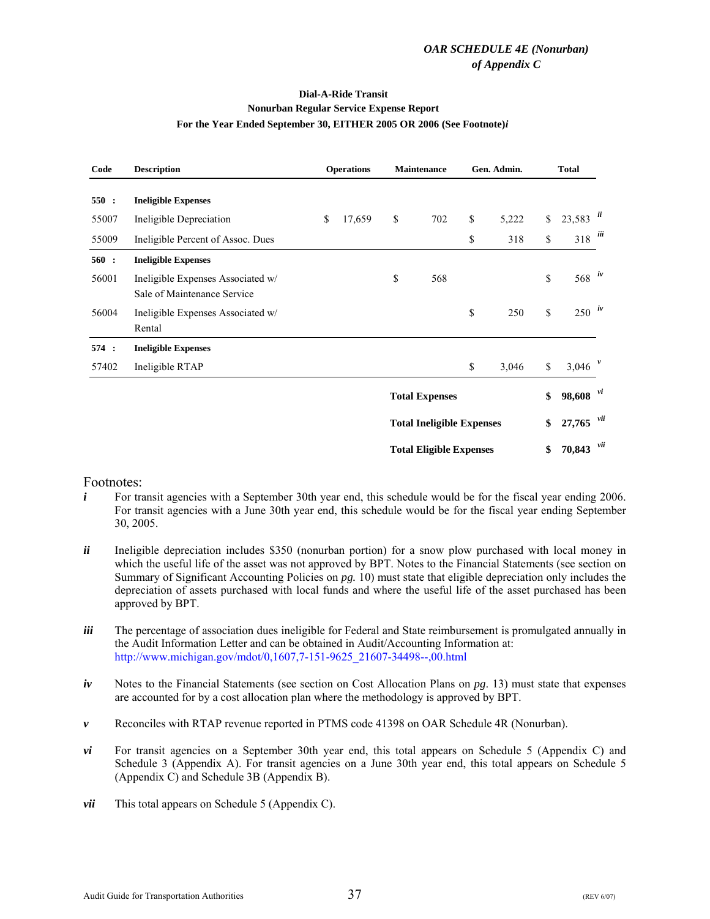*OAR SCHEDULE 4E (Nonurban)*
*of Appendix C*

**Dial-A-Ride Transit**
**Nonurban Regular Service Expense Report**
**For the Year Ended September 30, EITHER 2005 OR 2006 (See Footnote)*i***

| Code | Description | Operations | Maintenance | Gen. Admin. | Total | |
|---|---|---|---|---|---|---|
| **550 :** | **Ineligible Expenses** | | | | | |
| 55007 | Ineligible Depreciation | $ 17,659 | $ 702 | $ 5,222 | $ 23,583 | *ii* |
| 55009 | Ineligible Percent of Assoc. Dues | | | $ 318 | $ 318 | *iii* |
| **560 :** | **Ineligible Expenses** | | | | | |
| 56001 | Ineligible Expenses Associated w/ Sale of Maintenance Service | | $ 568 | | $ 568 | *iv* |
| 56004 | Ineligible Expenses Associated w/ Rental | | | $ 250 | $ 250 | *iv* |
| **574 :** | **Ineligible Expenses** | | | | | |
| 57402 | Ineligible RTAP | | | $ 3,046 | $ 3,046 | *v* |
| | | | **Total Expenses** | | **$ 98,608** | *vi* |
| | | | **Total Ineligible Expenses** | | **$ 27,765** | *vii* |
| | | | **Total Eligible Expenses** | | **$ 70,843** | *vii* |

Footnotes:

***i*** For transit agencies with a September 30th year end, this schedule would be for the fiscal year ending 2006. For transit agencies with a June 30th year end, this schedule would be for the fiscal year ending September 30, 2005.

***ii*** Ineligible depreciation includes $350 (nonurban portion) for a snow plow purchased with local money in which the useful life of the asset was not approved by BPT. Notes to the Financial Statements (see section on Summary of Significant Accounting Policies on *pg.* 10) must state that eligible depreciation only includes the depreciation of assets purchased with local funds and where the useful life of the asset purchased has been approved by BPT.

***iii*** The percentage of association dues ineligible for Federal and State reimbursement is promulgated annually in the Audit Information Letter and can be obtained in Audit/Accounting Information at: http://www.michigan.gov/mdot/0,1607,7-151-9625_21607-34498--,00.html

***iv*** Notes to the Financial Statements (see section on Cost Allocation Plans on *pg*. 13) must state that expenses are accounted for by a cost allocation plan where the methodology is approved by BPT.

***v*** Reconciles with RTAP revenue reported in PTMS code 41398 on OAR Schedule 4R (Nonurban).

***vi*** For transit agencies on a September 30th year end, this total appears on Schedule 5 (Appendix C) and Schedule 3 (Appendix A). For transit agencies on a June 30th year end, this total appears on Schedule 5 (Appendix C) and Schedule 3B (Appendix B).

***vii*** This total appears on Schedule 5 (Appendix C).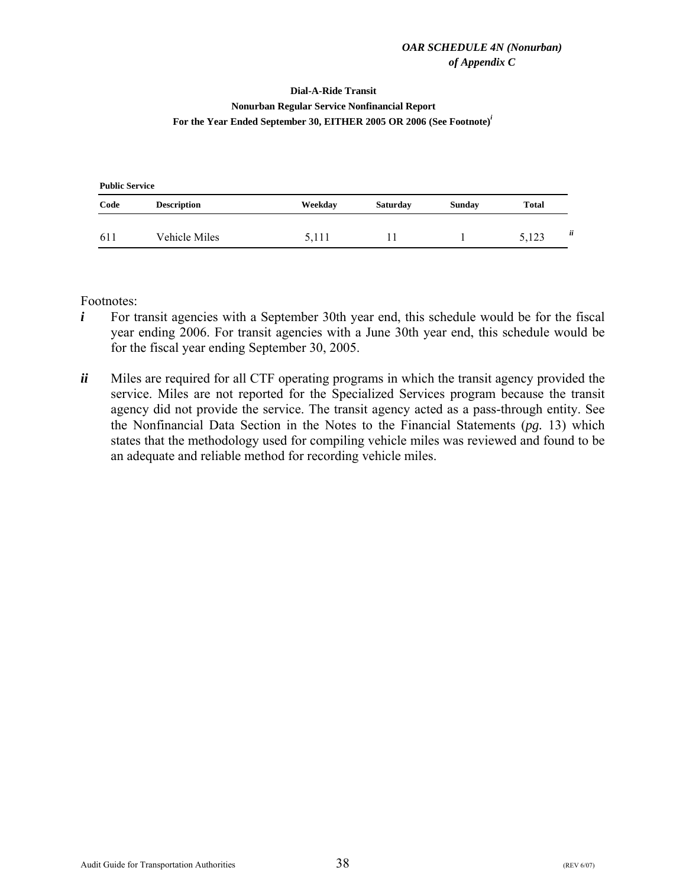*OAR SCHEDULE 4N (Nonurban)*
*of Appendix C*

**Dial-A-Ride Transit**
**Nonurban Regular Service Nonfinancial Report**
**For the Year Ended September 30, EITHER 2005 OR 2006 (See Footnote)[i]**

**Public Service**

| Code | Description | Weekday | Saturday | Sunday | Total | |
|---|---|---|---|---|---|---|
| 611 | Vehicle Miles | 5,111 | 11 | 1 | 5,123 | *ii* |

Footnotes:

***i*** For transit agencies with a September 30th year end, this schedule would be for the fiscal year ending 2006. For transit agencies with a June 30th year end, this schedule would be for the fiscal year ending September 30, 2005.

***ii*** Miles are required for all CTF operating programs in which the transit agency provided the service. Miles are not reported for the Specialized Services program because the transit agency did not provide the service. The transit agency acted as a pass-through entity. See the Nonfinancial Data Section in the Notes to the Financial Statements (*pg.* 13) which states that the methodology used for compiling vehicle miles was reviewed and found to be an adequate and reliable method for recording vehicle miles.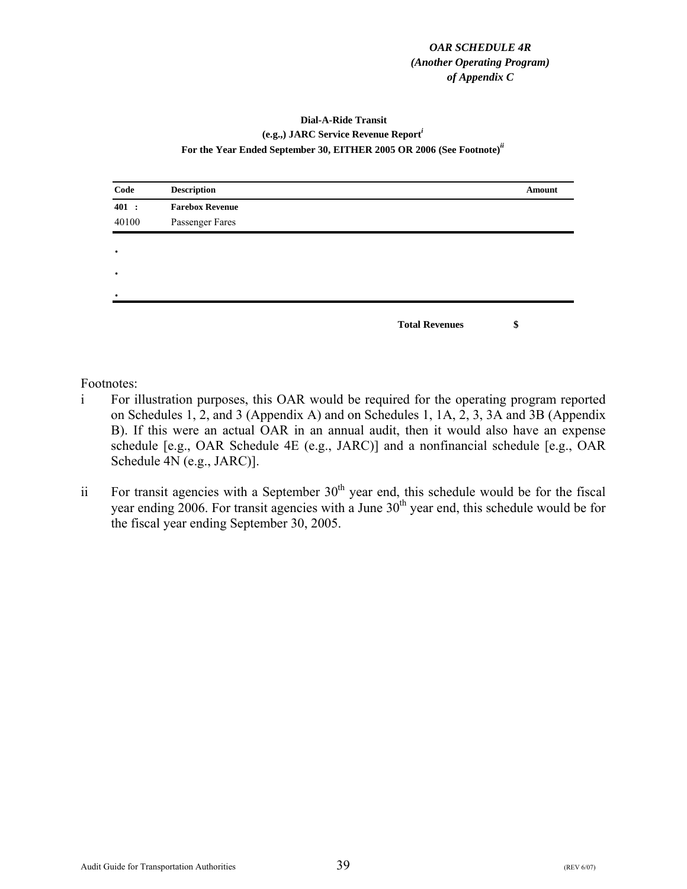***OAR SCHEDULE 4R***
***(Another Operating Program)***
***of Appendix C***

**Dial-A-Ride Transit**
**(e.g.,) JARC Service Revenue Report**[i]
**For the Year Ended September 30, EITHER 2005 OR 2006 (See Footnote)**[ii]

| Code | Description | Amount |
|---|---|---|
| **401 :** | **Farebox Revenue** | |
| 40100 | Passenger Fares | |
| . | | |
| . | | |
| . | | |
| | **Total Revenues** | **$** |

Footnotes:

i For illustration purposes, this OAR would be required for the operating program reported on Schedules 1, 2, and 3 (Appendix A) and on Schedules 1, 1A, 2, 3, 3A and 3B (Appendix B). If this were an actual OAR in an annual audit, then it would also have an expense schedule [e.g., OAR Schedule 4E (e.g., JARC)] and a nonfinancial schedule [e.g., OAR Schedule 4N (e.g., JARC)].

ii For transit agencies with a September 30th year end, this schedule would be for the fiscal year ending 2006. For transit agencies with a June 30th year end, this schedule would be for the fiscal year ending September 30, 2005.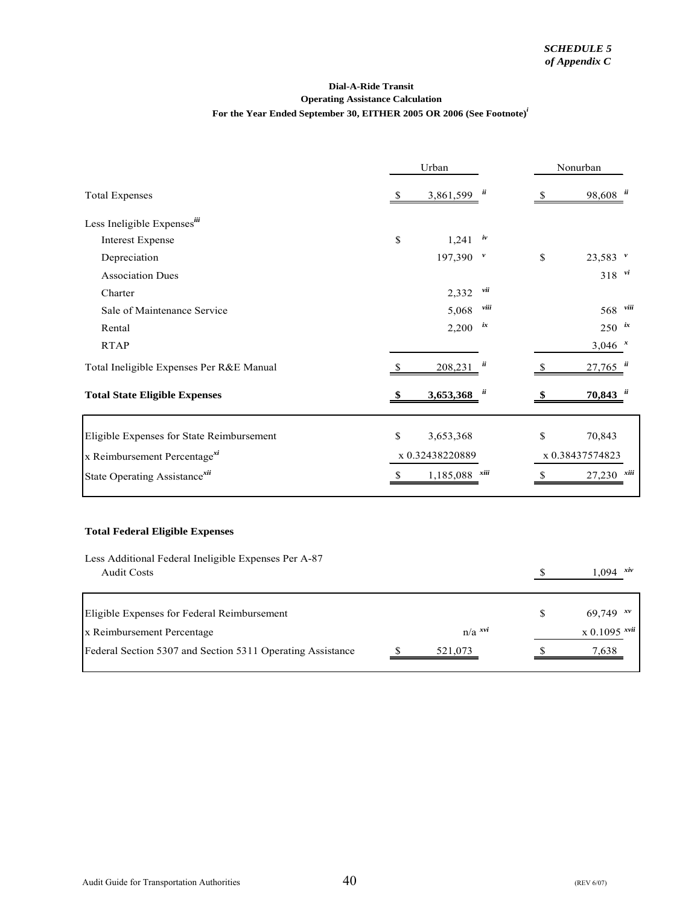*SCHEDULE 5*
*of Appendix C*

**Dial-A-Ride Transit**
**Operating Assistance Calculation**
**For the Year Ended September 30, EITHER 2005 OR 2006 (See Footnote)[i]**

| | Urban | Nonurban |
|---|---|---|
| Total Expenses | $ 3,861,599 [ii] | $ 98,608 [ii] |
| Less Ineligible Expenses[iii] | | |
| Interest Expense | $ 1,241 [iv] | |
| Depreciation | 197,390 [v] | $ 23,583 [v] |
| Association Dues | | 318 [vi] |
| Charter | 2,332 [vii] | |
| Sale of Maintenance Service | 5,068 [viii] | 568 [viii] |
| Rental | 2,200 [ix] | 250 [ix] |
| RTAP | | 3,046 [x] |
| Total Ineligible Expenses Per R&E Manual | $ 208,231 [ii] | $ 27,765 [ii] |
| **Total State Eligible Expenses** | **$ 3,653,368** [ii] | **$ 70,843** [ii] |

| | Urban | Nonurban |
|---|---|---|
| Eligible Expenses for State Reimbursement | $ 3,653,368 | $ 70,843 |
| x Reimbursement Percentage[xi] | x 0.32438220889 | x 0.38437574823 |
| State Operating Assistance[xii] | $ 1,185,088 [xiii] | $ 27,230 [xiii] |

**Total Federal Eligible Expenses**

| | Urban | Nonurban |
|---|---|---|
| Less Additional Federal Ineligible Expenses Per A-87 Audit Costs | | $ 1,094 [xiv] |

| | Urban | Nonurban |
|---|---|---|
| Eligible Expenses for Federal Reimbursement | | $ 69,749 [xv] |
| x Reimbursement Percentage | n/a [xvi] | x 0.1095 [xvii] |
| Federal Section 5307 and Section 5311 Operating Assistance | $ 521,073 | $ 7,638 |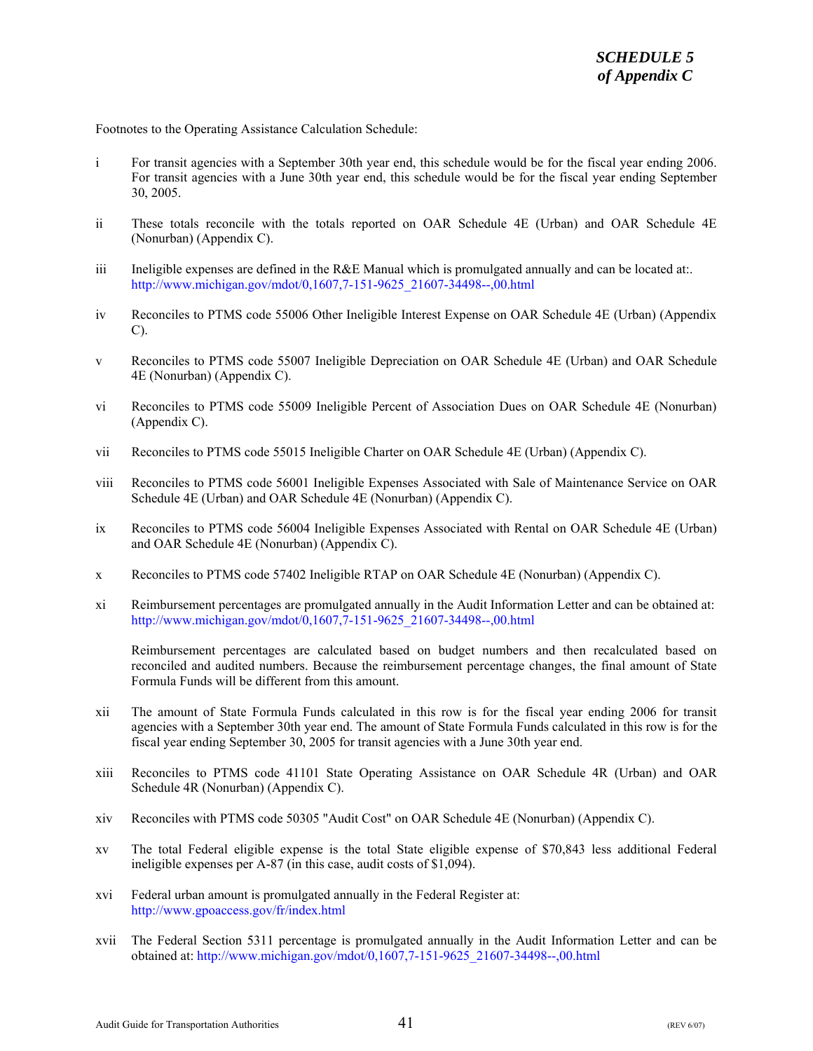*SCHEDULE 5*
*of Appendix C*

Footnotes to the Operating Assistance Calculation Schedule:

i For transit agencies with a September 30th year end, this schedule would be for the fiscal year ending 2006. For transit agencies with a June 30th year end, this schedule would be for the fiscal year ending September 30, 2005.

ii These totals reconcile with the totals reported on OAR Schedule 4E (Urban) and OAR Schedule 4E (Nonurban) (Appendix C).

iii Ineligible expenses are defined in the R&E Manual which is promulgated annually and can be located at:. http://www.michigan.gov/mdot/0,1607,7-151-9625_21607-34498--,00.html

iv Reconciles to PTMS code 55006 Other Ineligible Interest Expense on OAR Schedule 4E (Urban) (Appendix C).

v Reconciles to PTMS code 55007 Ineligible Depreciation on OAR Schedule 4E (Urban) and OAR Schedule 4E (Nonurban) (Appendix C).

vi Reconciles to PTMS code 55009 Ineligible Percent of Association Dues on OAR Schedule 4E (Nonurban) (Appendix C).

vii Reconciles to PTMS code 55015 Ineligible Charter on OAR Schedule 4E (Urban) (Appendix C).

viii Reconciles to PTMS code 56001 Ineligible Expenses Associated with Sale of Maintenance Service on OAR Schedule 4E (Urban) and OAR Schedule 4E (Nonurban) (Appendix C).

ix Reconciles to PTMS code 56004 Ineligible Expenses Associated with Rental on OAR Schedule 4E (Urban) and OAR Schedule 4E (Nonurban) (Appendix C).

x Reconciles to PTMS code 57402 Ineligible RTAP on OAR Schedule 4E (Nonurban) (Appendix C).

xi Reimbursement percentages are promulgated annually in the Audit Information Letter and can be obtained at: http://www.michigan.gov/mdot/0,1607,7-151-9625_21607-34498--,00.html

Reimbursement percentages are calculated based on budget numbers and then recalculated based on reconciled and audited numbers. Because the reimbursement percentage changes, the final amount of State Formula Funds will be different from this amount.

xii The amount of State Formula Funds calculated in this row is for the fiscal year ending 2006 for transit agencies with a September 30th year end. The amount of State Formula Funds calculated in this row is for the fiscal year ending September 30, 2005 for transit agencies with a June 30th year end.

xiii Reconciles to PTMS code 41101 State Operating Assistance on OAR Schedule 4R (Urban) and OAR Schedule 4R (Nonurban) (Appendix C).

xiv Reconciles with PTMS code 50305 "Audit Cost" on OAR Schedule 4E (Nonurban) (Appendix C).

xv The total Federal eligible expense is the total State eligible expense of $70,843 less additional Federal ineligible expenses per A-87 (in this case, audit costs of $1,094).

xvi Federal urban amount is promulgated annually in the Federal Register at: http://www.gpoaccess.gov/fr/index.html

xvii The Federal Section 5311 percentage is promulgated annually in the Audit Information Letter and can be obtained at: http://www.michigan.gov/mdot/0,1607,7-151-9625_21607-34498--,00.html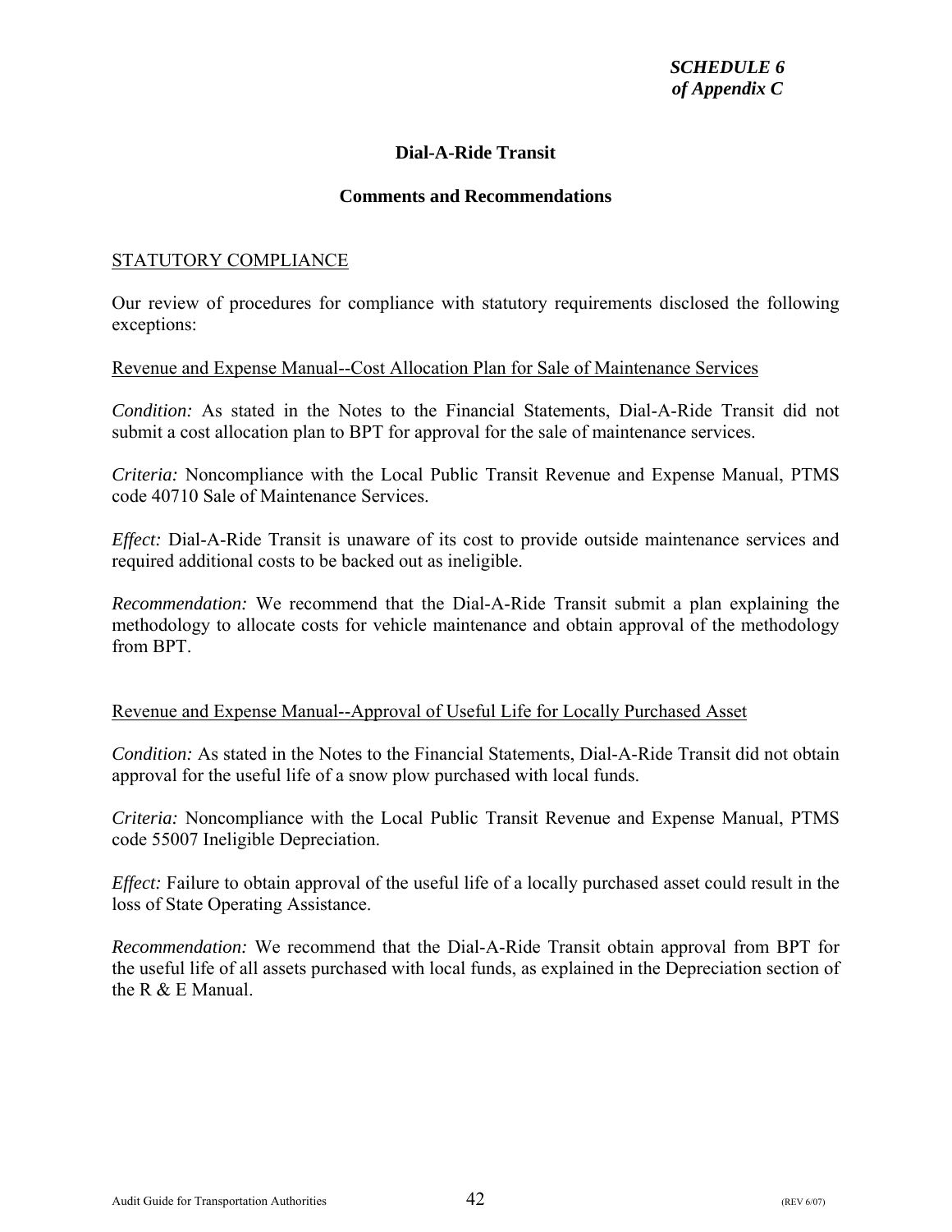*SCHEDULE 6*
*of Appendix C*

## Dial-A-Ride Transit

## Comments and Recommendations

STATUTORY COMPLIANCE

Our review of procedures for compliance with statutory requirements disclosed the following exceptions:

Revenue and Expense Manual--Cost Allocation Plan for Sale of Maintenance Services

*Condition:* As stated in the Notes to the Financial Statements, Dial-A-Ride Transit did not submit a cost allocation plan to BPT for approval for the sale of maintenance services.

*Criteria:* Noncompliance with the Local Public Transit Revenue and Expense Manual, PTMS code 40710 Sale of Maintenance Services.

*Effect:* Dial-A-Ride Transit is unaware of its cost to provide outside maintenance services and required additional costs to be backed out as ineligible.

*Recommendation:* We recommend that the Dial-A-Ride Transit submit a plan explaining the methodology to allocate costs for vehicle maintenance and obtain approval of the methodology from BPT.

Revenue and Expense Manual--Approval of Useful Life for Locally Purchased Asset

*Condition:* As stated in the Notes to the Financial Statements, Dial-A-Ride Transit did not obtain approval for the useful life of a snow plow purchased with local funds.

*Criteria:* Noncompliance with the Local Public Transit Revenue and Expense Manual, PTMS code 55007 Ineligible Depreciation.

*Effect:* Failure to obtain approval of the useful life of a locally purchased asset could result in the loss of State Operating Assistance.

*Recommendation:* We recommend that the Dial-A-Ride Transit obtain approval from BPT for the useful life of all assets purchased with local funds, as explained in the Depreciation section of the R & E Manual.